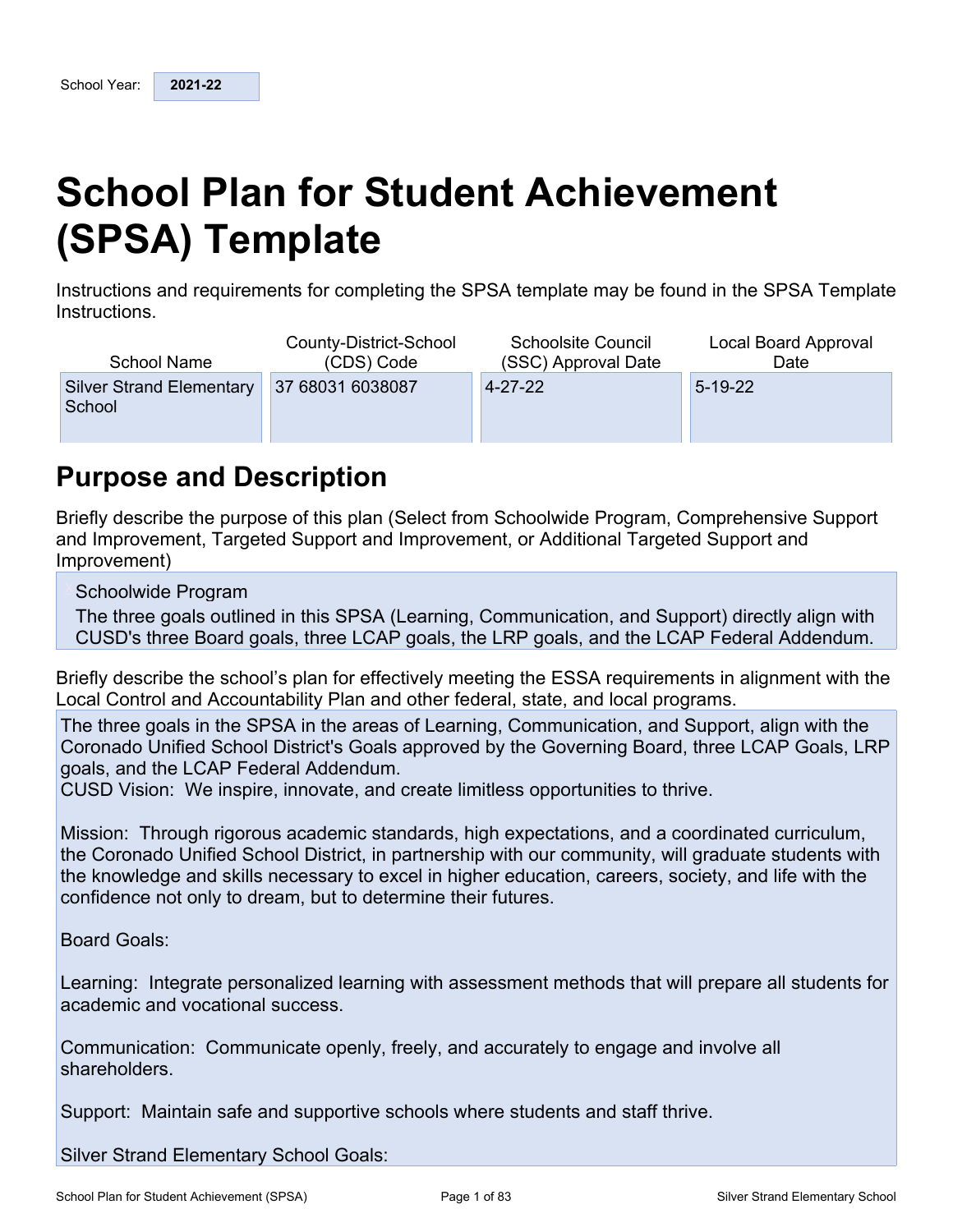| School Year: | 2021-22 |
| --- | --- |

# School Plan for Student Achievement (SPSA) Template

Instructions and requirements for completing the SPSA template may be found in the SPSA Template Instructions.

| School Name | County-District-School (CDS) Code | Schoolsite Council (SSC) Approval Date | Local Board Approval Date |
| --- | --- | --- | --- |
| Silver Strand Elementary School | 37 68031 6038087 | 4-27-22 | 5-19-22 |

## Purpose and Description

Briefly describe the purpose of this plan (Select from Schoolwide Program, Comprehensive Support and Improvement, Targeted Support and Improvement, or Additional Targeted Support and Improvement)

Schoolwide Program
The three goals outlined in this SPSA (Learning, Communication, and Support) directly align with CUSD's three Board goals, three LCAP goals, the LRP goals, and the LCAP Federal Addendum.

Briefly describe the school's plan for effectively meeting the ESSA requirements in alignment with the Local Control and Accountability Plan and other federal, state, and local programs.

The three goals in the SPSA in the areas of Learning, Communication, and Support, align with the Coronado Unified School District's Goals approved by the Governing Board, three LCAP Goals, LRP goals, and the LCAP Federal Addendum.
CUSD Vision: We inspire, innovate, and create limitless opportunities to thrive.

Mission: Through rigorous academic standards, high expectations, and a coordinated curriculum, the Coronado Unified School District, in partnership with our community, will graduate students with the knowledge and skills necessary to excel in higher education, careers, society, and life with the confidence not only to dream, but to determine their futures.

Board Goals:

Learning: Integrate personalized learning with assessment methods that will prepare all students for academic and vocational success.

Communication: Communicate openly, freely, and accurately to engage and involve all shareholders.

Support: Maintain safe and supportive schools where students and staff thrive.

Silver Strand Elementary School Goals: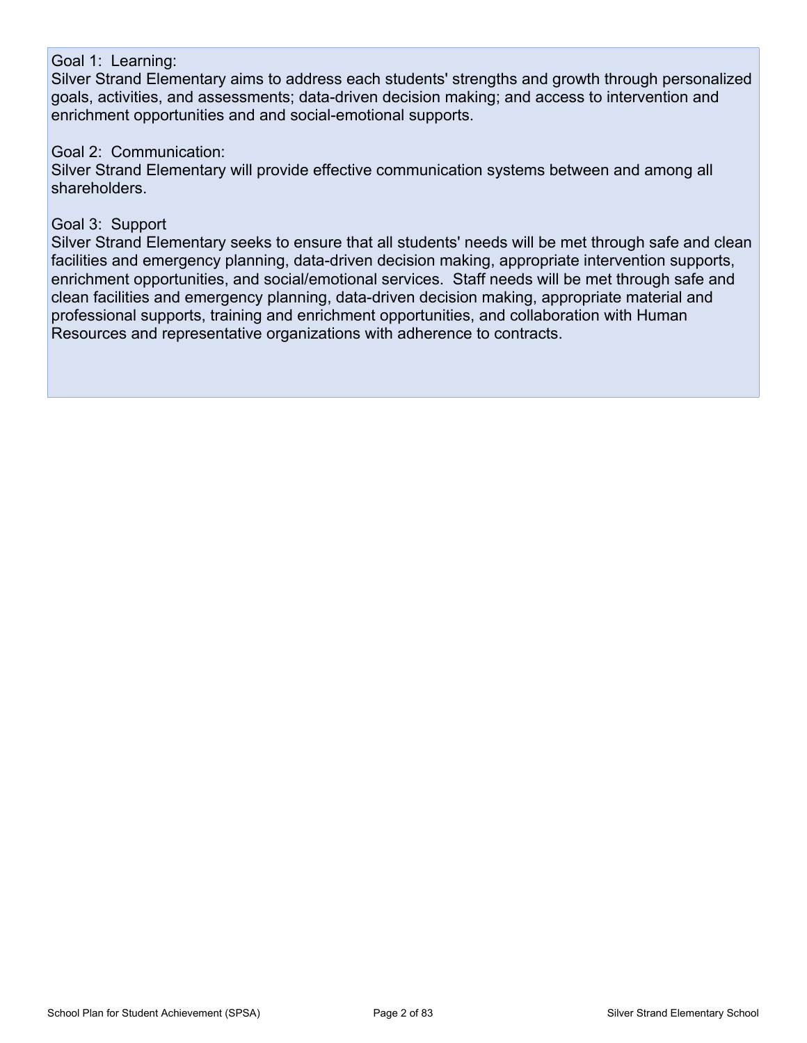Goal 1: Learning:
Silver Strand Elementary aims to address each students' strengths and growth through personalized goals, activities, and assessments; data-driven decision making; and access to intervention and enrichment opportunities and and social-emotional supports.

Goal 2: Communication:
Silver Strand Elementary will provide effective communication systems between and among all shareholders.

Goal 3: Support
Silver Strand Elementary seeks to ensure that all students' needs will be met through safe and clean facilities and emergency planning, data-driven decision making, appropriate intervention supports, enrichment opportunities, and social/emotional services. Staff needs will be met through safe and clean facilities and emergency planning, data-driven decision making, appropriate material and professional supports, training and enrichment opportunities, and collaboration with Human Resources and representative organizations with adherence to contracts.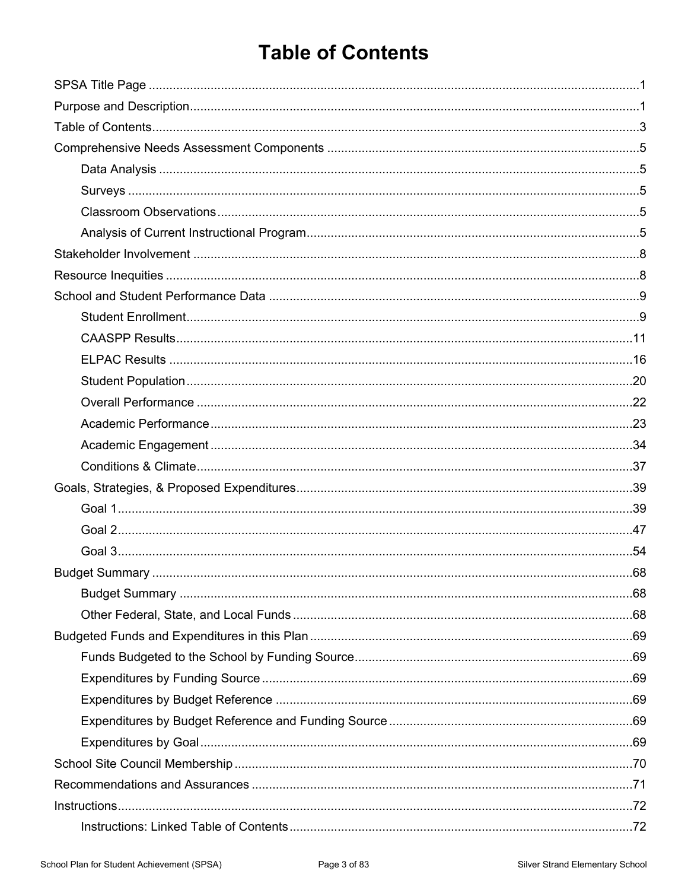# Table of Contents

SPSA Title Page .......... 1

Purpose and Description .......... 1

Table of Contents .......... 3

Comprehensive Needs Assessment Components .......... 5

- Data Analysis .......... 5
- Surveys .......... 5
- Classroom Observations .......... 5
- Analysis of Current Instructional Program .......... 5

Stakeholder Involvement .......... 8

Resource Inequities .......... 8

School and Student Performance Data .......... 9

- Student Enrollment .......... 9
- CAASPP Results .......... 11
- ELPAC Results .......... 16
- Student Population .......... 20
- Overall Performance .......... 22
- Academic Performance .......... 23
- Academic Engagement .......... 34
- Conditions & Climate .......... 37

Goals, Strategies, & Proposed Expenditures .......... 39

- Goal 1 .......... 39
- Goal 2 .......... 47
- Goal 3 .......... 54

Budget Summary .......... 68

- Budget Summary .......... 68
- Other Federal, State, and Local Funds .......... 68

Budgeted Funds and Expenditures in this Plan .......... 69

- Funds Budgeted to the School by Funding Source .......... 69
- Expenditures by Funding Source .......... 69
- Expenditures by Budget Reference .......... 69
- Expenditures by Budget Reference and Funding Source .......... 69
- Expenditures by Goal .......... 69

School Site Council Membership .......... 70

Recommendations and Assurances .......... 71

Instructions .......... 72

- Instructions: Linked Table of Contents .......... 72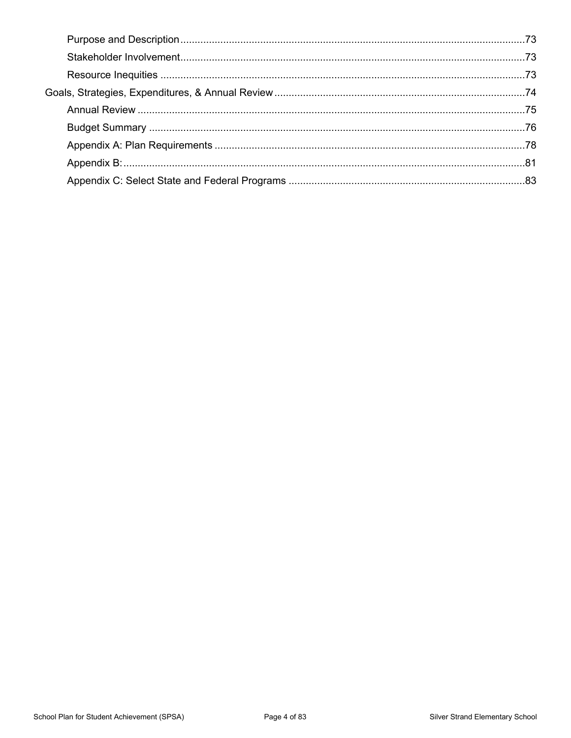Purpose and Description ........................................................................................................................73
Stakeholder Involvement........................................................................................................................73
Resource Inequities ...............................................................................................................................73
Goals, Strategies, Expenditures, & Annual Review ........................................................................................74
Annual Review .......................................................................................................................................75
Budget Summary ...................................................................................................................................76
Appendix A: Plan Requirements ............................................................................................................78
Appendix B: ............................................................................................................................................81
Appendix C: Select State and Federal Programs ...................................................................................83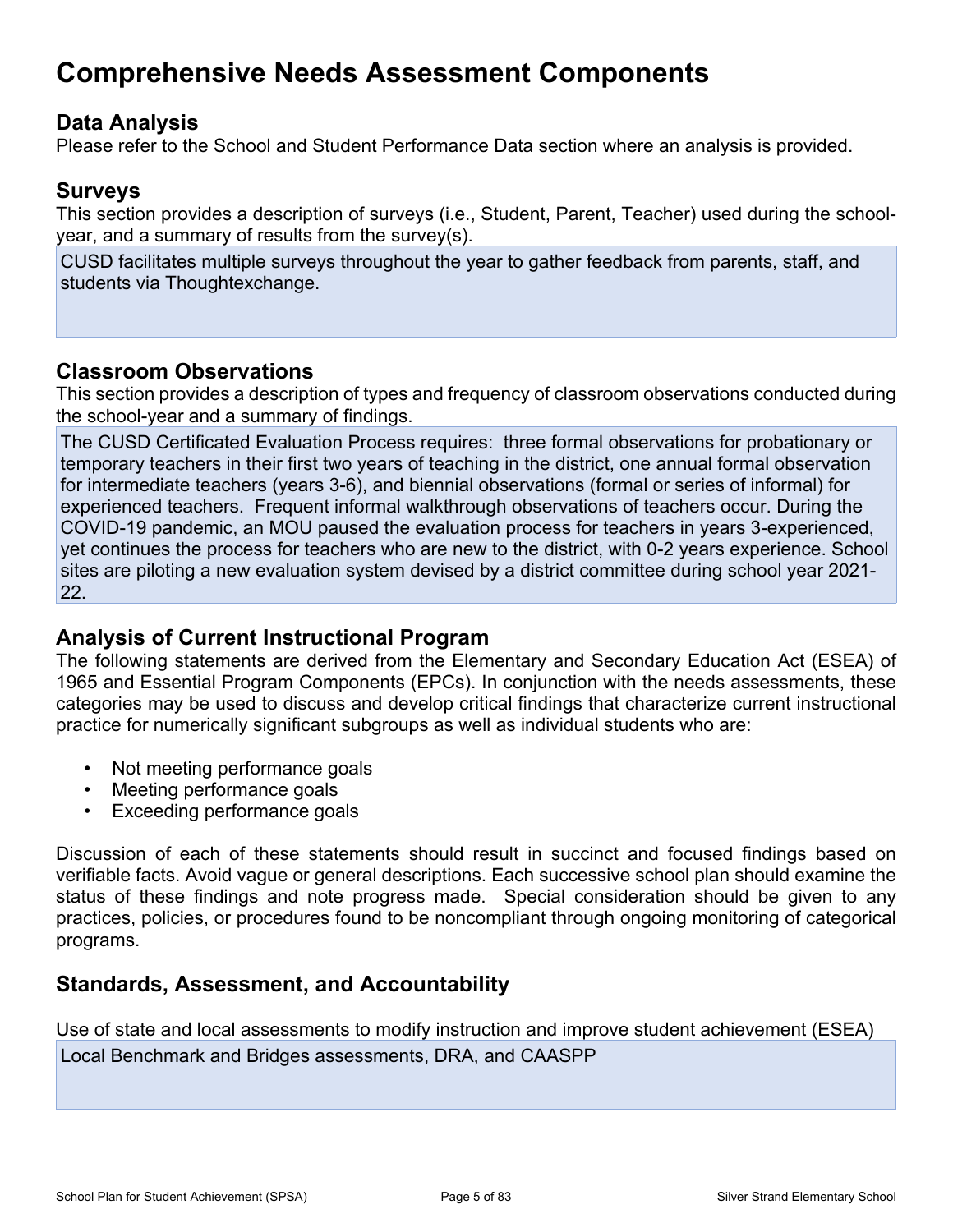# Comprehensive Needs Assessment Components

## Data Analysis

Please refer to the School and Student Performance Data section where an analysis is provided.

## Surveys

This section provides a description of surveys (i.e., Student, Parent, Teacher) used during the school-year, and a summary of results from the survey(s).

CUSD facilitates multiple surveys throughout the year to gather feedback from parents, staff, and students via Thoughtexchange.

## Classroom Observations

This section provides a description of types and frequency of classroom observations conducted during the school-year and a summary of findings.

The CUSD Certificated Evaluation Process requires: three formal observations for probationary or temporary teachers in their first two years of teaching in the district, one annual formal observation for intermediate teachers (years 3-6), and biennial observations (formal or series of informal) for experienced teachers. Frequent informal walkthrough observations of teachers occur. During the COVID-19 pandemic, an MOU paused the evaluation process for teachers in years 3-experienced, yet continues the process for teachers who are new to the district, with 0-2 years experience. School sites are piloting a new evaluation system devised by a district committee during school year 2021-22.

## Analysis of Current Instructional Program

The following statements are derived from the Elementary and Secondary Education Act (ESEA) of 1965 and Essential Program Components (EPCs). In conjunction with the needs assessments, these categories may be used to discuss and develop critical findings that characterize current instructional practice for numerically significant subgroups as well as individual students who are:

- Not meeting performance goals
- Meeting performance goals
- Exceeding performance goals

Discussion of each of these statements should result in succinct and focused findings based on verifiable facts. Avoid vague or general descriptions. Each successive school plan should examine the status of these findings and note progress made. Special consideration should be given to any practices, policies, or procedures found to be noncompliant through ongoing monitoring of categorical programs.

## Standards, Assessment, and Accountability

Use of state and local assessments to modify instruction and improve student achievement (ESEA)

Local Benchmark and Bridges assessments, DRA, and CAASPP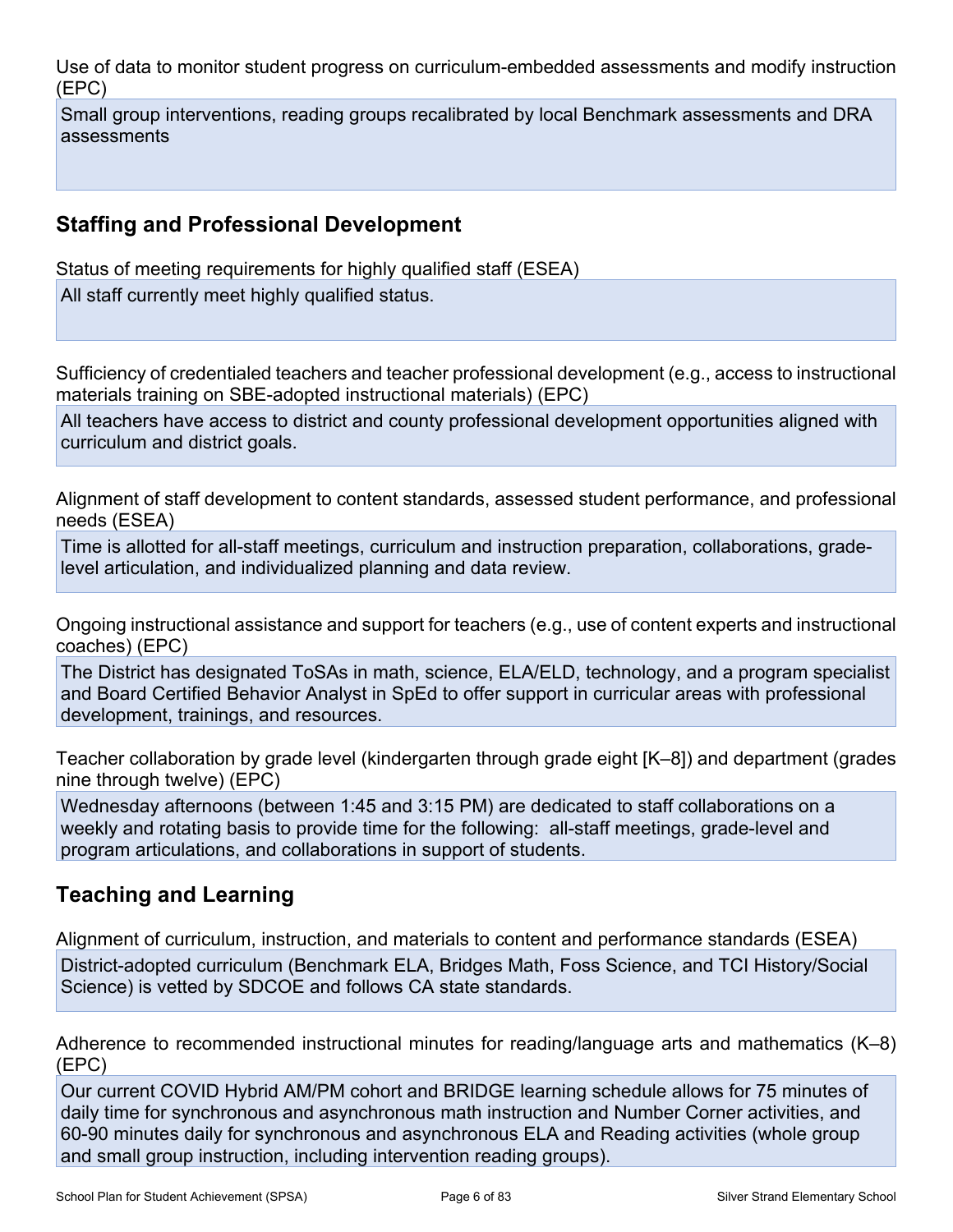Use of data to monitor student progress on curriculum-embedded assessments and modify instruction (EPC)

Small group interventions, reading groups recalibrated by local Benchmark assessments and DRA assessments

## Staffing and Professional Development

Status of meeting requirements for highly qualified staff (ESEA)

All staff currently meet highly qualified status.

Sufficiency of credentialed teachers and teacher professional development (e.g., access to instructional materials training on SBE-adopted instructional materials) (EPC)

All teachers have access to district and county professional development opportunities aligned with curriculum and district goals.

Alignment of staff development to content standards, assessed student performance, and professional needs (ESEA)

Time is allotted for all-staff meetings, curriculum and instruction preparation, collaborations, grade-level articulation, and individualized planning and data review.

Ongoing instructional assistance and support for teachers (e.g., use of content experts and instructional coaches) (EPC)

The District has designated ToSAs in math, science, ELA/ELD, technology, and a program specialist and Board Certified Behavior Analyst in SpEd to offer support in curricular areas with professional development, trainings, and resources.

Teacher collaboration by grade level (kindergarten through grade eight [K–8]) and department (grades nine through twelve) (EPC)

Wednesday afternoons (between 1:45 and 3:15 PM) are dedicated to staff collaborations on a weekly and rotating basis to provide time for the following:  all-staff meetings, grade-level and program articulations, and collaborations in support of students.

## Teaching and Learning

Alignment of curriculum, instruction, and materials to content and performance standards (ESEA)

District-adopted curriculum (Benchmark ELA, Bridges Math, Foss Science, and TCI History/Social Science) is vetted by SDCOE and follows CA state standards.

Adherence to recommended instructional minutes for reading/language arts and mathematics (K–8) (EPC)

Our current COVID Hybrid AM/PM cohort and BRIDGE learning schedule allows for 75 minutes of daily time for synchronous and asynchronous math instruction and Number Corner activities, and 60-90 minutes daily for synchronous and asynchronous ELA and Reading activities (whole group and small group instruction, including intervention reading groups).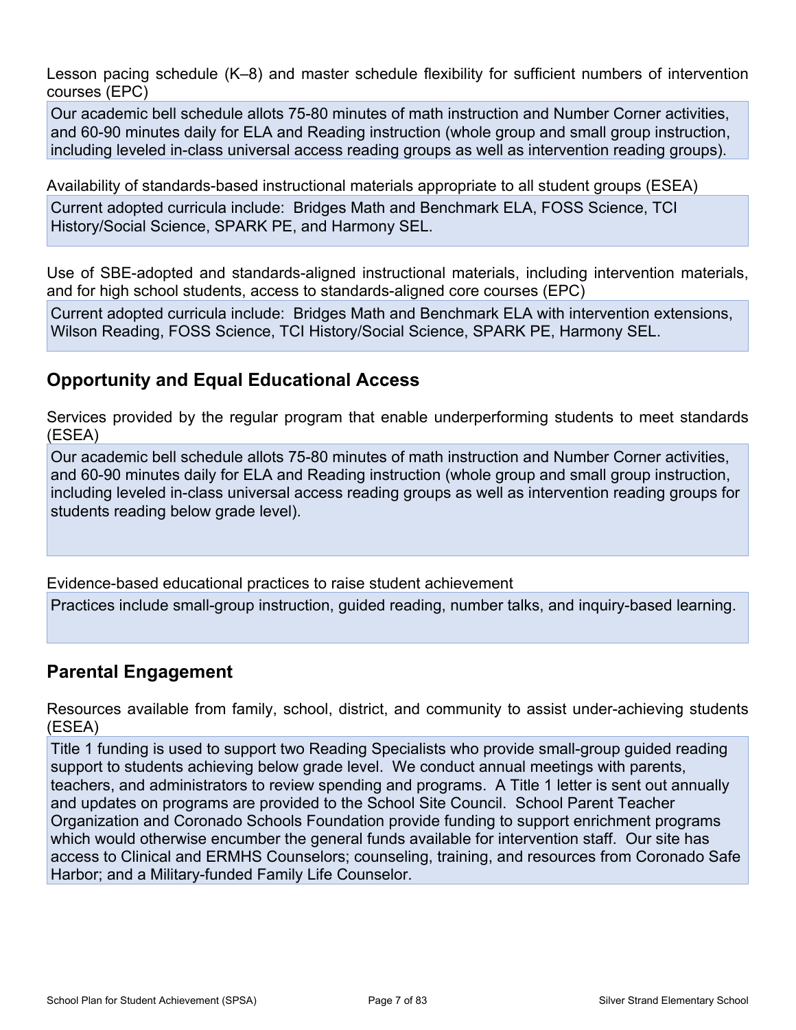Lesson pacing schedule (K–8) and master schedule flexibility for sufficient numbers of intervention courses (EPC)

Our academic bell schedule allots 75-80 minutes of math instruction and Number Corner activities, and 60-90 minutes daily for ELA and Reading instruction (whole group and small group instruction, including leveled in-class universal access reading groups as well as intervention reading groups).

Availability of standards-based instructional materials appropriate to all student groups (ESEA)

Current adopted curricula include:  Bridges Math and Benchmark ELA, FOSS Science, TCI History/Social Science, SPARK PE, and Harmony SEL.

Use of SBE-adopted and standards-aligned instructional materials, including intervention materials, and for high school students, access to standards-aligned core courses (EPC)

Current adopted curricula include:  Bridges Math and Benchmark ELA with intervention extensions, Wilson Reading, FOSS Science, TCI History/Social Science, SPARK PE, Harmony SEL.

## Opportunity and Equal Educational Access

Services provided by the regular program that enable underperforming students to meet standards (ESEA)

Our academic bell schedule allots 75-80 minutes of math instruction and Number Corner activities, and 60-90 minutes daily for ELA and Reading instruction (whole group and small group instruction, including leveled in-class universal access reading groups as well as intervention reading groups for students reading below grade level).

Evidence-based educational practices to raise student achievement

Practices include small-group instruction, guided reading, number talks, and inquiry-based learning.

## Parental Engagement

Resources available from family, school, district, and community to assist under-achieving students (ESEA)

Title 1 funding is used to support two Reading Specialists who provide small-group guided reading support to students achieving below grade level.  We conduct annual meetings with parents, teachers, and administrators to review spending and programs.  A Title 1 letter is sent out annually and updates on programs are provided to the School Site Council.  School Parent Teacher Organization and Coronado Schools Foundation provide funding to support enrichment programs which would otherwise encumber the general funds available for intervention staff.  Our site has access to Clinical and ERMHS Counselors; counseling, training, and resources from Coronado Safe Harbor; and a Military-funded Family Life Counselor.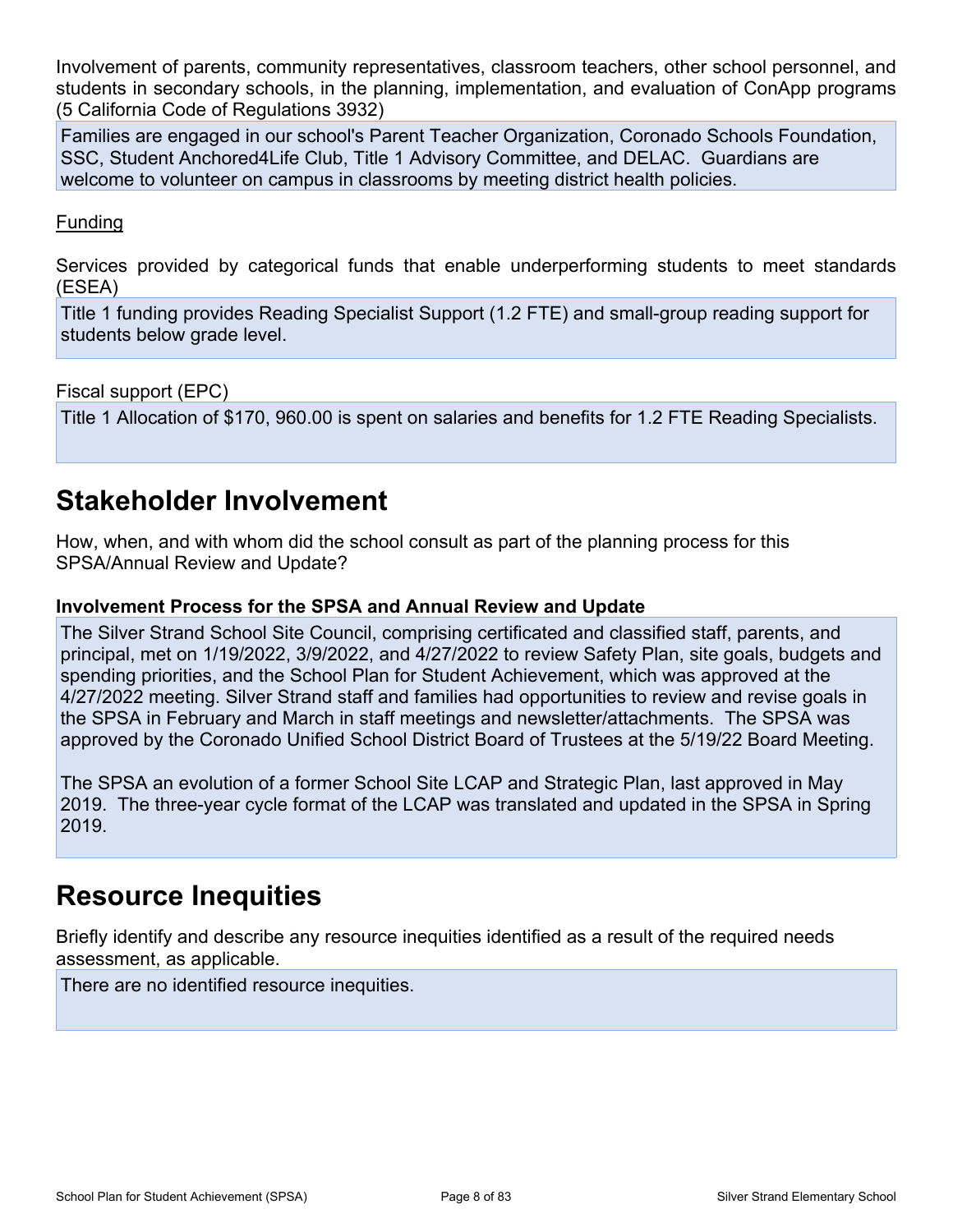Involvement of parents, community representatives, classroom teachers, other school personnel, and students in secondary schools, in the planning, implementation, and evaluation of ConApp programs (5 California Code of Regulations 3932)

Families are engaged in our school's Parent Teacher Organization, Coronado Schools Foundation, SSC, Student Anchored4Life Club, Title 1 Advisory Committee, and DELAC. Guardians are welcome to volunteer on campus in classrooms by meeting district health policies.

Funding

Services provided by categorical funds that enable underperforming students to meet standards (ESEA)

Title 1 funding provides Reading Specialist Support (1.2 FTE) and small-group reading support for students below grade level.

Fiscal support (EPC)

Title 1 Allocation of $170, 960.00 is spent on salaries and benefits for 1.2 FTE Reading Specialists.

# Stakeholder Involvement

How, when, and with whom did the school consult as part of the planning process for this SPSA/Annual Review and Update?

### Involvement Process for the SPSA and Annual Review and Update

The Silver Strand School Site Council, comprising certificated and classified staff, parents, and principal, met on 1/19/2022, 3/9/2022, and 4/27/2022 to review Safety Plan, site goals, budgets and spending priorities, and the School Plan for Student Achievement, which was approved at the 4/27/2022 meeting. Silver Strand staff and families had opportunities to review and revise goals in the SPSA in February and March in staff meetings and newsletter/attachments. The SPSA was approved by the Coronado Unified School District Board of Trustees at the 5/19/22 Board Meeting.

The SPSA an evolution of a former School Site LCAP and Strategic Plan, last approved in May 2019. The three-year cycle format of the LCAP was translated and updated in the SPSA in Spring 2019.

# Resource Inequities

Briefly identify and describe any resource inequities identified as a result of the required needs assessment, as applicable.

There are no identified resource inequities.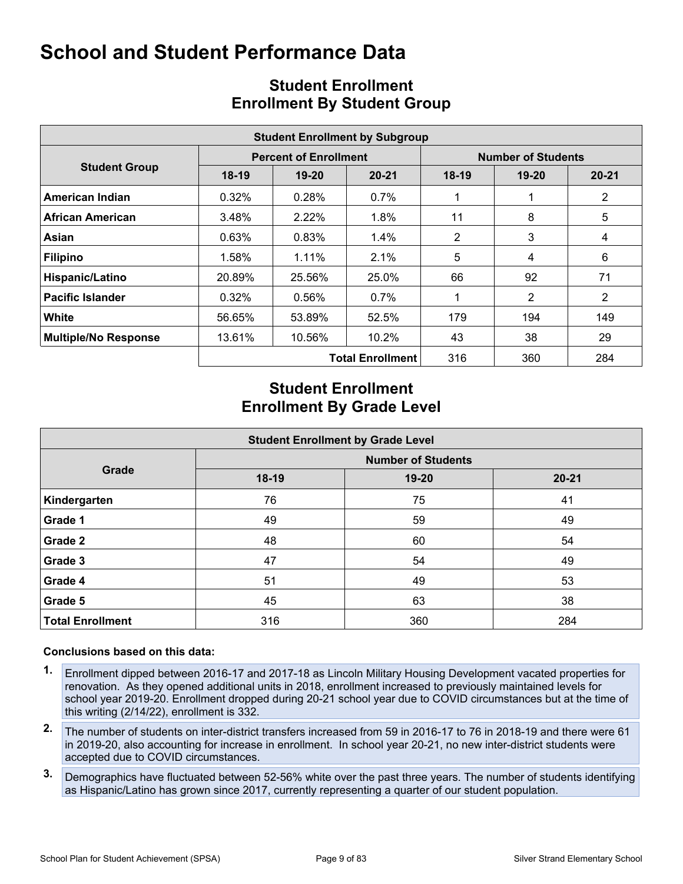# School and Student Performance Data

## Student Enrollment
## Enrollment By Student Group

| Student Enrollment by Subgroup | | | | | | |
|---|---|---|---|---|---|---|
| **Student Group** | **Percent of Enrollment** | | | **Number of Students** | | |
| | **18-19** | **19-20** | **20-21** | **18-19** | **19-20** | **20-21** |
| **American Indian** | 0.32% | 0.28% | 0.7% | 1 | 1 | 2 |
| **African American** | 3.48% | 2.22% | 1.8% | 11 | 8 | 5 |
| **Asian** | 0.63% | 0.83% | 1.4% | 2 | 3 | 4 |
| **Filipino** | 1.58% | 1.11% | 2.1% | 5 | 4 | 6 |
| **Hispanic/Latino** | 20.89% | 25.56% | 25.0% | 66 | 92 | 71 |
| **Pacific Islander** | 0.32% | 0.56% | 0.7% | 1 | 2 | 2 |
| **White** | 56.65% | 53.89% | 52.5% | 179 | 194 | 149 |
| **Multiple/No Response** | 13.61% | 10.56% | 10.2% | 43 | 38 | 29 |
| | | | **Total Enrollment** | 316 | 360 | 284 |

## Student Enrollment
## Enrollment By Grade Level

| Student Enrollment by Grade Level | | | |
|---|---|---|---|
| **Grade** | **Number of Students** | | |
| | **18-19** | **19-20** | **20-21** |
| **Kindergarten** | 76 | 75 | 41 |
| **Grade 1** | 49 | 59 | 49 |
| **Grade 2** | 48 | 60 | 54 |
| **Grade 3** | 47 | 54 | 49 |
| **Grade 4** | 51 | 49 | 53 |
| **Grade 5** | 45 | 63 | 38 |
| **Total Enrollment** | 316 | 360 | 284 |

**Conclusions based on this data:**

1. Enrollment dipped between 2016-17 and 2017-18 as Lincoln Military Housing Development vacated properties for renovation. As they opened additional units in 2018, enrollment increased to previously maintained levels for school year 2019-20. Enrollment dropped during 20-21 school year due to COVID circumstances but at the time of this writing (2/14/22), enrollment is 332.
2. The number of students on inter-district transfers increased from 59 in 2016-17 to 76 in 2018-19 and there were 61 in 2019-20, also accounting for increase in enrollment. In school year 20-21, no new inter-district students were accepted due to COVID circumstances.
3. Demographics have fluctuated between 52-56% white over the past three years. The number of students identifying as Hispanic/Latino has grown since 2017, currently representing a quarter of our student population.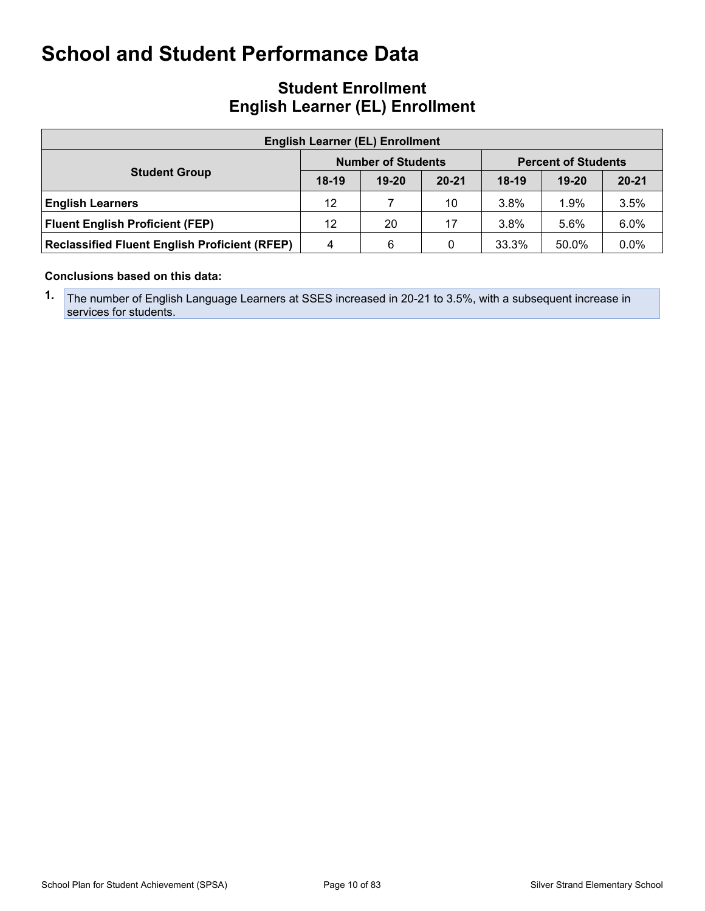# School and Student Performance Data

## Student Enrollment
## English Learner (EL) Enrollment

| English Learner (EL) Enrollment | | | | | | |
|---|---|---|---|---|---|---|
| **Student Group** | **Number of Students** | | | **Percent of Students** | | |
| | **18-19** | **19-20** | **20-21** | **18-19** | **19-20** | **20-21** |
| **English Learners** | 12 | 7 | 10 | 3.8% | 1.9% | 3.5% |
| **Fluent English Proficient (FEP)** | 12 | 20 | 17 | 3.8% | 5.6% | 6.0% |
| **Reclassified Fluent English Proficient (RFEP)** | 4 | 6 | 0 | 33.3% | 50.0% | 0.0% |

**Conclusions based on this data:**

1. The number of English Language Learners at SSES increased in 20-21 to 3.5%, with a subsequent increase in services for students.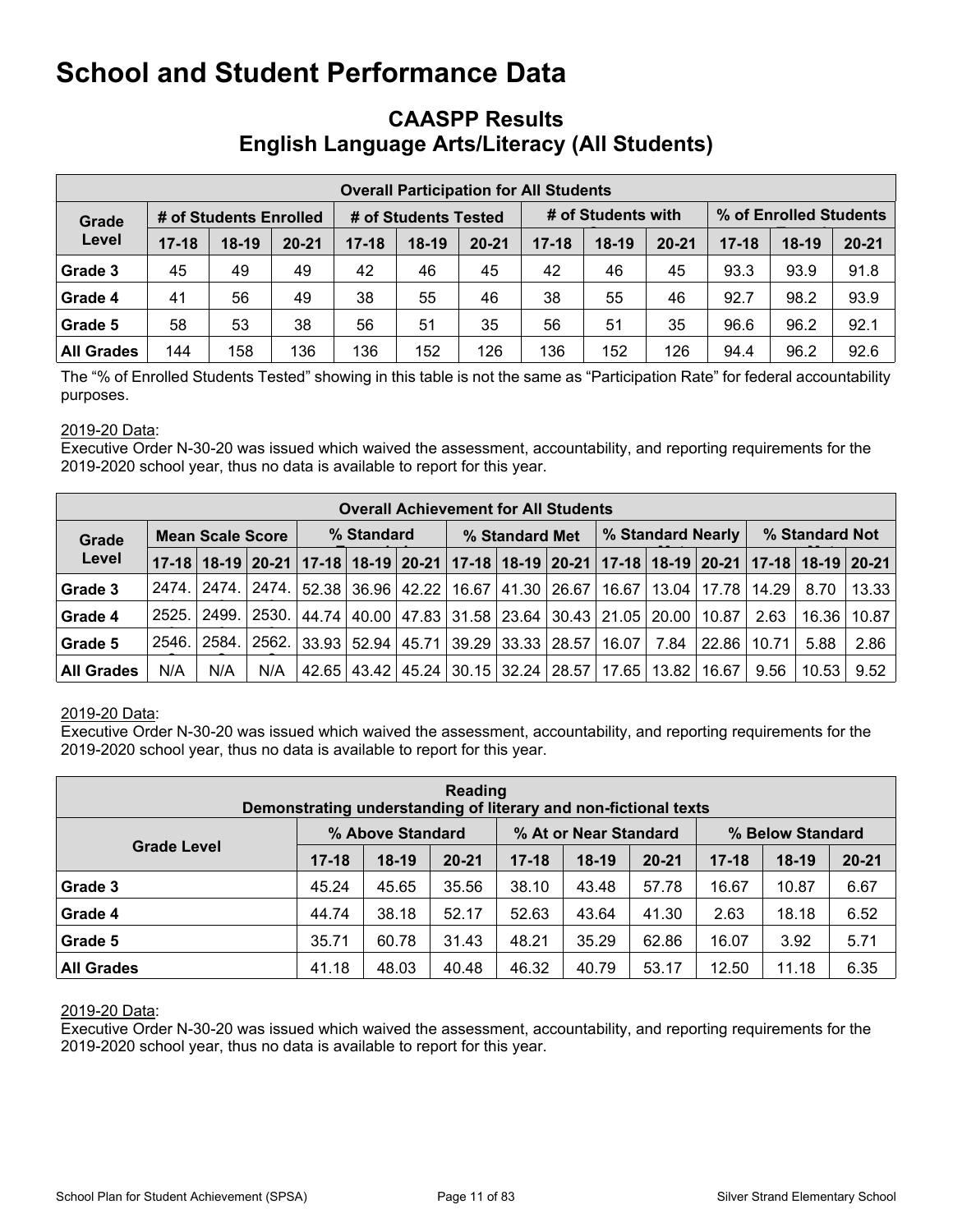# School and Student Performance Data

## CAASPP Results
## English Language Arts/Literacy (All Students)

| Overall Participation for All Students | | | | | | | | | | | | |
|---|---|---|---|---|---|---|---|---|---|---|---|---|
| Grade Level | # of Students Enrolled | | | # of Students Tested | | | # of Students with | | | % of Enrolled Students | | |
| | 17-18 | 18-19 | 20-21 | 17-18 | 18-19 | 20-21 | 17-18 | 18-19 | 20-21 | 17-18 | 18-19 | 20-21 |
| Grade 3 | 45 | 49 | 49 | 42 | 46 | 45 | 42 | 46 | 45 | 93.3 | 93.9 | 91.8 |
| Grade 4 | 41 | 56 | 49 | 38 | 55 | 46 | 38 | 55 | 46 | 92.7 | 98.2 | 93.9 |
| Grade 5 | 58 | 53 | 38 | 56 | 51 | 35 | 56 | 51 | 35 | 96.6 | 96.2 | 92.1 |
| All Grades | 144 | 158 | 136 | 136 | 152 | 126 | 136 | 152 | 126 | 94.4 | 96.2 | 92.6 |

The "% of Enrolled Students Tested" showing in this table is not the same as "Participation Rate" for federal accountability purposes.

2019-20 Data:
Executive Order N-30-20 was issued which waived the assessment, accountability, and reporting requirements for the 2019-2020 school year, thus no data is available to report for this year.

| Overall Achievement for All Students | | | | | | | | | | | | | | | |
|---|---|---|---|---|---|---|---|---|---|---|---|---|---|---|---|
| Grade Level | Mean Scale Score | | | % Standard | | | % Standard Met | | | % Standard Nearly | | | % Standard Not | | |
| | 17-18 | 18-19 | 20-21 | 17-18 | 18-19 | 20-21 | 17-18 | 18-19 | 20-21 | 17-18 | 18-19 | 20-21 | 17-18 | 18-19 | 20-21 |
| Grade 3 | 2474. | 2474. | 2474. | 52.38 | 36.96 | 42.22 | 16.67 | 41.30 | 26.67 | 16.67 | 13.04 | 17.78 | 14.29 | 8.70 | 13.33 |
| Grade 4 | 2525. | 2499. | 2530. | 44.74 | 40.00 | 47.83 | 31.58 | 23.64 | 30.43 | 21.05 | 20.00 | 10.87 | 2.63 | 16.36 | 10.87 |
| Grade 5 | 2546. | 2584. | 2562. | 33.93 | 52.94 | 45.71 | 39.29 | 33.33 | 28.57 | 16.07 | 7.84 | 22.86 | 10.71 | 5.88 | 2.86 |
| All Grades | N/A | N/A | N/A | 42.65 | 43.42 | 45.24 | 30.15 | 32.24 | 28.57 | 17.65 | 13.82 | 16.67 | 9.56 | 10.53 | 9.52 |

2019-20 Data:
Executive Order N-30-20 was issued which waived the assessment, accountability, and reporting requirements for the 2019-2020 school year, thus no data is available to report for this year.

| Reading<br>Demonstrating understanding of literary and non-fictional texts | | | | | | | | | |
|---|---|---|---|---|---|---|---|---|---|
| Grade Level | % Above Standard | | | % At or Near Standard | | | % Below Standard | | |
| | 17-18 | 18-19 | 20-21 | 17-18 | 18-19 | 20-21 | 17-18 | 18-19 | 20-21 |
| Grade 3 | 45.24 | 45.65 | 35.56 | 38.10 | 43.48 | 57.78 | 16.67 | 10.87 | 6.67 |
| Grade 4 | 44.74 | 38.18 | 52.17 | 52.63 | 43.64 | 41.30 | 2.63 | 18.18 | 6.52 |
| Grade 5 | 35.71 | 60.78 | 31.43 | 48.21 | 35.29 | 62.86 | 16.07 | 3.92 | 5.71 |
| All Grades | 41.18 | 48.03 | 40.48 | 46.32 | 40.79 | 53.17 | 12.50 | 11.18 | 6.35 |

2019-20 Data:
Executive Order N-30-20 was issued which waived the assessment, accountability, and reporting requirements for the 2019-2020 school year, thus no data is available to report for this year.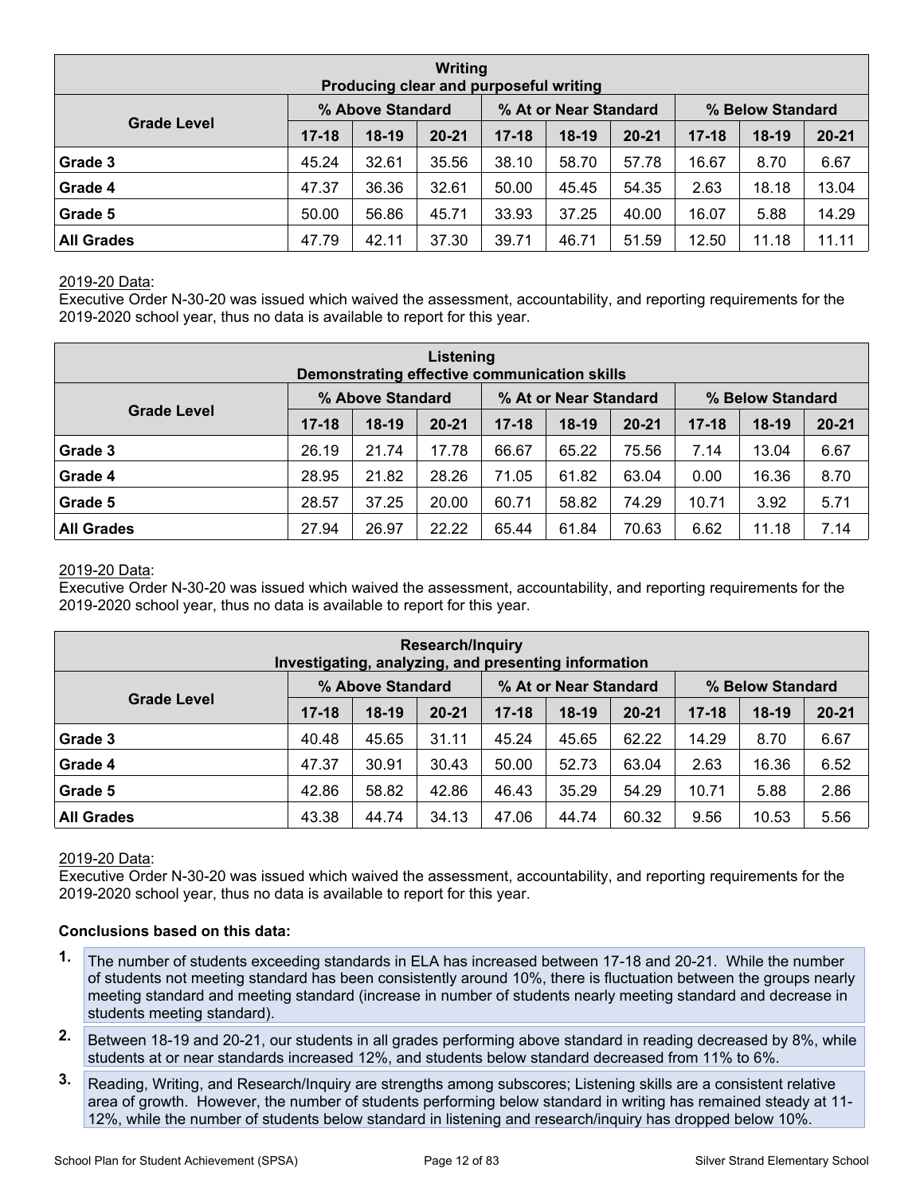| Writing<br>Producing clear and purposeful writing | | | | | | | | | |
|---|---|---|---|---|---|---|---|---|---|
| Grade Level | % Above Standard | | | % At or Near Standard | | | % Below Standard | | |
| | 17-18 | 18-19 | 20-21 | 17-18 | 18-19 | 20-21 | 17-18 | 18-19 | 20-21 |
| Grade 3 | 45.24 | 32.61 | 35.56 | 38.10 | 58.70 | 57.78 | 16.67 | 8.70 | 6.67 |
| Grade 4 | 47.37 | 36.36 | 32.61 | 50.00 | 45.45 | 54.35 | 2.63 | 18.18 | 13.04 |
| Grade 5 | 50.00 | 56.86 | 45.71 | 33.93 | 37.25 | 40.00 | 16.07 | 5.88 | 14.29 |
| All Grades | 47.79 | 42.11 | 37.30 | 39.71 | 46.71 | 51.59 | 12.50 | 11.18 | 11.11 |

2019-20 Data:
Executive Order N-30-20 was issued which waived the assessment, accountability, and reporting requirements for the 2019-2020 school year, thus no data is available to report for this year.

| Listening<br>Demonstrating effective communication skills | | | | | | | | | |
|---|---|---|---|---|---|---|---|---|---|
| Grade Level | % Above Standard | | | % At or Near Standard | | | % Below Standard | | |
| | 17-18 | 18-19 | 20-21 | 17-18 | 18-19 | 20-21 | 17-18 | 18-19 | 20-21 |
| Grade 3 | 26.19 | 21.74 | 17.78 | 66.67 | 65.22 | 75.56 | 7.14 | 13.04 | 6.67 |
| Grade 4 | 28.95 | 21.82 | 28.26 | 71.05 | 61.82 | 63.04 | 0.00 | 16.36 | 8.70 |
| Grade 5 | 28.57 | 37.25 | 20.00 | 60.71 | 58.82 | 74.29 | 10.71 | 3.92 | 5.71 |
| All Grades | 27.94 | 26.97 | 22.22 | 65.44 | 61.84 | 70.63 | 6.62 | 11.18 | 7.14 |

2019-20 Data:
Executive Order N-30-20 was issued which waived the assessment, accountability, and reporting requirements for the 2019-2020 school year, thus no data is available to report for this year.

| Research/Inquiry<br>Investigating, analyzing, and presenting information | | | | | | | | | |
|---|---|---|---|---|---|---|---|---|---|
| Grade Level | % Above Standard | | | % At or Near Standard | | | % Below Standard | | |
| | 17-18 | 18-19 | 20-21 | 17-18 | 18-19 | 20-21 | 17-18 | 18-19 | 20-21 |
| Grade 3 | 40.48 | 45.65 | 31.11 | 45.24 | 45.65 | 62.22 | 14.29 | 8.70 | 6.67 |
| Grade 4 | 47.37 | 30.91 | 30.43 | 50.00 | 52.73 | 63.04 | 2.63 | 16.36 | 6.52 |
| Grade 5 | 42.86 | 58.82 | 42.86 | 46.43 | 35.29 | 54.29 | 10.71 | 5.88 | 2.86 |
| All Grades | 43.38 | 44.74 | 34.13 | 47.06 | 44.74 | 60.32 | 9.56 | 10.53 | 5.56 |

2019-20 Data:
Executive Order N-30-20 was issued which waived the assessment, accountability, and reporting requirements for the 2019-2020 school year, thus no data is available to report for this year.

**Conclusions based on this data:**

1. The number of students exceeding standards in ELA has increased between 17-18 and 20-21. While the number of students not meeting standard has been consistently around 10%, there is fluctuation between the groups nearly meeting standard and meeting standard (increase in number of students nearly meeting standard and decrease in students meeting standard).
2. Between 18-19 and 20-21, our students in all grades performing above standard in reading decreased by 8%, while students at or near standards increased 12%, and students below standard decreased from 11% to 6%.
3. Reading, Writing, and Research/Inquiry are strengths among subscores; Listening skills are a consistent relative area of growth. However, the number of students performing below standard in writing has remained steady at 11-12%, while the number of students below standard in listening and research/inquiry has dropped below 10%.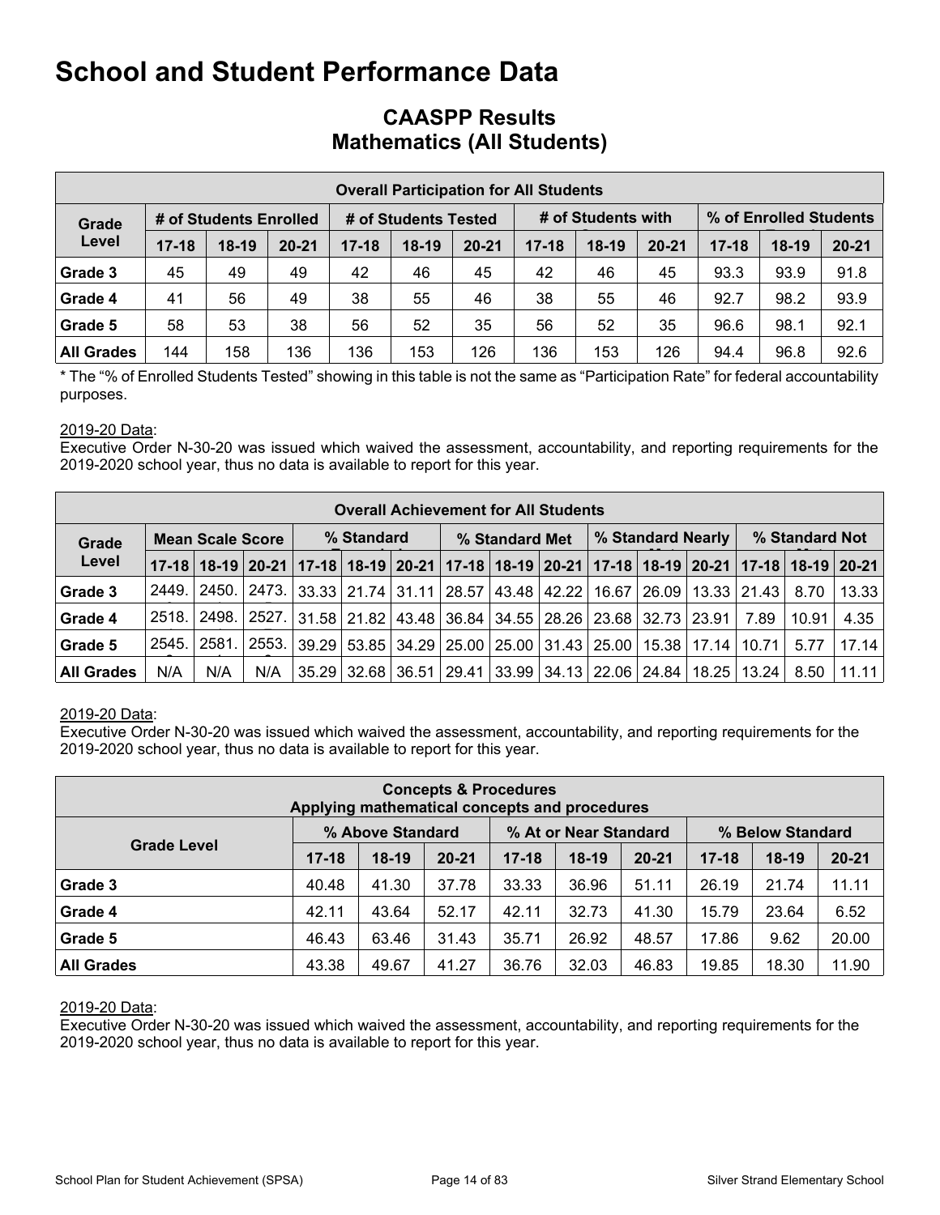# School and Student Performance Data

## CAASPP Results
## Mathematics (All Students)

| Overall Participation for All Students | | | | | | | | | | | | |
|---|---|---|---|---|---|---|---|---|---|---|---|---|
| Grade Level | # of Students Enrolled | | | # of Students Tested | | | # of Students with | | | % of Enrolled Students | | |
| | 17-18 | 18-19 | 20-21 | 17-18 | 18-19 | 20-21 | 17-18 | 18-19 | 20-21 | 17-18 | 18-19 | 20-21 |
| Grade 3 | 45 | 49 | 49 | 42 | 46 | 45 | 42 | 46 | 45 | 93.3 | 93.9 | 91.8 |
| Grade 4 | 41 | 56 | 49 | 38 | 55 | 46 | 38 | 55 | 46 | 92.7 | 98.2 | 93.9 |
| Grade 5 | 58 | 53 | 38 | 56 | 52 | 35 | 56 | 52 | 35 | 96.6 | 98.1 | 92.1 |
| All Grades | 144 | 158 | 136 | 136 | 153 | 126 | 136 | 153 | 126 | 94.4 | 96.8 | 92.6 |

* The "% of Enrolled Students Tested" showing in this table is not the same as "Participation Rate" for federal accountability purposes.

2019-20 Data:
Executive Order N-30-20 was issued which waived the assessment, accountability, and reporting requirements for the 2019-2020 school year, thus no data is available to report for this year.

| Overall Achievement for All Students | | | | | | | | | | | | | | | |
|---|---|---|---|---|---|---|---|---|---|---|---|---|---|---|---|
| Grade Level | Mean Scale Score | | | % Standard | | | % Standard Met | | | % Standard Nearly | | | % Standard Not | | |
| | 17-18 | 18-19 | 20-21 | 17-18 | 18-19 | 20-21 | 17-18 | 18-19 | 20-21 | 17-18 | 18-19 | 20-21 | 17-18 | 18-19 | 20-21 |
| Grade 3 | 2449. | 2450. | 2473. | 33.33 | 21.74 | 31.11 | 28.57 | 43.48 | 42.22 | 16.67 | 26.09 | 13.33 | 21.43 | 8.70 | 13.33 |
| Grade 4 | 2518. | 2498. | 2527. | 31.58 | 21.82 | 43.48 | 36.84 | 34.55 | 28.26 | 23.68 | 32.73 | 23.91 | 7.89 | 10.91 | 4.35 |
| Grade 5 | 2545. | 2581. | 2553. | 39.29 | 53.85 | 34.29 | 25.00 | 25.00 | 31.43 | 25.00 | 15.38 | 17.14 | 10.71 | 5.77 | 17.14 |
| All Grades | N/A | N/A | N/A | 35.29 | 32.68 | 36.51 | 29.41 | 33.99 | 34.13 | 22.06 | 24.84 | 18.25 | 13.24 | 8.50 | 11.11 |

2019-20 Data:
Executive Order N-30-20 was issued which waived the assessment, accountability, and reporting requirements for the 2019-2020 school year, thus no data is available to report for this year.

| Concepts & Procedures<br>Applying mathematical concepts and procedures | | | | | | | | | |
|---|---|---|---|---|---|---|---|---|---|
| Grade Level | % Above Standard | | | % At or Near Standard | | | % Below Standard | | |
| | 17-18 | 18-19 | 20-21 | 17-18 | 18-19 | 20-21 | 17-18 | 18-19 | 20-21 |
| Grade 3 | 40.48 | 41.30 | 37.78 | 33.33 | 36.96 | 51.11 | 26.19 | 21.74 | 11.11 |
| Grade 4 | 42.11 | 43.64 | 52.17 | 42.11 | 32.73 | 41.30 | 15.79 | 23.64 | 6.52 |
| Grade 5 | 46.43 | 63.46 | 31.43 | 35.71 | 26.92 | 48.57 | 17.86 | 9.62 | 20.00 |
| All Grades | 43.38 | 49.67 | 41.27 | 36.76 | 32.03 | 46.83 | 19.85 | 18.30 | 11.90 |

2019-20 Data:
Executive Order N-30-20 was issued which waived the assessment, accountability, and reporting requirements for the 2019-2020 school year, thus no data is available to report for this year.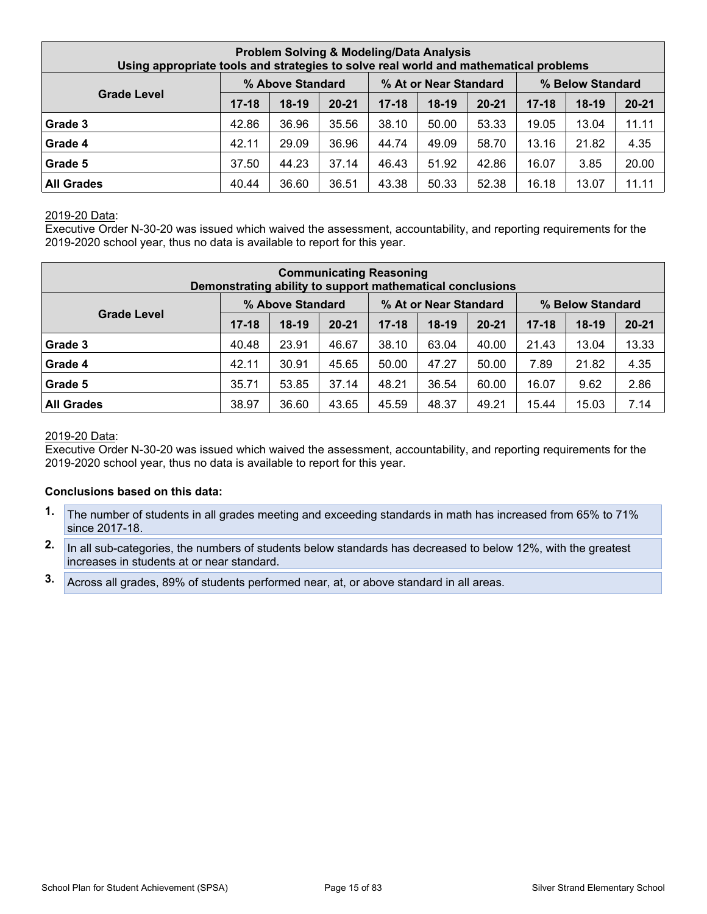| Problem Solving & Modeling/Data Analysis Using appropriate tools and strategies to solve real world and mathematical problems | | | | | | | | | |
|---|---|---|---|---|---|---|---|---|---|
| Grade Level | % Above Standard | | | % At or Near Standard | | | % Below Standard | | |
| | 17-18 | 18-19 | 20-21 | 17-18 | 18-19 | 20-21 | 17-18 | 18-19 | 20-21 |
| Grade 3 | 42.86 | 36.96 | 35.56 | 38.10 | 50.00 | 53.33 | 19.05 | 13.04 | 11.11 |
| Grade 4 | 42.11 | 29.09 | 36.96 | 44.74 | 49.09 | 58.70 | 13.16 | 21.82 | 4.35 |
| Grade 5 | 37.50 | 44.23 | 37.14 | 46.43 | 51.92 | 42.86 | 16.07 | 3.85 | 20.00 |
| All Grades | 40.44 | 36.60 | 36.51 | 43.38 | 50.33 | 52.38 | 16.18 | 13.07 | 11.11 |

2019-20 Data:
Executive Order N-30-20 was issued which waived the assessment, accountability, and reporting requirements for the 2019-2020 school year, thus no data is available to report for this year.

| Communicating Reasoning Demonstrating ability to support mathematical conclusions | | | | | | | | | |
|---|---|---|---|---|---|---|---|---|---|
| Grade Level | % Above Standard | | | % At or Near Standard | | | % Below Standard | | |
| | 17-18 | 18-19 | 20-21 | 17-18 | 18-19 | 20-21 | 17-18 | 18-19 | 20-21 |
| Grade 3 | 40.48 | 23.91 | 46.67 | 38.10 | 63.04 | 40.00 | 21.43 | 13.04 | 13.33 |
| Grade 4 | 42.11 | 30.91 | 45.65 | 50.00 | 47.27 | 50.00 | 7.89 | 21.82 | 4.35 |
| Grade 5 | 35.71 | 53.85 | 37.14 | 48.21 | 36.54 | 60.00 | 16.07 | 9.62 | 2.86 |
| All Grades | 38.97 | 36.60 | 43.65 | 45.59 | 48.37 | 49.21 | 15.44 | 15.03 | 7.14 |

2019-20 Data:
Executive Order N-30-20 was issued which waived the assessment, accountability, and reporting requirements for the 2019-2020 school year, thus no data is available to report for this year.

**Conclusions based on this data:**

1. The number of students in all grades meeting and exceeding standards in math has increased from 65% to 71% since 2017-18.
2. In all sub-categories, the numbers of students below standards has decreased to below 12%, with the greatest increases in students at or near standard.
3. Across all grades, 89% of students performed near, at, or above standard in all areas.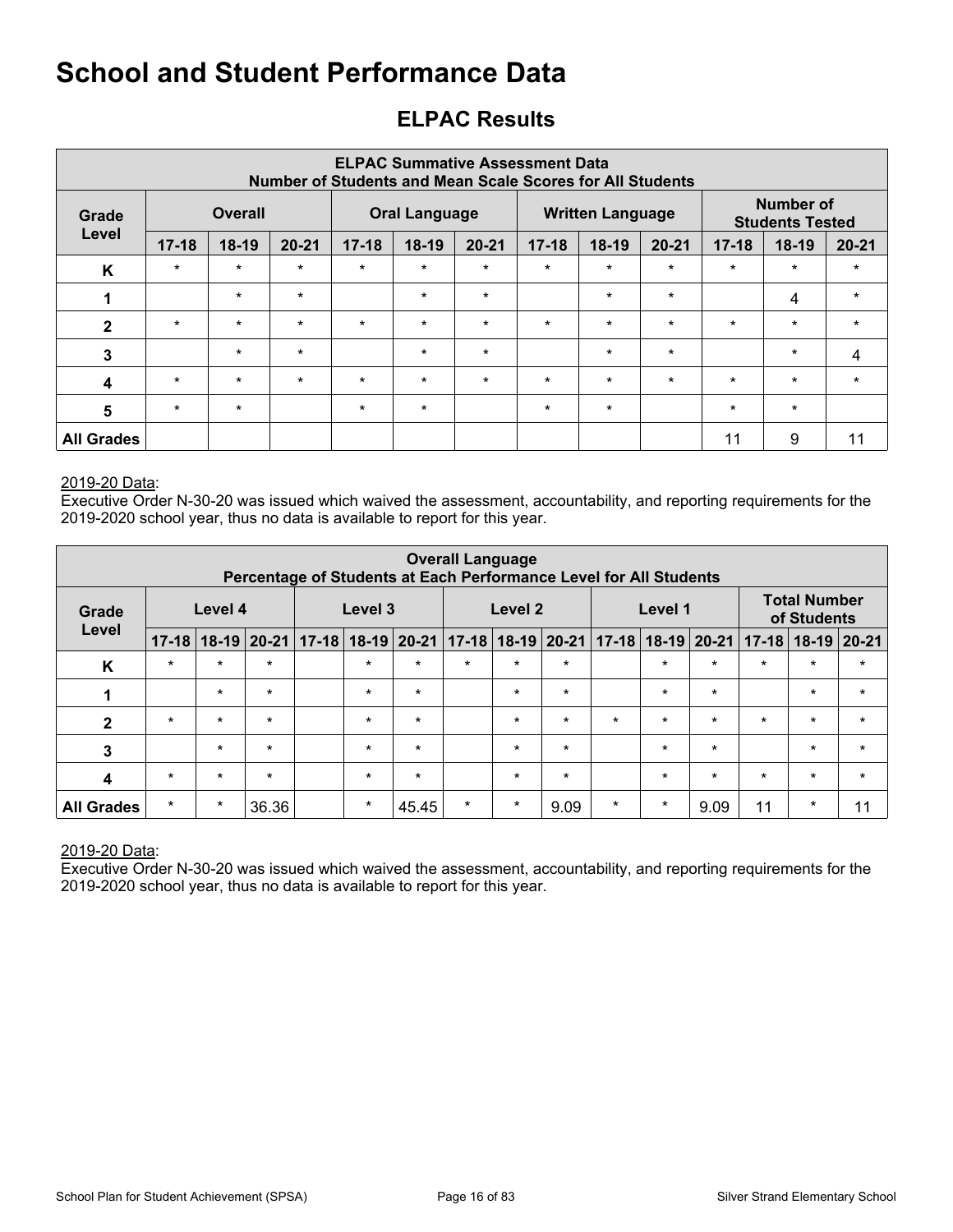# School and Student Performance Data

## ELPAC Results

| ELPAC Summative Assessment Data<br>Number of Students and Mean Scale Scores for All Students | | | | | | | | | | | | |
|---|---|---|---|---|---|---|---|---|---|---|---|---|
| Grade Level | Overall | | | Oral Language | | | Written Language | | | Number of Students Tested | | |
| | 17-18 | 18-19 | 20-21 | 17-18 | 18-19 | 20-21 | 17-18 | 18-19 | 20-21 | 17-18 | 18-19 | 20-21 |
| K | * | * | * | * | * | * | * | * | * | * | * | * |
| 1 | | * | * | | * | * | | * | * | | 4 | * |
| 2 | * | * | * | * | * | * | * | * | * | * | * | * |
| 3 | | * | * | | * | * | | * | * | | * | 4 |
| 4 | * | * | * | * | * | * | * | * | * | * | * | * |
| 5 | * | * | | * | * | | * | * | | * | * | |
| All Grades | | | | | | | | | | 11 | 9 | 11 |

2019-20 Data:
Executive Order N-30-20 was issued which waived the assessment, accountability, and reporting requirements for the 2019-2020 school year, thus no data is available to report for this year.

| Overall Language<br>Percentage of Students at Each Performance Level for All Students | | | | | | | | | | | | | | | |
|---|---|---|---|---|---|---|---|---|---|---|---|---|---|---|---|
| Grade Level | Level 4 | | | Level 3 | | | Level 2 | | | Level 1 | | | Total Number of Students | | |
| | 17-18 | 18-19 | 20-21 | 17-18 | 18-19 | 20-21 | 17-18 | 18-19 | 20-21 | 17-18 | 18-19 | 20-21 | 17-18 | 18-19 | 20-21 |
| K | * | * | * | | * | * | * | * | * | | * | * | * | * | * |
| 1 | | * | * | | * | * | | * | * | | * | * | | * | * |
| 2 | * | * | * | | * | * | | * | * | * | * | * | * | * | * |
| 3 | | * | * | | * | * | | * | * | | * | * | | * | * |
| 4 | * | * | * | | * | * | | * | * | | * | * | * | * | * |
| All Grades | * | * | 36.36 | | * | 45.45 | * | * | 9.09 | * | * | 9.09 | 11 | * | 11 |

2019-20 Data:
Executive Order N-30-20 was issued which waived the assessment, accountability, and reporting requirements for the 2019-2020 school year, thus no data is available to report for this year.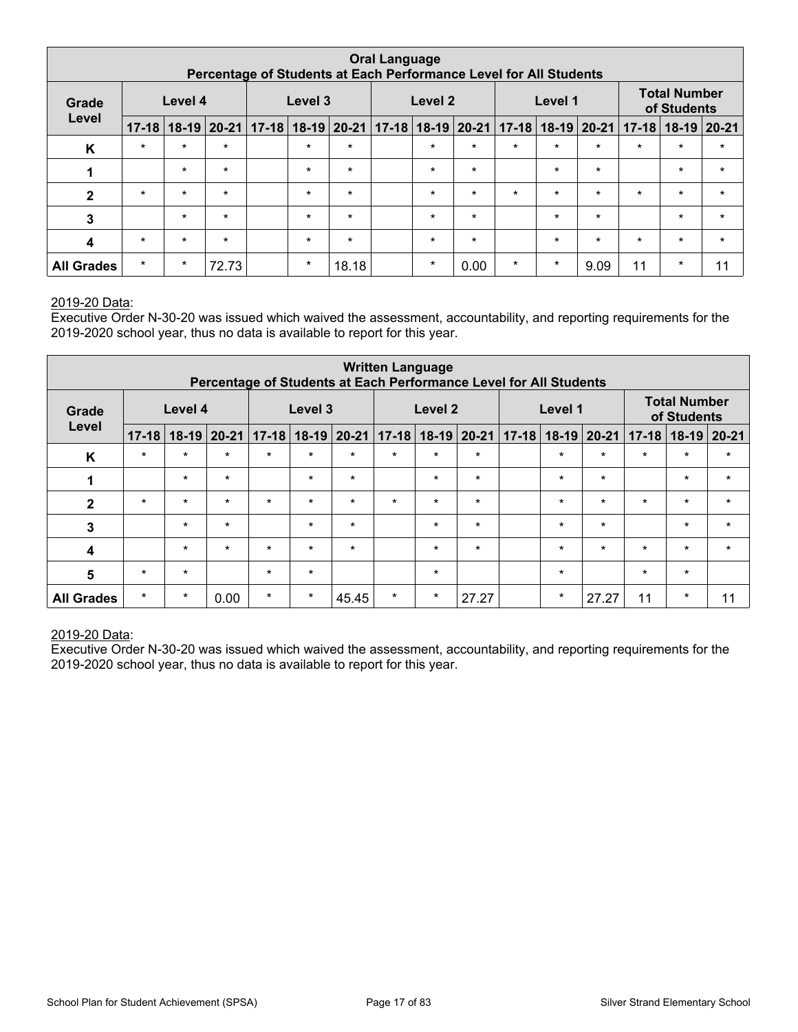| Oral Language<br>Percentage of Students at Each Performance Level for All Students | | | | | | | | | | | | | | | |
|---|---|---|---|---|---|---|---|---|---|---|---|---|---|---|---|
| Grade Level | Level 4 | | | Level 3 | | | Level 2 | | | Level 1 | | | Total Number of Students | | |
| | 17-18 | 18-19 | 20-21 | 17-18 | 18-19 | 20-21 | 17-18 | 18-19 | 20-21 | 17-18 | 18-19 | 20-21 | 17-18 | 18-19 | 20-21 |
| K | * | * | * | | * | * | | * | * | * | * | * | * | * | * |
| 1 | | * | * | | * | * | | * | * | | * | * | | * | * |
| 2 | * | * | * | | * | * | | * | * | * | * | * | * | * | * |
| 3 | | * | * | | * | * | | * | * | | * | * | | * | * |
| 4 | * | * | * | | * | * | | * | * | | * | * | * | * | * |
| All Grades | * | * | 72.73 | | * | 18.18 | | * | 0.00 | * | * | 9.09 | 11 | * | 11 |

2019-20 Data:
Executive Order N-30-20 was issued which waived the assessment, accountability, and reporting requirements for the 2019-2020 school year, thus no data is available to report for this year.

| Written Language<br>Percentage of Students at Each Performance Level for All Students | | | | | | | | | | | | | | | |
|---|---|---|---|---|---|---|---|---|---|---|---|---|---|---|---|
| Grade Level | Level 4 | | | Level 3 | | | Level 2 | | | Level 1 | | | Total Number of Students | | |
| | 17-18 | 18-19 | 20-21 | 17-18 | 18-19 | 20-21 | 17-18 | 18-19 | 20-21 | 17-18 | 18-19 | 20-21 | 17-18 | 18-19 | 20-21 |
| K | * | * | * | * | * | * | * | * | * | | * | * | * | * | * |
| 1 | | * | * | | * | * | | * | * | | * | * | | * | * |
| 2 | * | * | * | * | * | * | * | * | * | | * | * | * | * | * |
| 3 | | * | * | | * | * | | * | * | | * | * | | * | * |
| 4 | | * | * | * | * | * | | * | * | | * | * | * | * | * |
| 5 | * | * | | * | * | | | * | | | * | | * | * | |
| All Grades | * | * | 0.00 | * | * | 45.45 | * | * | 27.27 | | * | 27.27 | 11 | * | 11 |

2019-20 Data:
Executive Order N-30-20 was issued which waived the assessment, accountability, and reporting requirements for the 2019-2020 school year, thus no data is available to report for this year.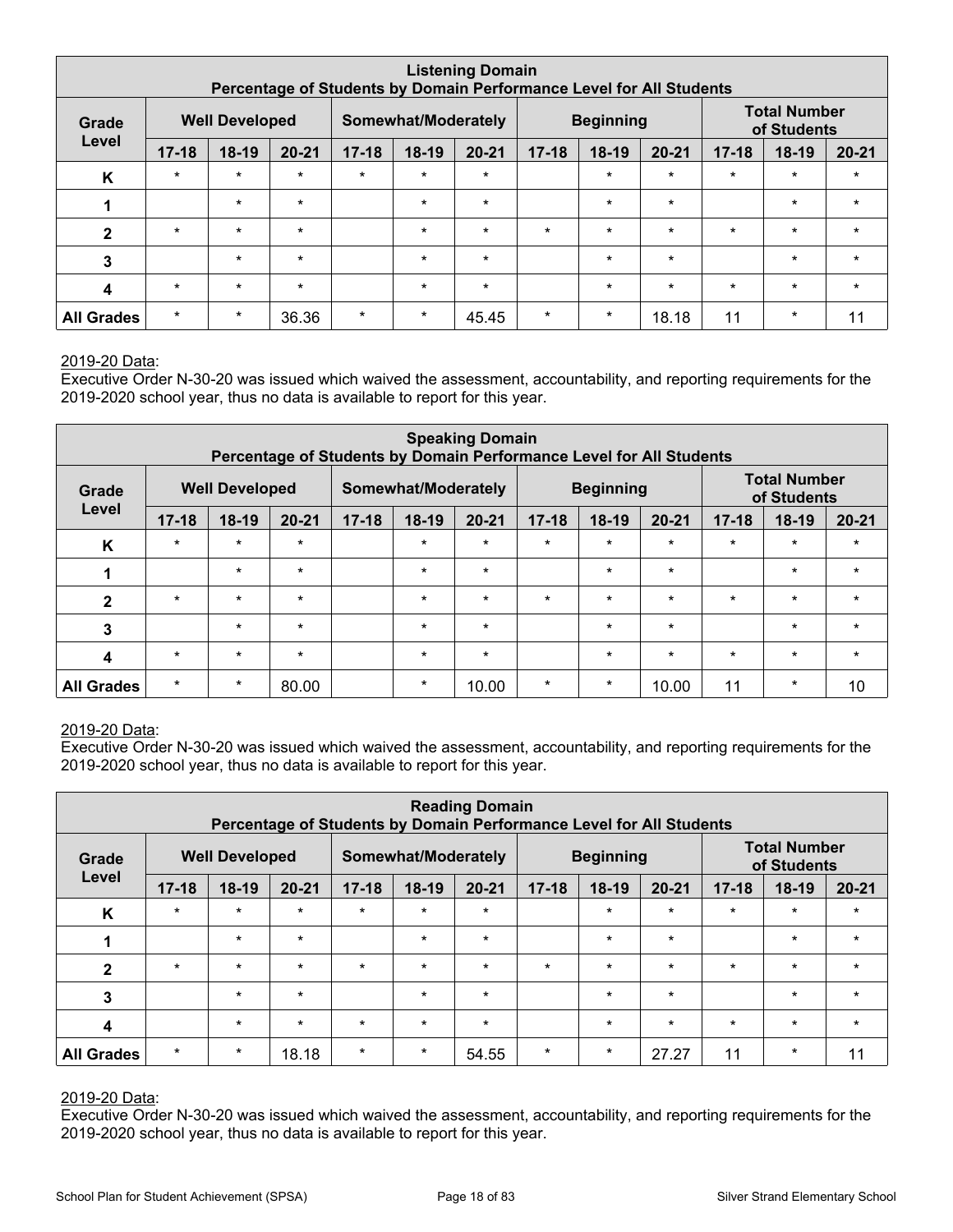| Listening Domain<br>Percentage of Students by Domain Performance Level for All Students | | | | | | | | | | | | |
|---|---|---|---|---|---|---|---|---|---|---|---|---|
| Grade Level | Well Developed | | | Somewhat/Moderately | | | Beginning | | | Total Number of Students | | |
| | 17-18 | 18-19 | 20-21 | 17-18 | 18-19 | 20-21 | 17-18 | 18-19 | 20-21 | 17-18 | 18-19 | 20-21 |
| K | * | * | * | * | * | * | | * | * | * | * | * |
| 1 | | * | * | | * | * | | * | * | | * | * |
| 2 | * | * | * | | * | * | * | * | * | * | * | * |
| 3 | | * | * | | * | * | | * | * | | * | * |
| 4 | * | * | * | | * | * | | * | * | * | * | * |
| All Grades | * | * | 36.36 | * | * | 45.45 | * | * | 18.18 | 11 | * | 11 |

2019-20 Data:
Executive Order N-30-20 was issued which waived the assessment, accountability, and reporting requirements for the 2019-2020 school year, thus no data is available to report for this year.

| Speaking Domain<br>Percentage of Students by Domain Performance Level for All Students | | | | | | | | | | | | |
|---|---|---|---|---|---|---|---|---|---|---|---|---|
| Grade Level | Well Developed | | | Somewhat/Moderately | | | Beginning | | | Total Number of Students | | |
| | 17-18 | 18-19 | 20-21 | 17-18 | 18-19 | 20-21 | 17-18 | 18-19 | 20-21 | 17-18 | 18-19 | 20-21 |
| K | * | * | * | | * | * | * | * | * | * | * | * |
| 1 | | * | * | | * | * | | * | * | | * | * |
| 2 | * | * | * | | * | * | * | * | * | * | * | * |
| 3 | | * | * | | * | * | | * | * | | * | * |
| 4 | * | * | * | | * | * | | * | * | * | * | * |
| All Grades | * | * | 80.00 | | * | 10.00 | * | * | 10.00 | 11 | * | 10 |

2019-20 Data:
Executive Order N-30-20 was issued which waived the assessment, accountability, and reporting requirements for the 2019-2020 school year, thus no data is available to report for this year.

| Reading Domain<br>Percentage of Students by Domain Performance Level for All Students | | | | | | | | | | | | |
|---|---|---|---|---|---|---|---|---|---|---|---|---|
| Grade Level | Well Developed | | | Somewhat/Moderately | | | Beginning | | | Total Number of Students | | |
| | 17-18 | 18-19 | 20-21 | 17-18 | 18-19 | 20-21 | 17-18 | 18-19 | 20-21 | 17-18 | 18-19 | 20-21 |
| K | * | * | * | * | * | * | | * | * | * | * | * |
| 1 | | * | * | | * | * | | * | * | | * | * |
| 2 | * | * | * | * | * | * | * | * | * | * | * | * |
| 3 | | * | * | | * | * | | * | * | | * | * |
| 4 | | * | * | * | * | * | | * | * | * | * | * |
| All Grades | * | * | 18.18 | * | * | 54.55 | * | * | 27.27 | 11 | * | 11 |

2019-20 Data:
Executive Order N-30-20 was issued which waived the assessment, accountability, and reporting requirements for the 2019-2020 school year, thus no data is available to report for this year.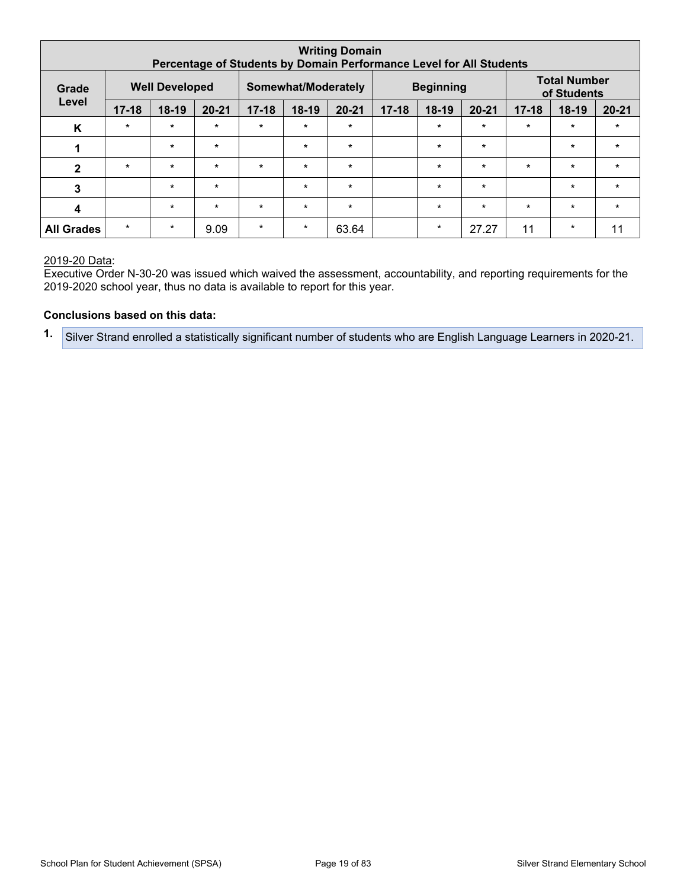| Writing Domain<br>Percentage of Students by Domain Performance Level for All Students | | | | | | | | | | | | |
|---|---|---|---|---|---|---|---|---|---|---|---|---|
| Grade Level | Well Developed | | | Somewhat/Moderately | | | Beginning | | | Total Number of Students | | |
| | 17-18 | 18-19 | 20-21 | 17-18 | 18-19 | 20-21 | 17-18 | 18-19 | 20-21 | 17-18 | 18-19 | 20-21 |
| K | * | * | * | * | * | * | | * | * | * | * | * |
| 1 | | * | * | | * | * | | * | * | | * | * |
| 2 | * | * | * | * | * | * | | * | * | * | * | * |
| 3 | | * | * | | * | * | | * | * | | * | * |
| 4 | | * | * | * | * | * | | * | * | * | * | * |
| All Grades | * | * | 9.09 | * | * | 63.64 | | * | 27.27 | 11 | * | 11 |

2019-20 Data:

Executive Order N-30-20 was issued which waived the assessment, accountability, and reporting requirements for the 2019-2020 school year, thus no data is available to report for this year.

**Conclusions based on this data:**

1. Silver Strand enrolled a statistically significant number of students who are English Language Learners in 2020-21.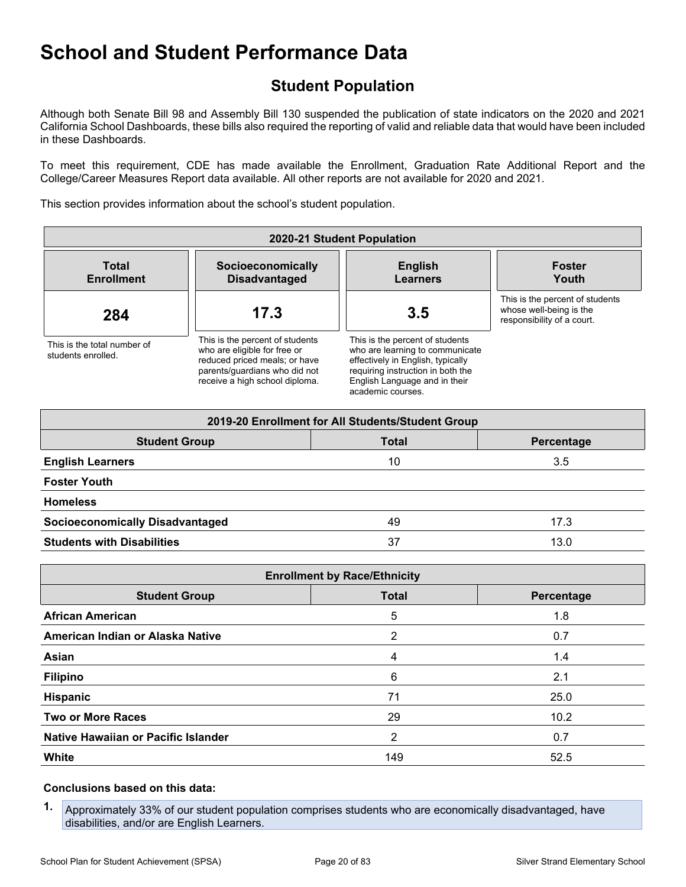# School and Student Performance Data

## Student Population

Although both Senate Bill 98 and Assembly Bill 130 suspended the publication of state indicators on the 2020 and 2021 California School Dashboards, these bills also required the reporting of valid and reliable data that would have been included in these Dashboards.

To meet this requirement, CDE has made available the Enrollment, Graduation Rate Additional Report and the College/Career Measures Report data available. All other reports are not available for 2020 and 2021.

This section provides information about the school's student population.

| 2020-21 Student Population | | | |
|---|---|---|---|
| **Total Enrollment** | **Socioeconomically Disadvantaged** | **English Learners** | **Foster Youth** |
| **284** | **17.3** | **3.5** | |
| This is the total number of students enrolled. | This is the percent of students who are eligible for free or reduced priced meals; or have parents/guardians who did not receive a high school diploma. | This is the percent of students who are learning to communicate effectively in English, typically requiring instruction in both the English Language and in their academic courses. | This is the percent of students whose well-being is the responsibility of a court. |

| 2019-20 Enrollment for All Students/Student Group | | |
|---|---|---|
| **Student Group** | **Total** | **Percentage** |
| **English Learners** | 10 | 3.5 |
| **Foster Youth** | | |
| **Homeless** | | |
| **Socioeconomically Disadvantaged** | 49 | 17.3 |
| **Students with Disabilities** | 37 | 13.0 |

| Enrollment by Race/Ethnicity | | |
|---|---|---|
| **Student Group** | **Total** | **Percentage** |
| **African American** | 5 | 1.8 |
| **American Indian or Alaska Native** | 2 | 0.7 |
| **Asian** | 4 | 1.4 |
| **Filipino** | 6 | 2.1 |
| **Hispanic** | 71 | 25.0 |
| **Two or More Races** | 29 | 10.2 |
| **Native Hawaiian or Pacific Islander** | 2 | 0.7 |
| **White** | 149 | 52.5 |

**Conclusions based on this data:**

1. Approximately 33% of our student population comprises students who are economically disadvantaged, have disabilities, and/or are English Learners.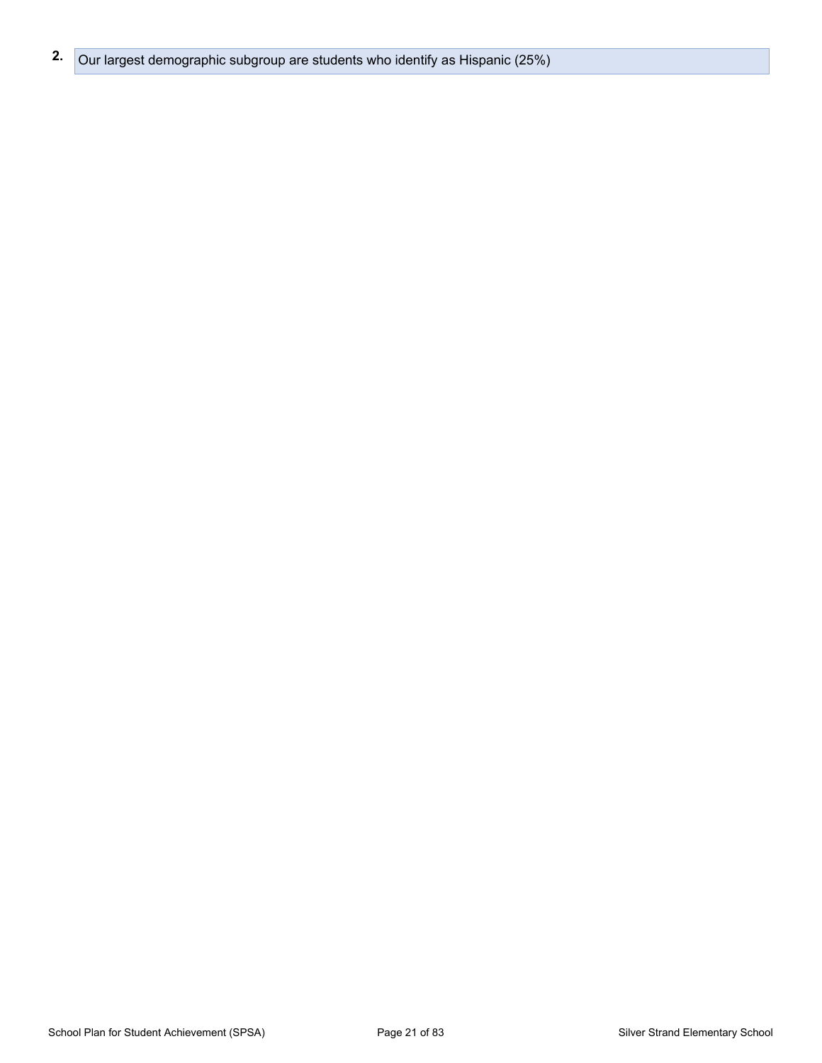2. Our largest demographic subgroup are students who identify as Hispanic (25%)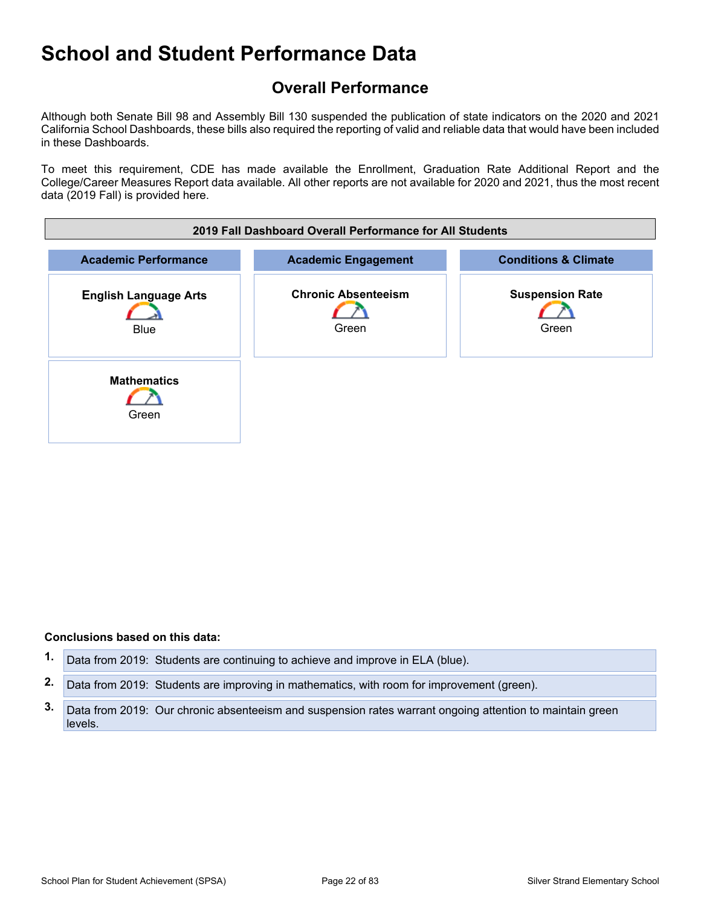# School and Student Performance Data

## Overall Performance

Although both Senate Bill 98 and Assembly Bill 130 suspended the publication of state indicators on the 2020 and 2021 California School Dashboards, these bills also required the reporting of valid and reliable data that would have been included in these Dashboards.

To meet this requirement, CDE has made available the Enrollment, Graduation Rate Additional Report and the College/Career Measures Report data available. All other reports are not available for 2020 and 2021, thus the most recent data (2019 Fall) is provided here.

| 2019 Fall Dashboard Overall Performance for All Students | | |
|---|---|---|
| **Academic Performance** | **Academic Engagement** | **Conditions & Climate** |
| **English Language Arts** Blue | **Chronic Absenteeism** Green | **Suspension Rate** Green |
| **Mathematics** Green | | |

**Conclusions based on this data:**

1. Data from 2019: Students are continuing to achieve and improve in ELA (blue).
2. Data from 2019: Students are improving in mathematics, with room for improvement (green).
3. Data from 2019: Our chronic absenteeism and suspension rates warrant ongoing attention to maintain green levels.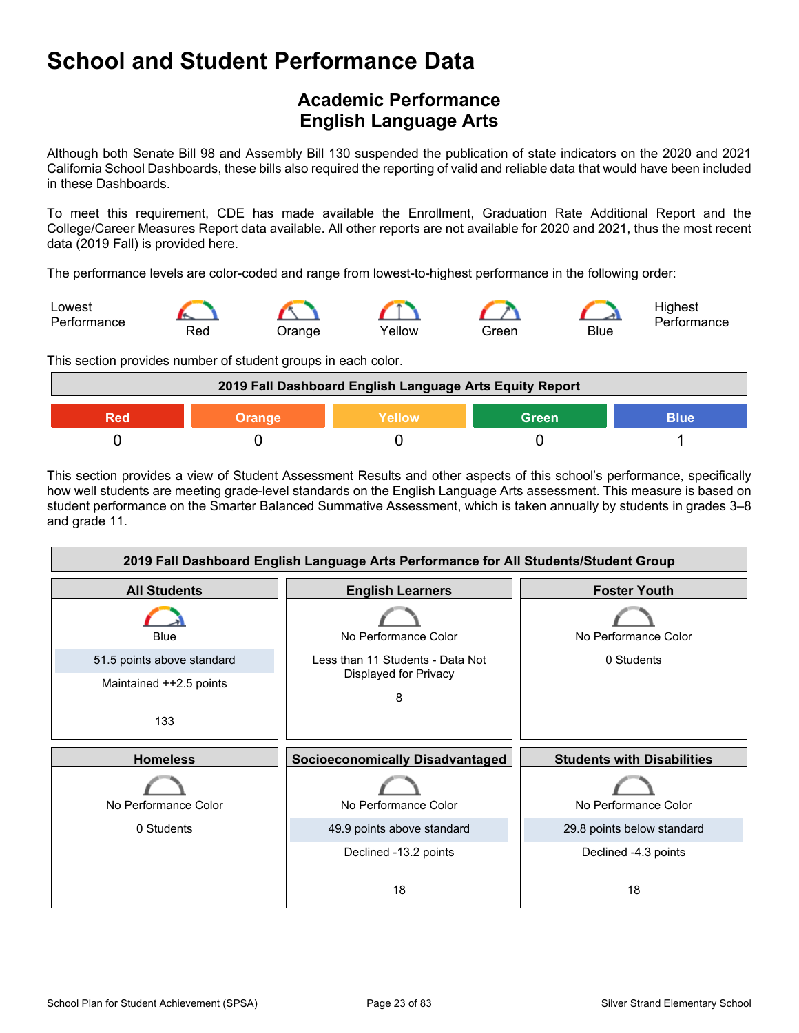# School and Student Performance Data

## Academic Performance
## English Language Arts

Although both Senate Bill 98 and Assembly Bill 130 suspended the publication of state indicators on the 2020 and 2021 California School Dashboards, these bills also required the reporting of valid and reliable data that would have been included in these Dashboards.

To meet this requirement, CDE has made available the Enrollment, Graduation Rate Additional Report and the College/Career Measures Report data available. All other reports are not available for 2020 and 2021, thus the most recent data (2019 Fall) is provided here.

The performance levels are color-coded and range from lowest-to-highest performance in the following order:

Lowest Performance — Red — Orange — Yellow — Green — Blue — Highest Performance

This section provides number of student groups in each color.

| 2019 Fall Dashboard English Language Arts Equity Report | | | | |
|---|---|---|---|---|
| Red | Orange | Yellow | Green | Blue |
| 0 | 0 | 0 | 0 | 1 |

This section provides a view of Student Assessment Results and other aspects of this school's performance, specifically how well students are meeting grade-level standards on the English Language Arts assessment. This measure is based on student performance on the Smarter Balanced Summative Assessment, which is taken annually by students in grades 3–8 and grade 11.

| 2019 Fall Dashboard English Language Arts Performance for All Students/Student Group | | |
|---|---|---|
| **All Students** | **English Learners** | **Foster Youth** |
| Blue<br>51.5 points above standard<br>Maintained ++2.5 points<br>133 | No Performance Color<br>Less than 11 Students - Data Not Displayed for Privacy<br>8 | No Performance Color<br>0 Students |
| **Homeless** | **Socioeconomically Disadvantaged** | **Students with Disabilities** |
| No Performance Color<br>0 Students | No Performance Color<br>49.9 points above standard<br>Declined -13.2 points<br>18 | No Performance Color<br>29.8 points below standard<br>Declined -4.3 points<br>18 |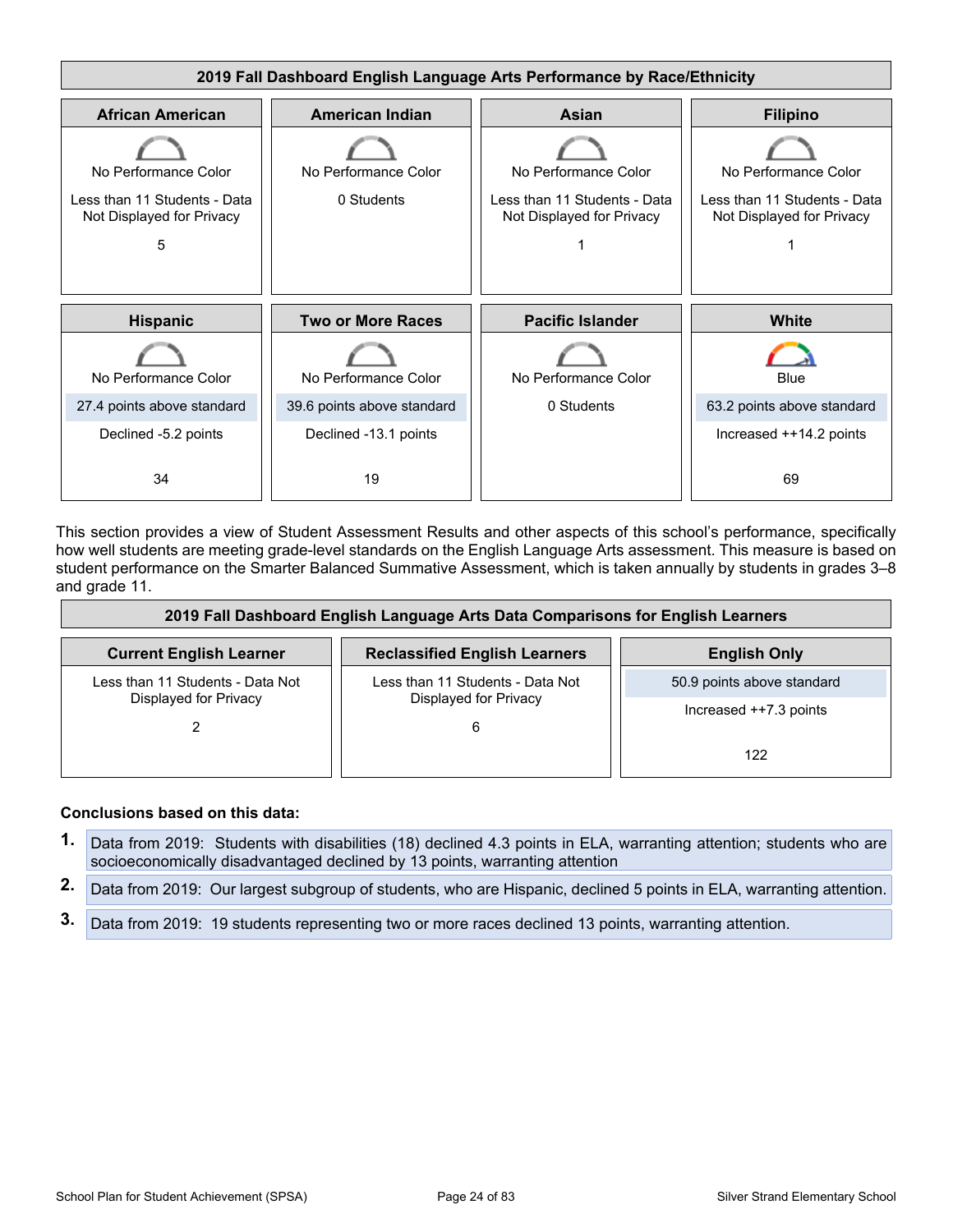### 2019 Fall Dashboard English Language Arts Performance by Race/Ethnicity

| African American | American Indian | Asian | Filipino |
|---|---|---|---|
| No Performance Color | No Performance Color | No Performance Color | No Performance Color |
| Less than 11 Students - Data Not Displayed for Privacy | 0 Students | Less than 11 Students - Data Not Displayed for Privacy | Less than 11 Students - Data Not Displayed for Privacy |
| 5 | | 1 | 1 |

| Hispanic | Two or More Races | Pacific Islander | White |
|---|---|---|---|
| No Performance Color | No Performance Color | No Performance Color | Blue |
| 27.4 points above standard | 39.6 points above standard | 0 Students | 63.2 points above standard |
| Declined -5.2 points | Declined -13.1 points | | Increased ++14.2 points |
| 34 | 19 | | 69 |

This section provides a view of Student Assessment Results and other aspects of this school's performance, specifically how well students are meeting grade-level standards on the English Language Arts assessment. This measure is based on student performance on the Smarter Balanced Summative Assessment, which is taken annually by students in grades 3–8 and grade 11.

### 2019 Fall Dashboard English Language Arts Data Comparisons for English Learners

| Current English Learner | Reclassified English Learners | English Only |
|---|---|---|
| Less than 11 Students - Data Not Displayed for Privacy | Less than 11 Students - Data Not Displayed for Privacy | 50.9 points above standard |
| 2 | 6 | Increased ++7.3 points |
| | | 122 |

**Conclusions based on this data:**

1. Data from 2019: Students with disabilities (18) declined 4.3 points in ELA, warranting attention; students who are socioeconomically disadvantaged declined by 13 points, warranting attention
2. Data from 2019: Our largest subgroup of students, who are Hispanic, declined 5 points in ELA, warranting attention.
3. Data from 2019: 19 students representing two or more races declined 13 points, warranting attention.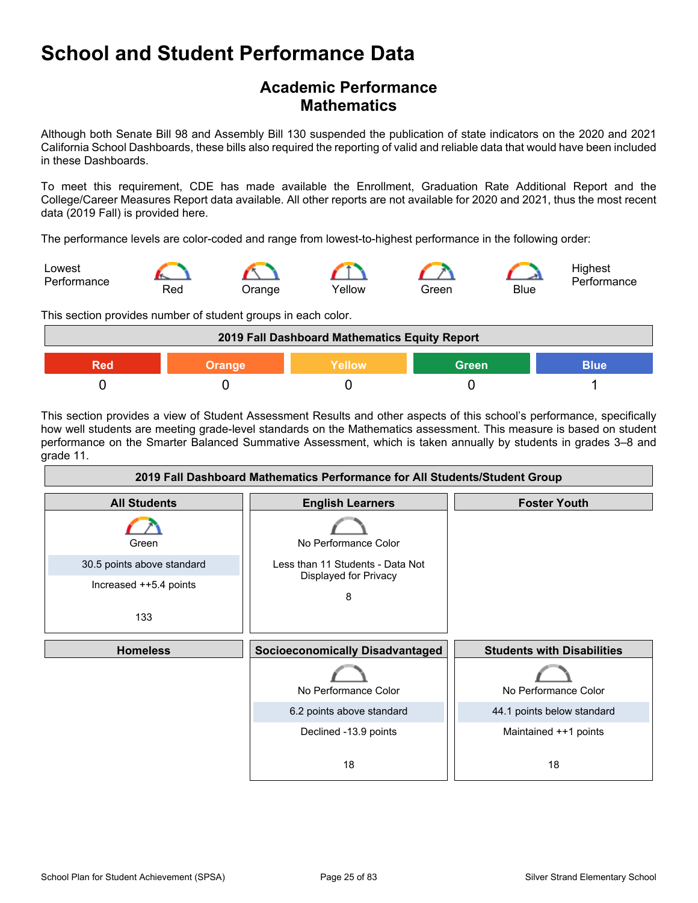# School and Student Performance Data

## Academic Performance
## Mathematics

Although both Senate Bill 98 and Assembly Bill 130 suspended the publication of state indicators on the 2020 and 2021 California School Dashboards, these bills also required the reporting of valid and reliable data that would have been included in these Dashboards.

To meet this requirement, CDE has made available the Enrollment, Graduation Rate Additional Report and the College/Career Measures Report data available. All other reports are not available for 2020 and 2021, thus the most recent data (2019 Fall) is provided here.

The performance levels are color-coded and range from lowest-to-highest performance in the following order:

Lowest Performance — Red — Orange — Yellow — Green — Blue — Highest Performance

This section provides number of student groups in each color.

| 2019 Fall Dashboard Mathematics Equity Report | | | | |
|---|---|---|---|---|
| Red | Orange | Yellow | Green | Blue |
| 0 | 0 | 0 | 0 | 1 |

This section provides a view of Student Assessment Results and other aspects of this school's performance, specifically how well students are meeting grade-level standards on the Mathematics assessment. This measure is based on student performance on the Smarter Balanced Summative Assessment, which is taken annually by students in grades 3–8 and grade 11.

| 2019 Fall Dashboard Mathematics Performance for All Students/Student Group | | |
|---|---|---|
| **All Students** | **English Learners** | **Foster Youth** |
| Green<br>30.5 points above standard<br>Increased ++5.4 points<br>133 | No Performance Color<br>Less than 11 Students - Data Not Displayed for Privacy<br>8 | |
| **Homeless** | **Socioeconomically Disadvantaged** | **Students with Disabilities** |
| | No Performance Color<br>6.2 points above standard<br>Declined -13.9 points<br>18 | No Performance Color<br>44.1 points below standard<br>Maintained ++1 points<br>18 |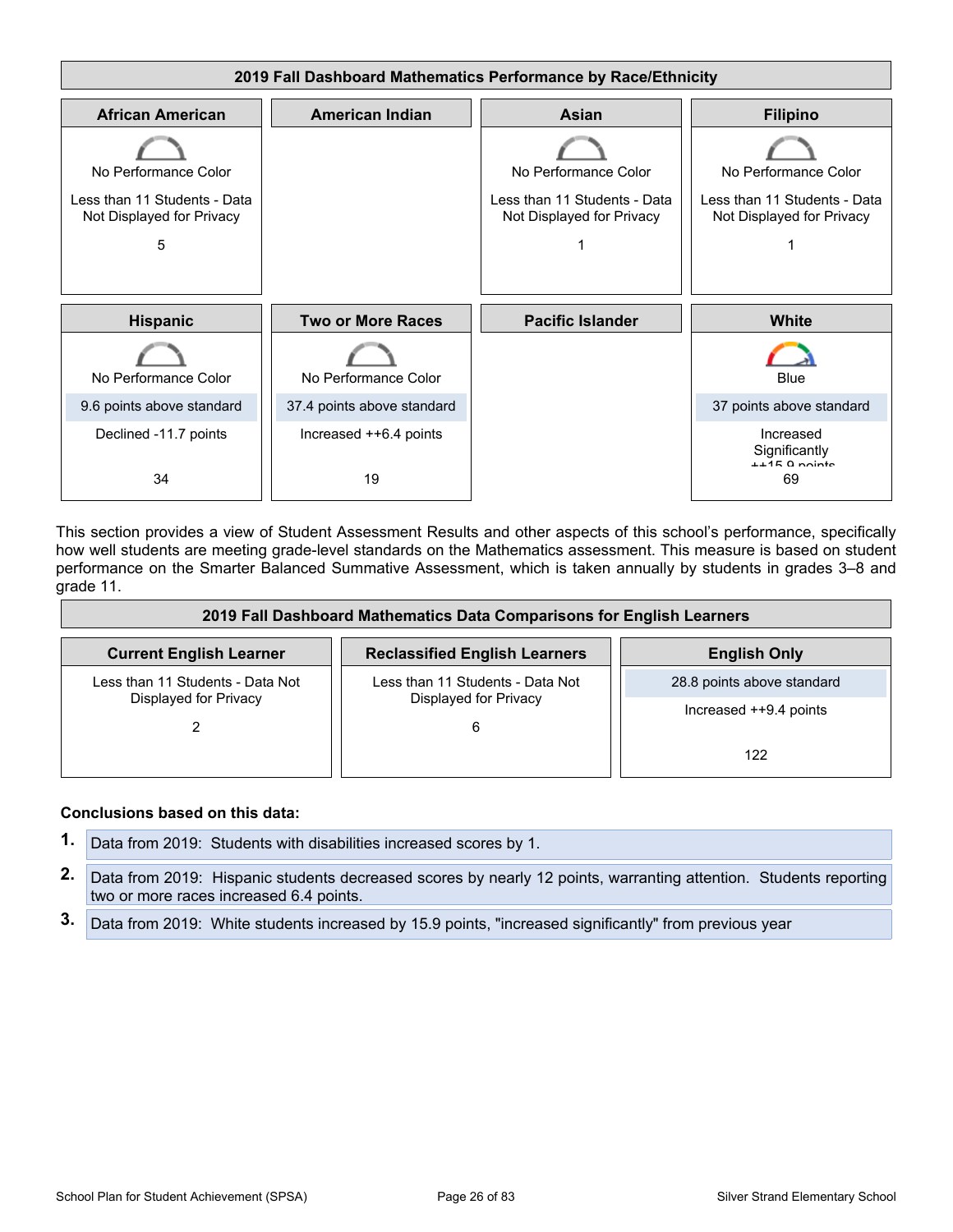**2019 Fall Dashboard Mathematics Performance by Race/Ethnicity**

| African American | American Indian | Asian | Filipino |
|---|---|---|---|
| No Performance Color<br>Less than 11 Students - Data Not Displayed for Privacy<br>5 | | No Performance Color<br>Less than 11 Students - Data Not Displayed for Privacy<br>1 | No Performance Color<br>Less than 11 Students - Data Not Displayed for Privacy<br>1 |

| Hispanic | Two or More Races | Pacific Islander | White |
|---|---|---|---|
| No Performance Color<br>9.6 points above standard<br>Declined -11.7 points<br>34 | No Performance Color<br>37.4 points above standard<br>Increased ++6.4 points<br>19 | | Blue<br>37 points above standard<br>Increased Significantly ++15.9 points<br>69 |

This section provides a view of Student Assessment Results and other aspects of this school's performance, specifically how well students are meeting grade-level standards on the Mathematics assessment. This measure is based on student performance on the Smarter Balanced Summative Assessment, which is taken annually by students in grades 3–8 and grade 11.

**2019 Fall Dashboard Mathematics Data Comparisons for English Learners**

| Current English Learner | Reclassified English Learners | English Only |
|---|---|---|
| Less than 11 Students - Data Not Displayed for Privacy<br>2 | Less than 11 Students - Data Not Displayed for Privacy<br>6 | 28.8 points above standard<br>Increased ++9.4 points<br>122 |

**Conclusions based on this data:**

1. Data from 2019: Students with disabilities increased scores by 1.
2. Data from 2019: Hispanic students decreased scores by nearly 12 points, warranting attention. Students reporting two or more races increased 6.4 points.
3. Data from 2019: White students increased by 15.9 points, "increased significantly" from previous year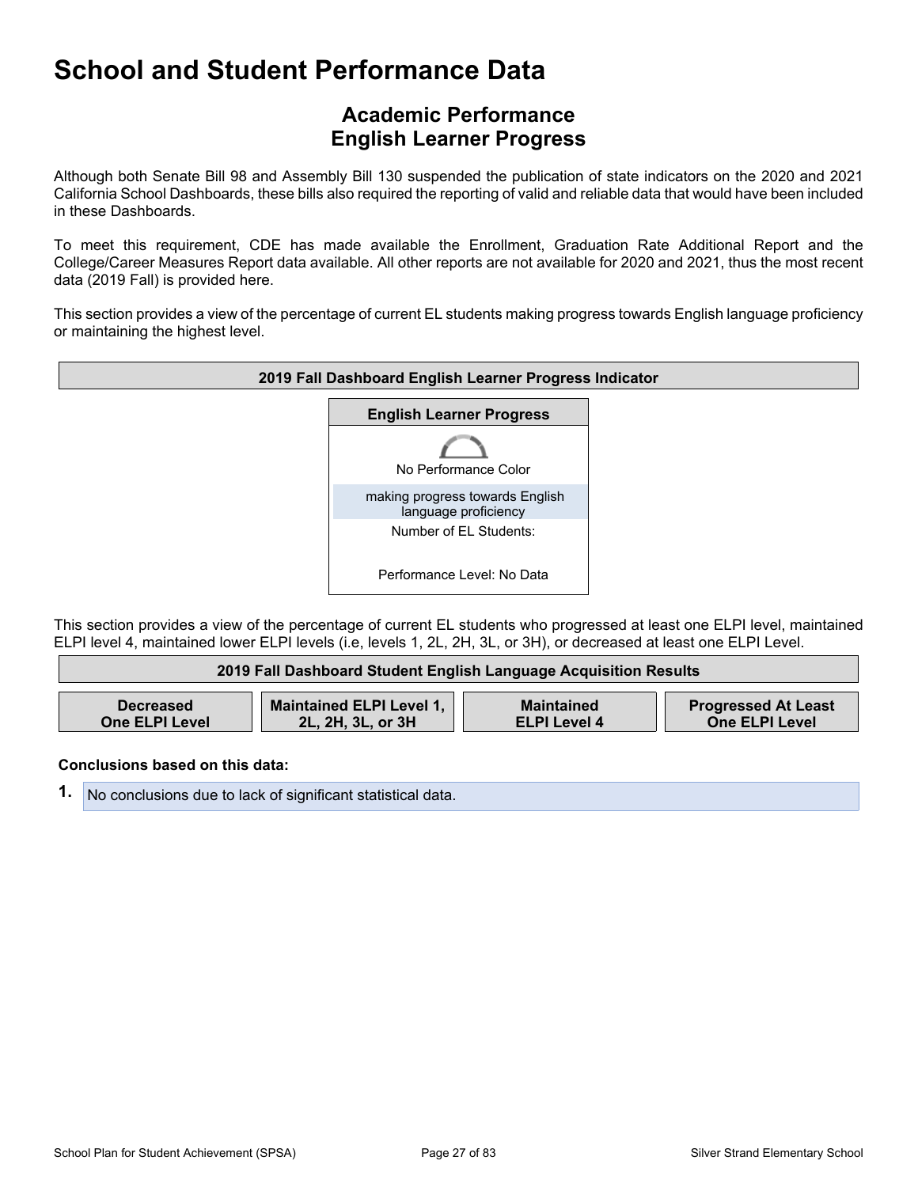# School and Student Performance Data

## Academic Performance
## English Learner Progress

Although both Senate Bill 98 and Assembly Bill 130 suspended the publication of state indicators on the 2020 and 2021 California School Dashboards, these bills also required the reporting of valid and reliable data that would have been included in these Dashboards.

To meet this requirement, CDE has made available the Enrollment, Graduation Rate Additional Report and the College/Career Measures Report data available. All other reports are not available for 2020 and 2021, thus the most recent data (2019 Fall) is provided here.

This section provides a view of the percentage of current EL students making progress towards English language proficiency or maintaining the highest level.

| 2019 Fall Dashboard English Learner Progress Indicator |
|---|
| **English Learner Progress** |
| No Performance Color |
| making progress towards English language proficiency |
| Number of EL Students: |
| Performance Level: No Data |

This section provides a view of the percentage of current EL students who progressed at least one ELPI level, maintained ELPI level 4, maintained lower ELPI levels (i.e, levels 1, 2L, 2H, 3L, or 3H), or decreased at least one ELPI Level.

| 2019 Fall Dashboard Student English Language Acquisition Results | | | |
|---|---|---|---|
| Decreased One ELPI Level | Maintained ELPI Level 1, 2L, 2H, 3L, or 3H | Maintained ELPI Level 4 | Progressed At Least One ELPI Level |

**Conclusions based on this data:**

1. No conclusions due to lack of significant statistical data.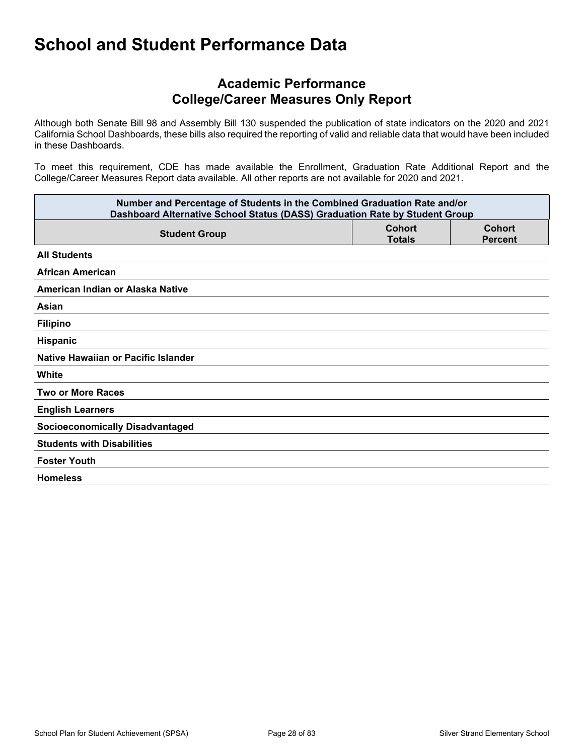# School and Student Performance Data

## Academic Performance
## College/Career Measures Only Report

Although both Senate Bill 98 and Assembly Bill 130 suspended the publication of state indicators on the 2020 and 2021 California School Dashboards, these bills also required the reporting of valid and reliable data that would have been included in these Dashboards.

To meet this requirement, CDE has made available the Enrollment, Graduation Rate Additional Report and the College/Career Measures Report data available. All other reports are not available for 2020 and 2021.

| Number and Percentage of Students in the Combined Graduation Rate and/or Dashboard Alternative School Status (DASS) Graduation Rate by Student Group | | |
|---|---|---|
| **Student Group** | **Cohort Totals** | **Cohort Percent** |
| **All Students** | | |
| **African American** | | |
| **American Indian or Alaska Native** | | |
| **Asian** | | |
| **Filipino** | | |
| **Hispanic** | | |
| **Native Hawaiian or Pacific Islander** | | |
| **White** | | |
| **Two or More Races** | | |
| **English Learners** | | |
| **Socioeconomically Disadvantaged** | | |
| **Students with Disabilities** | | |
| **Foster Youth** | | |
| **Homeless** | | |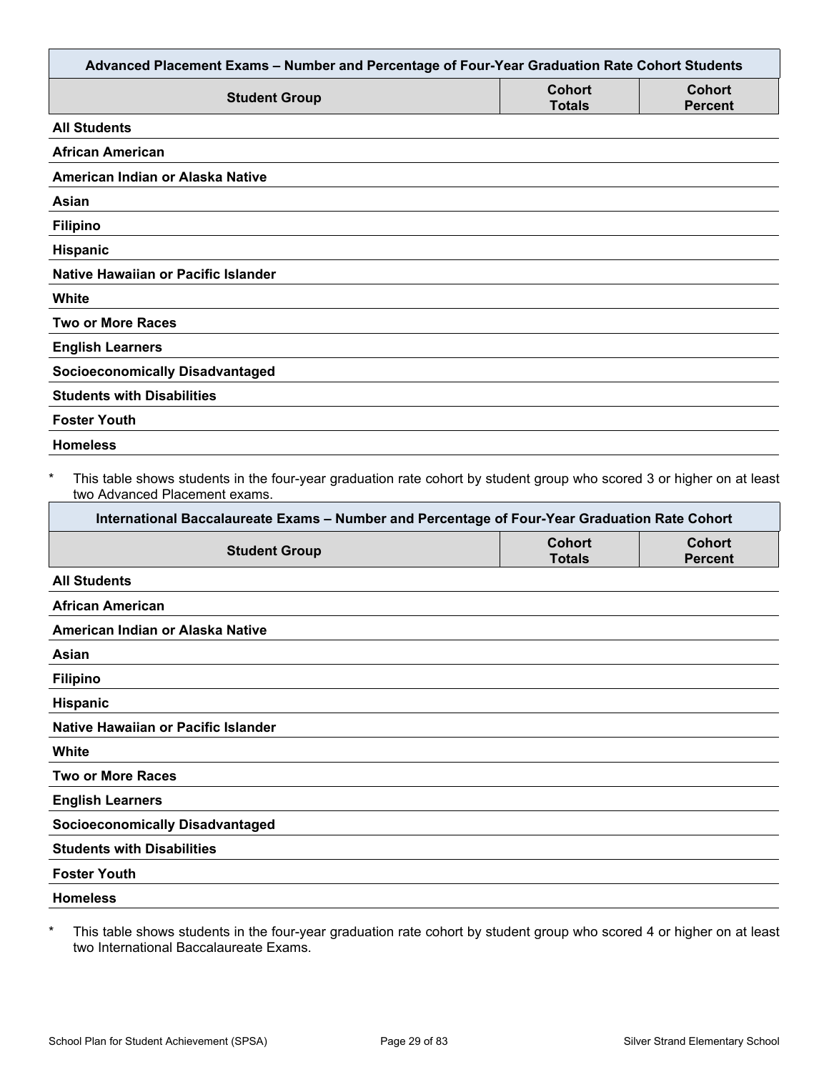| Advanced Placement Exams – Number and Percentage of Four-Year Graduation Rate Cohort Students | | |
|---|---|---|
| **Student Group** | **Cohort Totals** | **Cohort Percent** |
| **All Students** | | |
| **African American** | | |
| **American Indian or Alaska Native** | | |
| **Asian** | | |
| **Filipino** | | |
| **Hispanic** | | |
| **Native Hawaiian or Pacific Islander** | | |
| **White** | | |
| **Two or More Races** | | |
| **English Learners** | | |
| **Socioeconomically Disadvantaged** | | |
| **Students with Disabilities** | | |
| **Foster Youth** | | |
| **Homeless** | | |

\* This table shows students in the four-year graduation rate cohort by student group who scored 3 or higher on at least two Advanced Placement exams.

| International Baccalaureate Exams – Number and Percentage of Four-Year Graduation Rate Cohort | | |
|---|---|---|
| **Student Group** | **Cohort Totals** | **Cohort Percent** |
| **All Students** | | |
| **African American** | | |
| **American Indian or Alaska Native** | | |
| **Asian** | | |
| **Filipino** | | |
| **Hispanic** | | |
| **Native Hawaiian or Pacific Islander** | | |
| **White** | | |
| **Two or More Races** | | |
| **English Learners** | | |
| **Socioeconomically Disadvantaged** | | |
| **Students with Disabilities** | | |
| **Foster Youth** | | |
| **Homeless** | | |

\* This table shows students in the four-year graduation rate cohort by student group who scored 4 or higher on at least two International Baccalaureate Exams.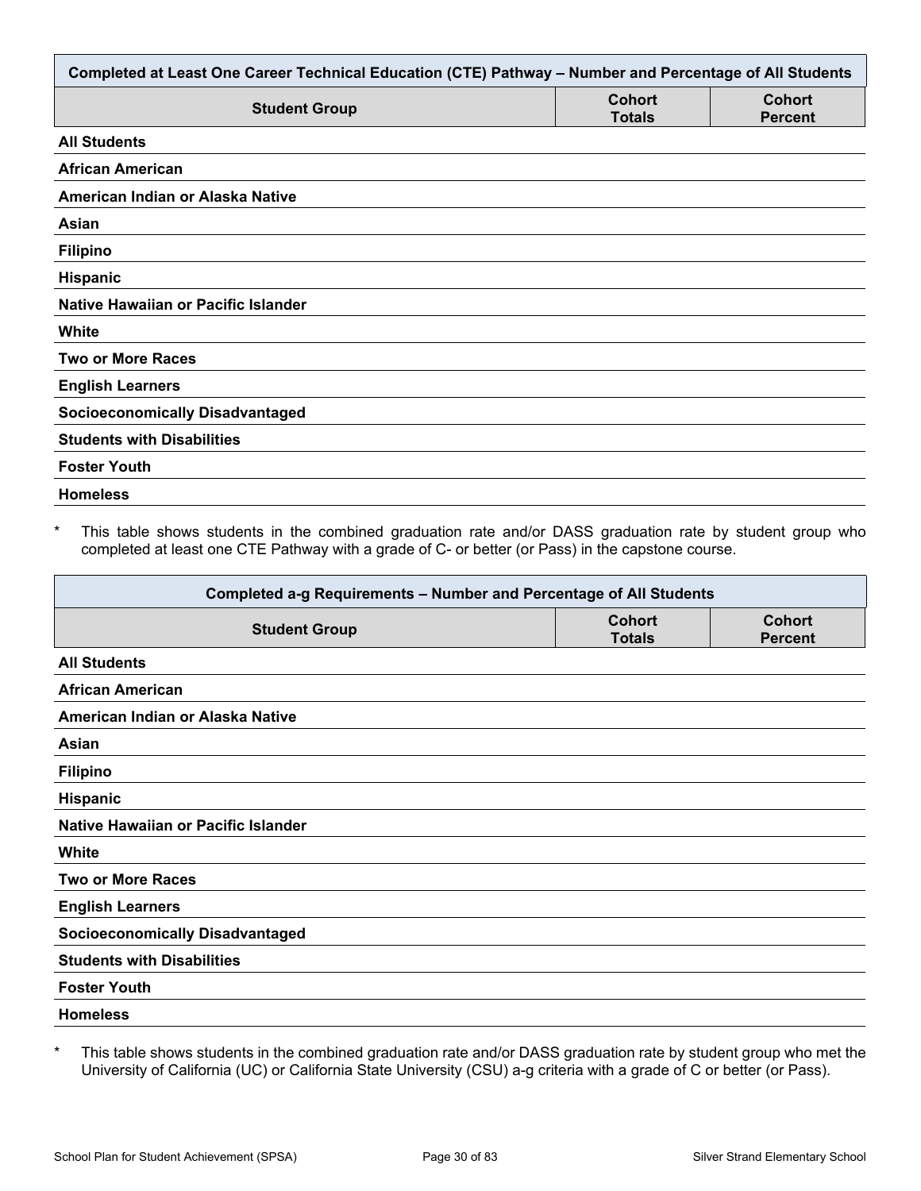| Completed at Least One Career Technical Education (CTE) Pathway – Number and Percentage of All Students | | |
|---|---|---|
| Student Group | Cohort Totals | Cohort Percent |
| All Students | | |
| African American | | |
| American Indian or Alaska Native | | |
| Asian | | |
| Filipino | | |
| Hispanic | | |
| Native Hawaiian or Pacific Islander | | |
| White | | |
| Two or More Races | | |
| English Learners | | |
| Socioeconomically Disadvantaged | | |
| Students with Disabilities | | |
| Foster Youth | | |
| Homeless | | |

* This table shows students in the combined graduation rate and/or DASS graduation rate by student group who completed at least one CTE Pathway with a grade of C- or better (or Pass) in the capstone course.

| Completed a-g Requirements – Number and Percentage of All Students | | |
|---|---|---|
| Student Group | Cohort Totals | Cohort Percent |
| All Students | | |
| African American | | |
| American Indian or Alaska Native | | |
| Asian | | |
| Filipino | | |
| Hispanic | | |
| Native Hawaiian or Pacific Islander | | |
| White | | |
| Two or More Races | | |
| English Learners | | |
| Socioeconomically Disadvantaged | | |
| Students with Disabilities | | |
| Foster Youth | | |
| Homeless | | |

* This table shows students in the combined graduation rate and/or DASS graduation rate by student group who met the University of California (UC) or California State University (CSU) a-g criteria with a grade of C or better (or Pass).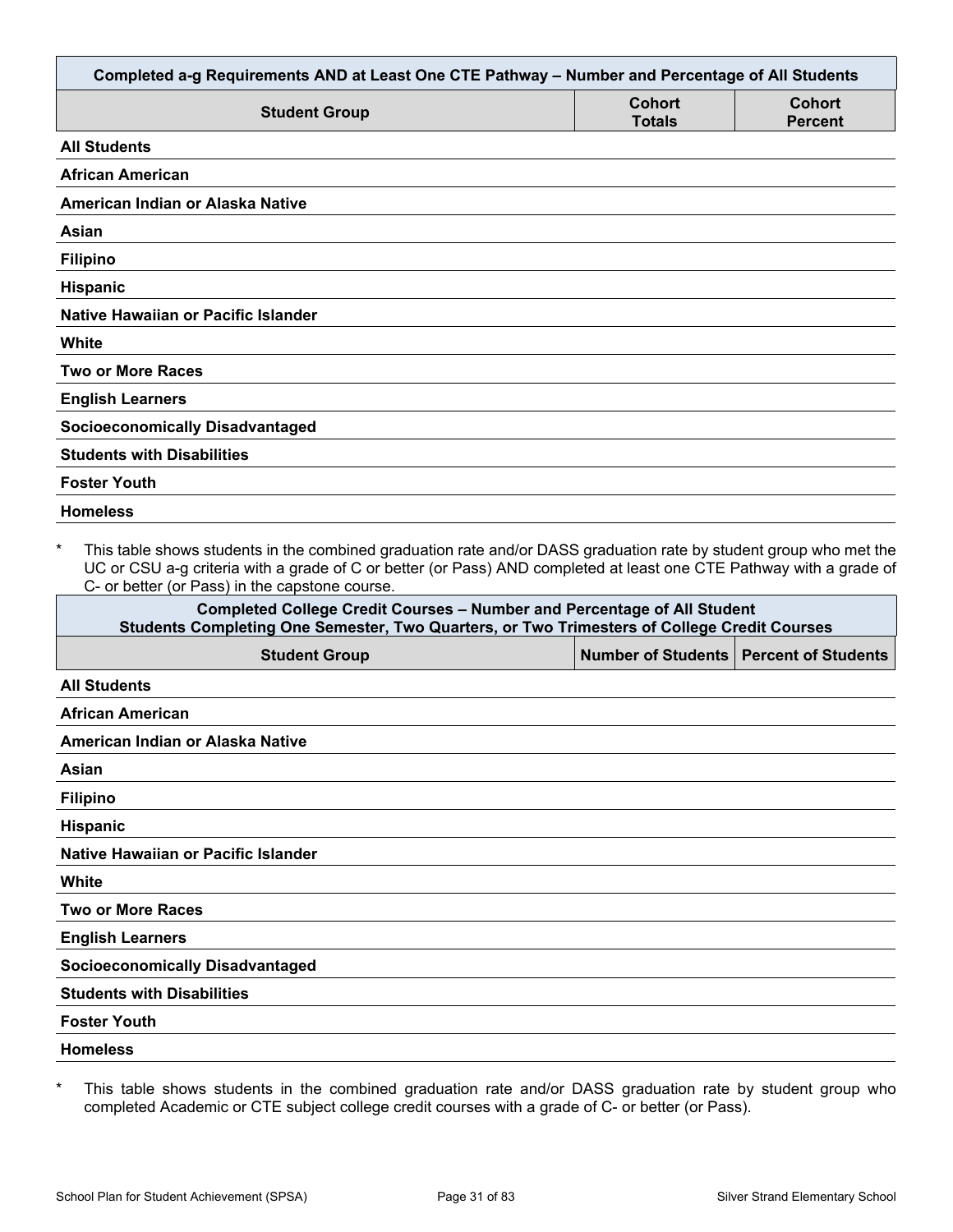| Completed a-g Requirements AND at Least One CTE Pathway – Number and Percentage of All Students | | |
|---|---|---|
| **Student Group** | **Cohort Totals** | **Cohort Percent** |
| **All Students** | | |
| **African American** | | |
| **American Indian or Alaska Native** | | |
| **Asian** | | |
| **Filipino** | | |
| **Hispanic** | | |
| **Native Hawaiian or Pacific Islander** | | |
| **White** | | |
| **Two or More Races** | | |
| **English Learners** | | |
| **Socioeconomically Disadvantaged** | | |
| **Students with Disabilities** | | |
| **Foster Youth** | | |
| **Homeless** | | |

* This table shows students in the combined graduation rate and/or DASS graduation rate by student group who met the UC or CSU a-g criteria with a grade of C or better (or Pass) AND completed at least one CTE Pathway with a grade of C- or better (or Pass) in the capstone course.

| Completed College Credit Courses – Number and Percentage of All Student Students Completing One Semester, Two Quarters, or Two Trimesters of College Credit Courses | | |
|---|---|---|
| **Student Group** | **Number of Students** | **Percent of Students** |
| **All Students** | | |
| **African American** | | |
| **American Indian or Alaska Native** | | |
| **Asian** | | |
| **Filipino** | | |
| **Hispanic** | | |
| **Native Hawaiian or Pacific Islander** | | |
| **White** | | |
| **Two or More Races** | | |
| **English Learners** | | |
| **Socioeconomically Disadvantaged** | | |
| **Students with Disabilities** | | |
| **Foster Youth** | | |
| **Homeless** | | |

* This table shows students in the combined graduation rate and/or DASS graduation rate by student group who completed Academic or CTE subject college credit courses with a grade of C- or better (or Pass).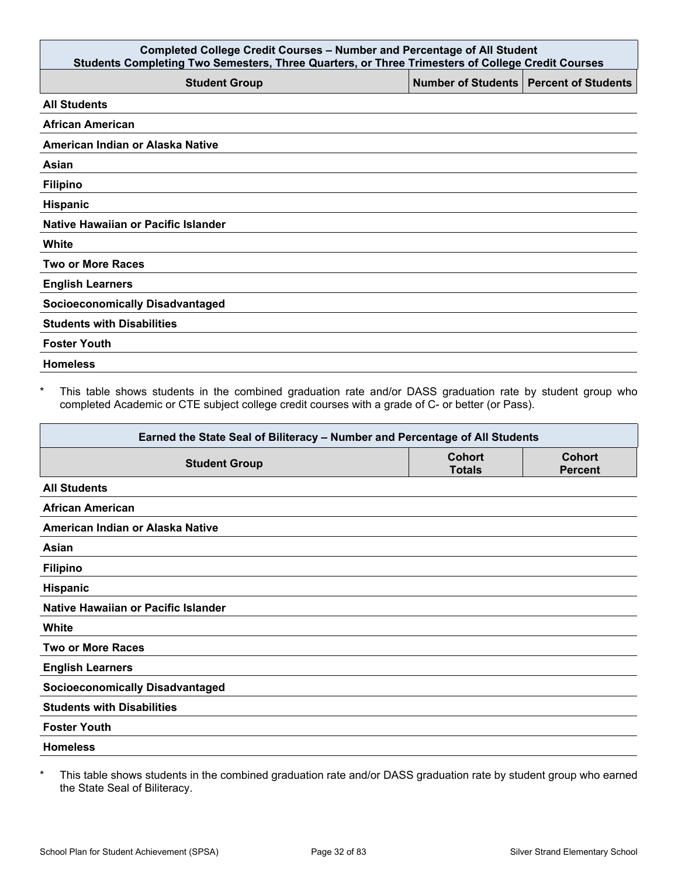| Completed College Credit Courses – Number and Percentage of All Student<br>Students Completing Two Semesters, Three Quarters, or Three Trimesters of College Credit Courses | | |
|---|---|---|
| **Student Group** | **Number of Students** | **Percent of Students** |
| **All Students** | | |
| **African American** | | |
| **American Indian or Alaska Native** | | |
| **Asian** | | |
| **Filipino** | | |
| **Hispanic** | | |
| **Native Hawaiian or Pacific Islander** | | |
| **White** | | |
| **Two or More Races** | | |
| **English Learners** | | |
| **Socioeconomically Disadvantaged** | | |
| **Students with Disabilities** | | |
| **Foster Youth** | | |
| **Homeless** | | |

* This table shows students in the combined graduation rate and/or DASS graduation rate by student group who completed Academic or CTE subject college credit courses with a grade of C- or better (or Pass).

| Earned the State Seal of Biliteracy – Number and Percentage of All Students | | |
|---|---|---|
| **Student Group** | **Cohort Totals** | **Cohort Percent** |
| **All Students** | | |
| **African American** | | |
| **American Indian or Alaska Native** | | |
| **Asian** | | |
| **Filipino** | | |
| **Hispanic** | | |
| **Native Hawaiian or Pacific Islander** | | |
| **White** | | |
| **Two or More Races** | | |
| **English Learners** | | |
| **Socioeconomically Disadvantaged** | | |
| **Students with Disabilities** | | |
| **Foster Youth** | | |
| **Homeless** | | |

* This table shows students in the combined graduation rate and/or DASS graduation rate by student group who earned the State Seal of Biliteracy.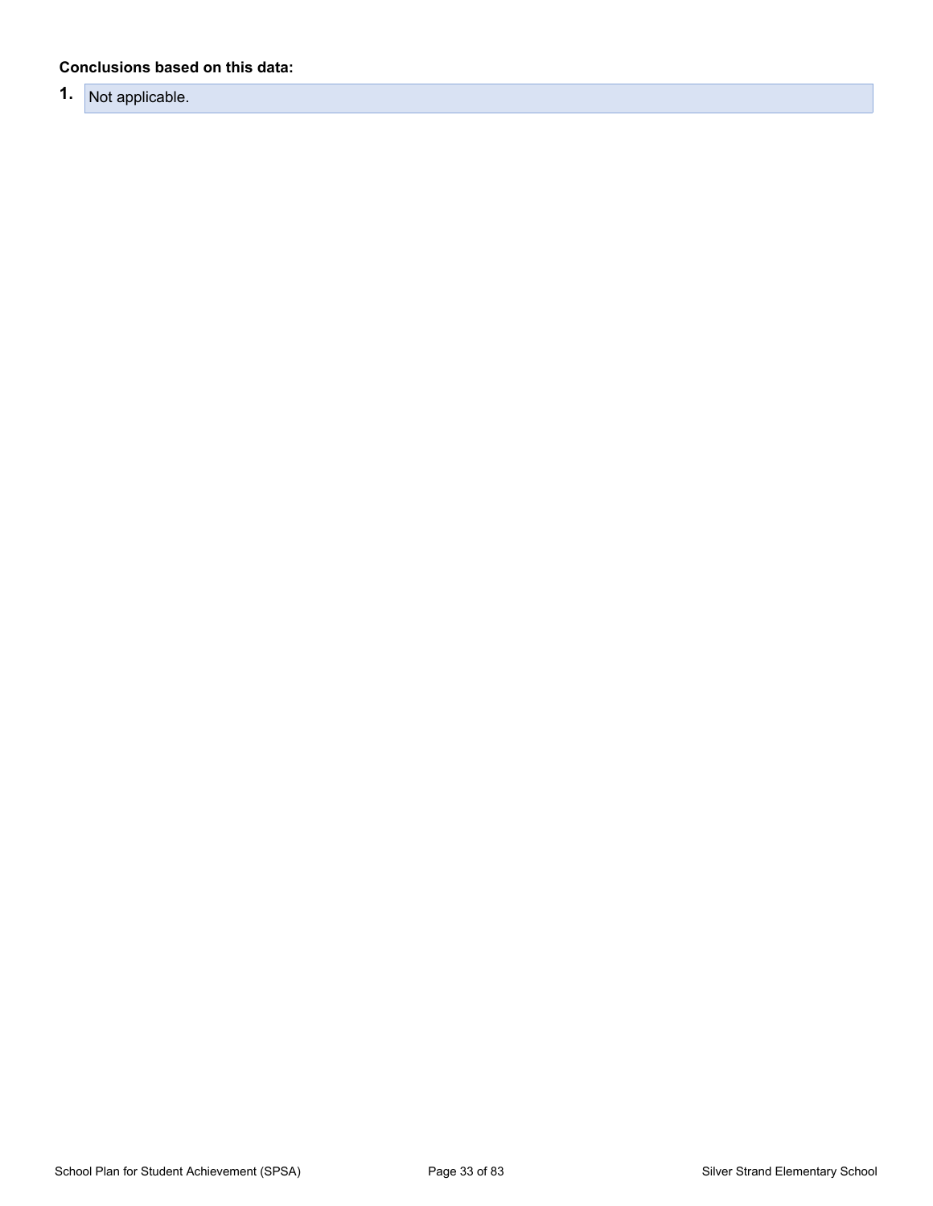**Conclusions based on this data:**

1. Not applicable.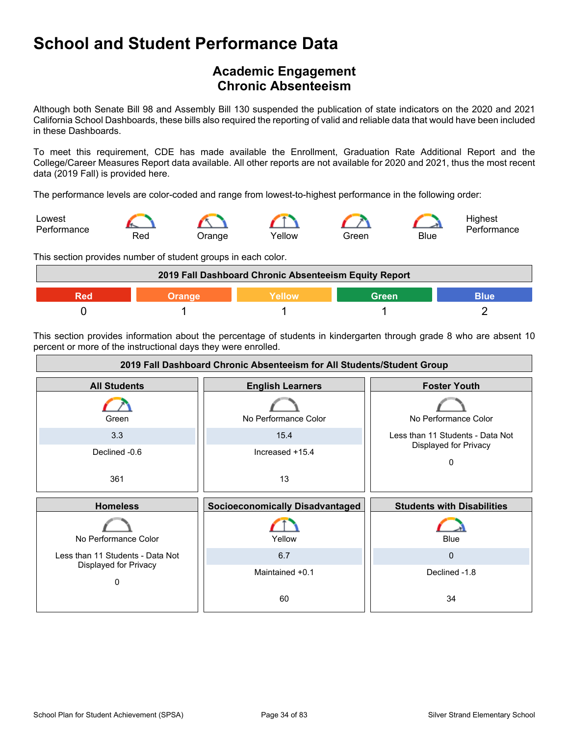# School and Student Performance Data

## Academic Engagement
## Chronic Absenteeism

Although both Senate Bill 98 and Assembly Bill 130 suspended the publication of state indicators on the 2020 and 2021 California School Dashboards, these bills also required the reporting of valid and reliable data that would have been included in these Dashboards.

To meet this requirement, CDE has made available the Enrollment, Graduation Rate Additional Report and the College/Career Measures Report data available. All other reports are not available for 2020 and 2021, thus the most recent data (2019 Fall) is provided here.

The performance levels are color-coded and range from lowest-to-highest performance in the following order:

Lowest Performance — Red — Orange — Yellow — Green — Blue — Highest Performance

This section provides number of student groups in each color.

| 2019 Fall Dashboard Chronic Absenteeism Equity Report | | | | |
|---|---|---|---|---|
| Red | Orange | Yellow | Green | Blue |
| 0 | 1 | 1 | 1 | 2 |

This section provides information about the percentage of students in kindergarten through grade 8 who are absent 10 percent or more of the instructional days they were enrolled.

| 2019 Fall Dashboard Chronic Absenteeism for All Students/Student Group | | |
|---|---|---|
| **All Students** | **English Learners** | **Foster Youth** |
| Green | No Performance Color | No Performance Color |
| 3.3 | 15.4 | Less than 11 Students - Data Not Displayed for Privacy |
| Declined -0.6 | Increased +15.4 | 0 |
| 361 | 13 | |
| **Homeless** | **Socioeconomically Disadvantaged** | **Students with Disabilities** |
| No Performance Color | Yellow | Blue |
| Less than 11 Students - Data Not Displayed for Privacy | 6.7 | 0 |
| 0 | Maintained +0.1 | Declined -1.8 |
| | 60 | 34 |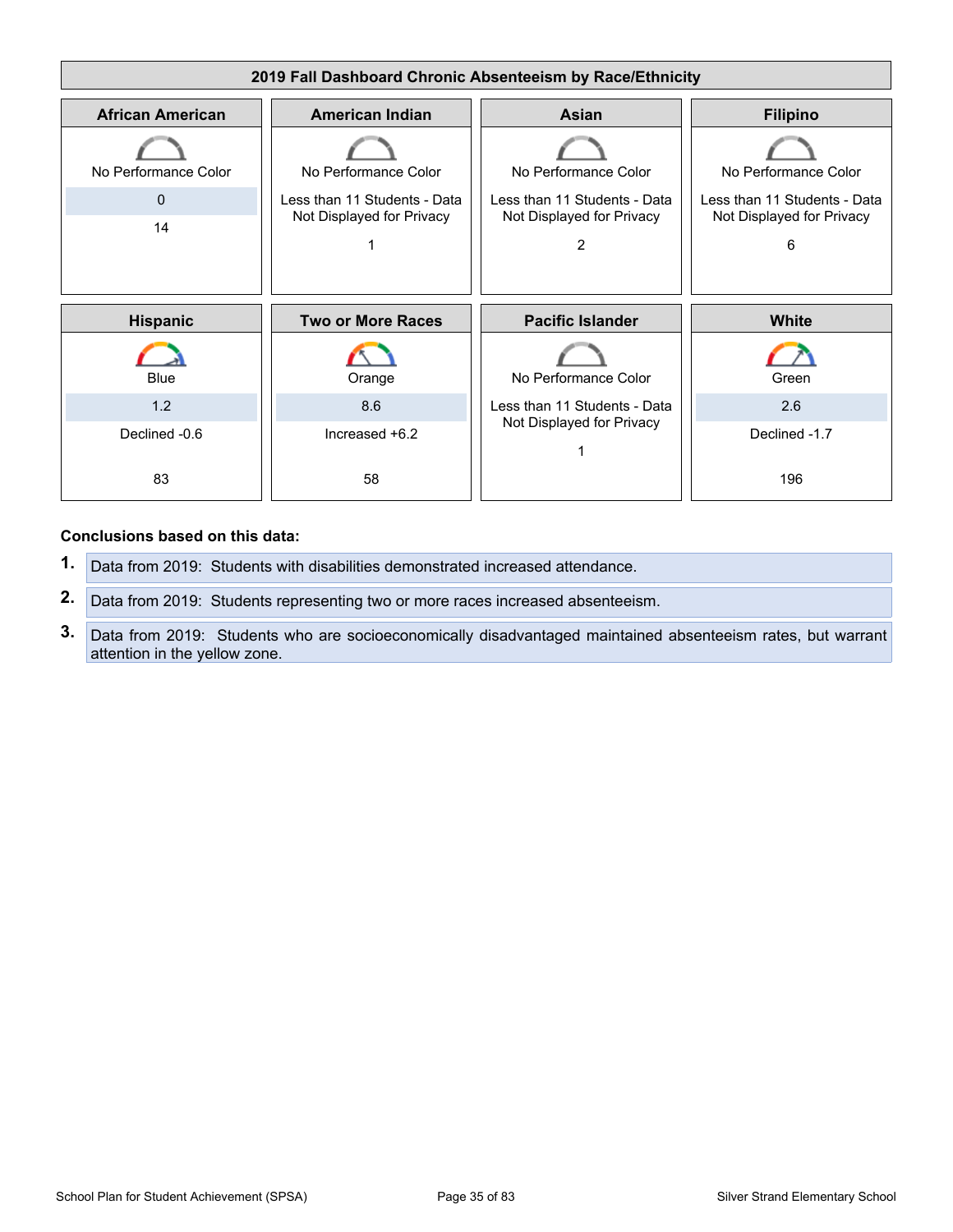| 2019 Fall Dashboard Chronic Absenteeism by Race/Ethnicity | | | |
|---|---|---|---|
| **African American** | **American Indian** | **Asian** | **Filipino** |
| No Performance Color<br>0<br>14 | No Performance Color<br>Less than 11 Students - Data Not Displayed for Privacy<br>1 | No Performance Color<br>Less than 11 Students - Data Not Displayed for Privacy<br>2 | No Performance Color<br>Less than 11 Students - Data Not Displayed for Privacy<br>6 |
| **Hispanic** | **Two or More Races** | **Pacific Islander** | **White** |
| Blue<br>1.2<br>Declined -0.6<br>83 | Orange<br>8.6<br>Increased +6.2<br>58 | No Performance Color<br>Less than 11 Students - Data Not Displayed for Privacy<br>1 | Green<br>2.6<br>Declined -1.7<br>196 |

**Conclusions based on this data:**

1. Data from 2019: Students with disabilities demonstrated increased attendance.
2. Data from 2019: Students representing two or more races increased absenteeism.
3. Data from 2019: Students who are socioeconomically disadvantaged maintained absenteeism rates, but warrant attention in the yellow zone.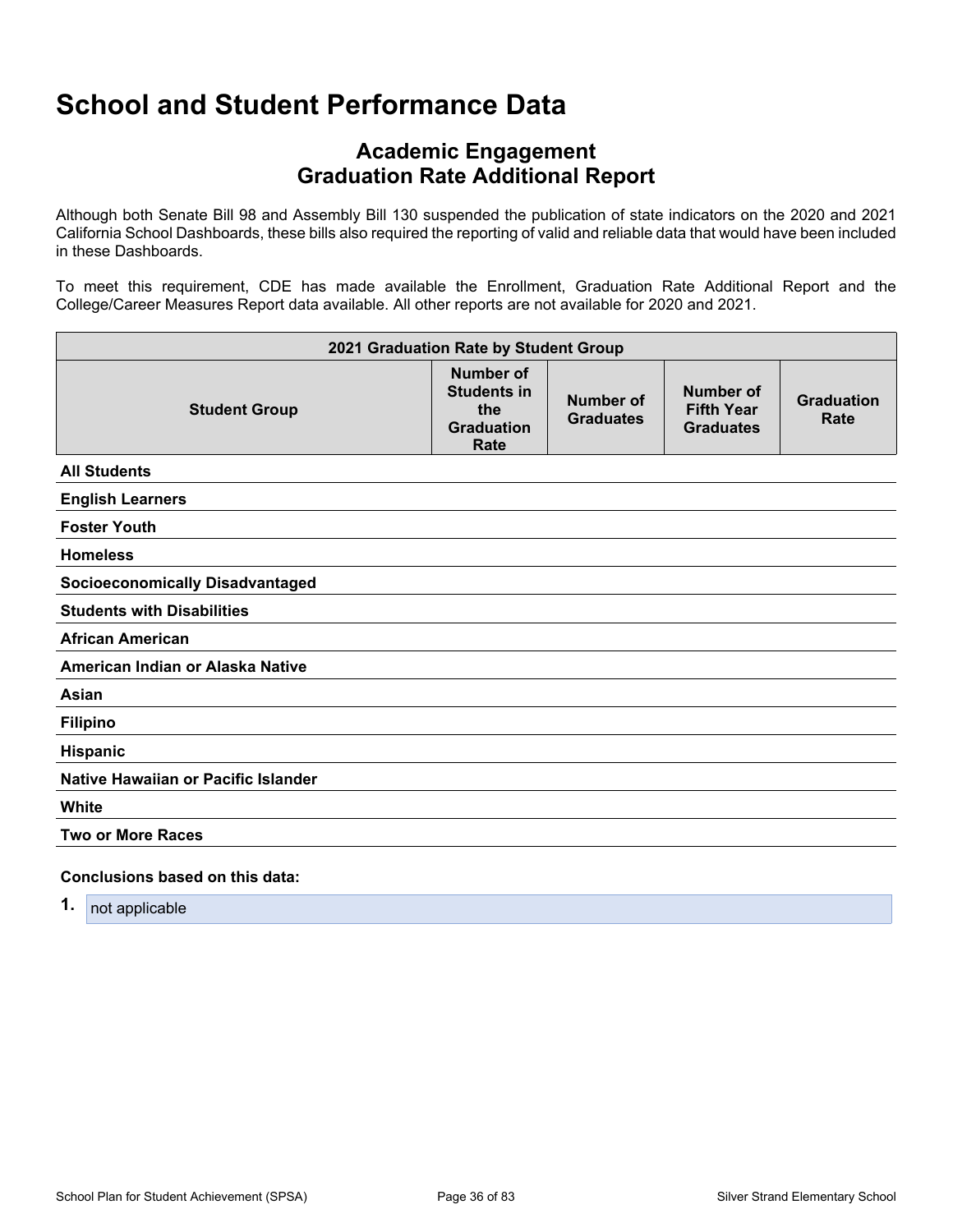# School and Student Performance Data

## Academic Engagement
## Graduation Rate Additional Report

Although both Senate Bill 98 and Assembly Bill 130 suspended the publication of state indicators on the 2020 and 2021 California School Dashboards, these bills also required the reporting of valid and reliable data that would have been included in these Dashboards.

To meet this requirement, CDE has made available the Enrollment, Graduation Rate Additional Report and the College/Career Measures Report data available. All other reports are not available for 2020 and 2021.

| 2021 Graduation Rate by Student Group | | | | |
|---|---|---|---|---|
| **Student Group** | **Number of Students in the Graduation Rate** | **Number of Graduates** | **Number of Fifth Year Graduates** | **Graduation Rate** |
| **All Students** | | | | |
| **English Learners** | | | | |
| **Foster Youth** | | | | |
| **Homeless** | | | | |
| **Socioeconomically Disadvantaged** | | | | |
| **Students with Disabilities** | | | | |
| **African American** | | | | |
| **American Indian or Alaska Native** | | | | |
| **Asian** | | | | |
| **Filipino** | | | | |
| **Hispanic** | | | | |
| **Native Hawaiian or Pacific Islander** | | | | |
| **White** | | | | |
| **Two or More Races** | | | | |

**Conclusions based on this data:**

1. not applicable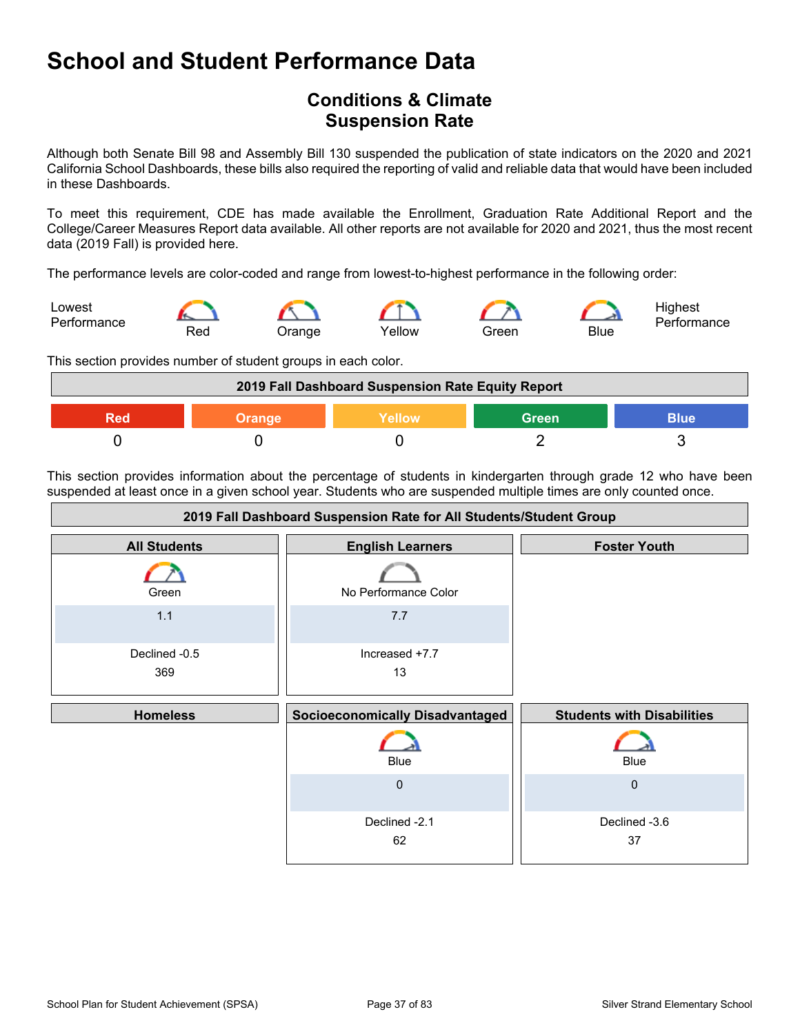# School and Student Performance Data

## Conditions & Climate
## Suspension Rate

Although both Senate Bill 98 and Assembly Bill 130 suspended the publication of state indicators on the 2020 and 2021 California School Dashboards, these bills also required the reporting of valid and reliable data that would have been included in these Dashboards.

To meet this requirement, CDE has made available the Enrollment, Graduation Rate Additional Report and the College/Career Measures Report data available. All other reports are not available for 2020 and 2021, thus the most recent data (2019 Fall) is provided here.

The performance levels are color-coded and range from lowest-to-highest performance in the following order:

| Lowest Performance | Red | Orange | Yellow | Green | Blue | Highest Performance |
|---|---|---|---|---|---|---|

This section provides number of student groups in each color.

| 2019 Fall Dashboard Suspension Rate Equity Report | | | | |
|---|---|---|---|---|
| Red | Orange | Yellow | Green | Blue |
| 0 | 0 | 0 | 2 | 3 |

This section provides information about the percentage of students in kindergarten through grade 12 who have been suspended at least once in a given school year. Students who are suspended multiple times are only counted once.

**2019 Fall Dashboard Suspension Rate for All Students/Student Group**

| All Students | English Learners | Foster Youth |
|---|---|---|
| Green | No Performance Color | |
| 1.1 | 7.7 | |
| Declined -0.5 | Increased +7.7 | |
| 369 | 13 | |

| Homeless | Socioeconomically Disadvantaged | Students with Disabilities |
|---|---|---|
| | Blue | Blue |
| | 0 | 0 |
| | Declined -2.1 | Declined -3.6 |
| | 62 | 37 |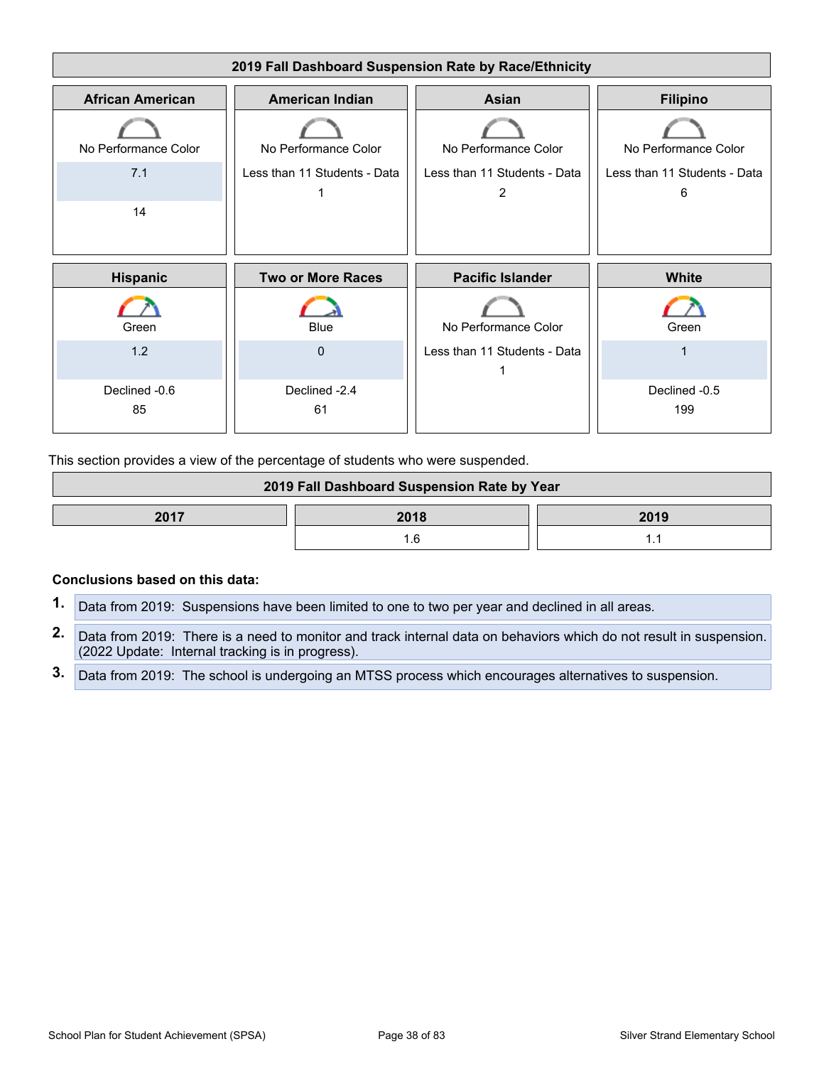**2019 Fall Dashboard Suspension Rate by Race/Ethnicity**

| African American | American Indian | Asian | Filipino |
|---|---|---|---|
| No Performance Color | No Performance Color | No Performance Color | No Performance Color |
| 7.1 | Less than 11 Students - Data | Less than 11 Students - Data | Less than 11 Students - Data |
| 14 | 1 | 2 | 6 |

| Hispanic | Two or More Races | Pacific Islander | White |
|---|---|---|---|
| Green | Blue | No Performance Color | Green |
| 1.2 | 0 | Less than 11 Students - Data | 1 |
| Declined -0.6 | Declined -2.4 | 1 | Declined -0.5 |
| 85 | 61 | | 199 |

This section provides a view of the percentage of students who were suspended.

**2019 Fall Dashboard Suspension Rate by Year**

| 2017 | 2018 | 2019 |
|---|---|---|
| | 1.6 | 1.1 |

**Conclusions based on this data:**

1. Data from 2019: Suspensions have been limited to one to two per year and declined in all areas.
2. Data from 2019: There is a need to monitor and track internal data on behaviors which do not result in suspension. (2022 Update: Internal tracking is in progress).
3. Data from 2019: The school is undergoing an MTSS process which encourages alternatives to suspension.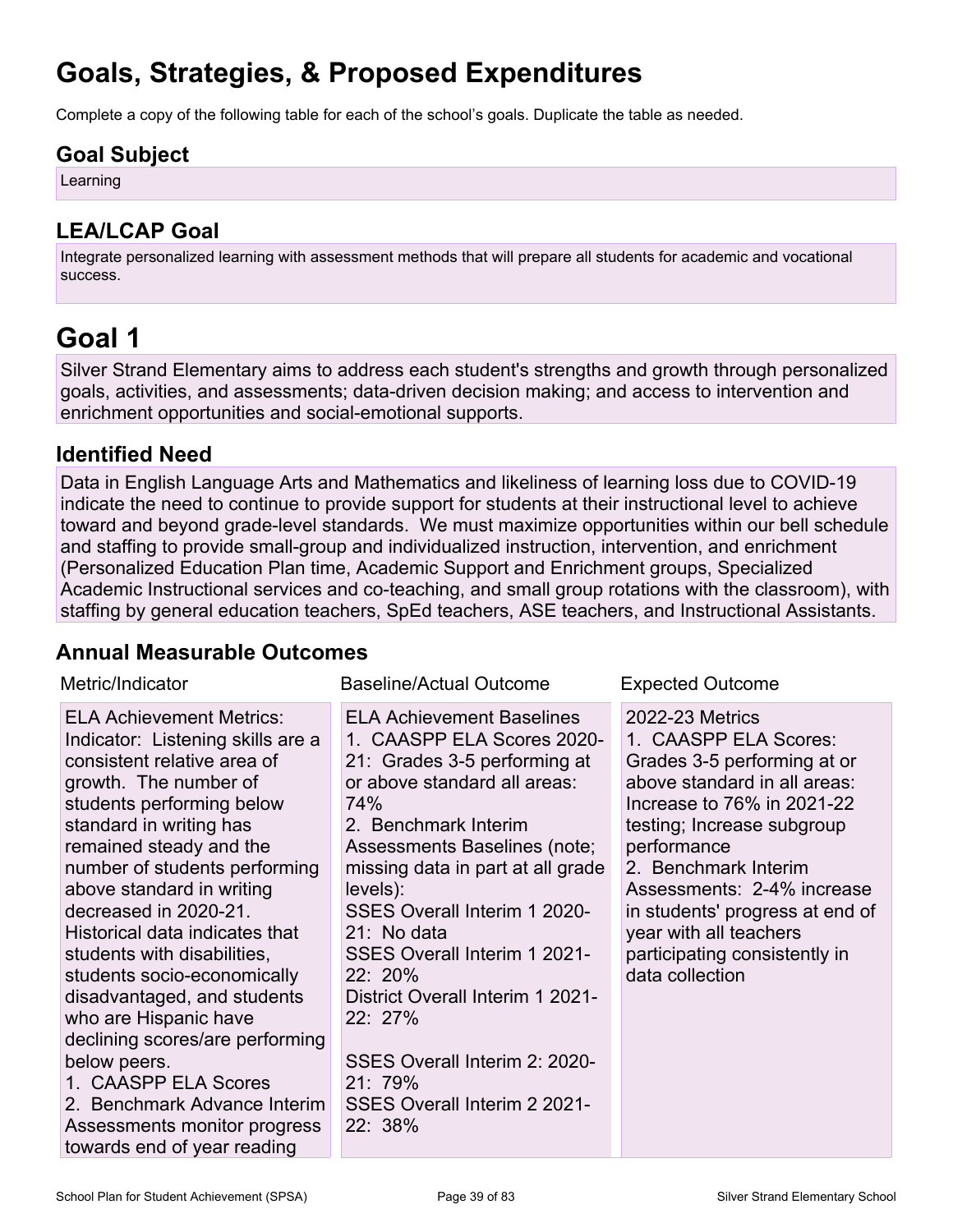# Goals, Strategies, & Proposed Expenditures

Complete a copy of the following table for each of the school's goals. Duplicate the table as needed.

## Goal Subject

Learning

## LEA/LCAP Goal

Integrate personalized learning with assessment methods that will prepare all students for academic and vocational success.

# Goal 1

Silver Strand Elementary aims to address each student's strengths and growth through personalized goals, activities, and assessments; data-driven decision making; and access to intervention and enrichment opportunities and social-emotional supports.

## Identified Need

Data in English Language Arts and Mathematics and likeliness of learning loss due to COVID-19 indicate the need to continue to provide support for students at their instructional level to achieve toward and beyond grade-level standards. We must maximize opportunities within our bell schedule and staffing to provide small-group and individualized instruction, intervention, and enrichment (Personalized Education Plan time, Academic Support and Enrichment groups, Specialized Academic Instructional services and co-teaching, and small group rotations with the classroom), with staffing by general education teachers, SpEd teachers, ASE teachers, and Instructional Assistants.

## Annual Measurable Outcomes

| Metric/Indicator | Baseline/Actual Outcome | Expected Outcome |
|---|---|---|
| ELA Achievement Metrics:<br>Indicator: Listening skills are a consistent relative area of growth. The number of students performing below standard in writing has remained steady and the number of students performing above standard in writing decreased in 2020-21. Historical data indicates that students with disabilities, students socio-economically disadvantaged, and students who are Hispanic have declining scores/are performing below peers.<br>1. CAASPP ELA Scores<br>2. Benchmark Advance Interim Assessments monitor progress towards end of year reading | ELA Achievement Baselines<br>1. CAASPP ELA Scores 2020-21: Grades 3-5 performing at or above standard all areas: 74%<br>2. Benchmark Interim Assessments Baselines (note; missing data in part at all grade levels):<br>SSES Overall Interim 1 2020-21: No data<br>SSES Overall Interim 1 2021-22: 20%<br>District Overall Interim 1 2021-22: 27%<br><br>SSES Overall Interim 2: 2020-21: 79%<br>SSES Overall Interim 2 2021-22: 38% | 2022-23 Metrics<br>1. CAASPP ELA Scores: Grades 3-5 performing at or above standard in all areas: Increase to 76% in 2021-22 testing; Increase subgroup performance<br>2. Benchmark Interim Assessments: 2-4% increase in students' progress at end of year with all teachers participating consistently in data collection |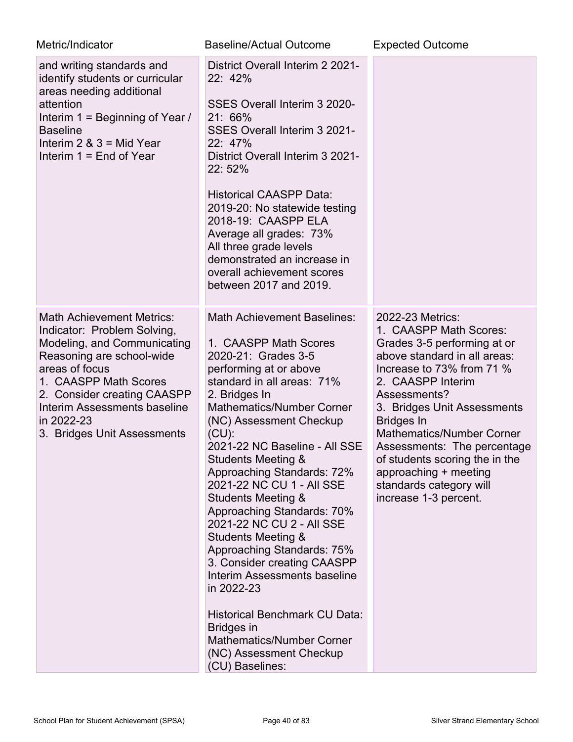| Metric/Indicator | Baseline/Actual Outcome | Expected Outcome |
|---|---|---|
| and writing standards and identify students or curricular areas needing additional attention<br>Interim 1 = Beginning of Year / Baseline<br>Interim 2 & 3 = Mid Year<br>Interim 1 = End of Year | District Overall Interim 2 2021-22: 42%<br><br>SSES Overall Interim 3 2020-21: 66%<br>SSES Overall Interim 3 2021-22: 47%<br>District Overall Interim 3 2021-22: 52%<br><br>Historical CAASPP Data:<br>2019-20: No statewide testing<br>2018-19: CAASPP ELA Average all grades: 73%<br>All three grade levels demonstrated an increase in overall achievement scores between 2017 and 2019. | |
| Math Achievement Metrics:<br>Indicator: Problem Solving, Modeling, and Communicating Reasoning are school-wide areas of focus<br>1. CAASPP Math Scores<br>2. Consider creating CAASPP Interim Assessments baseline in 2022-23<br>3. Bridges Unit Assessments | Math Achievement Baselines:<br><br>1. CAASPP Math Scores 2020-21: Grades 3-5 performing at or above standard in all areas: 71%<br>2. Bridges In Mathematics/Number Corner (NC) Assessment Checkup (CU):<br>2021-22 NC Baseline - All SSE Students Meeting & Approaching Standards: 72%<br>2021-22 NC CU 1 - All SSE Students Meeting & Approaching Standards: 70%<br>2021-22 NC CU 2 - All SSE Students Meeting & Approaching Standards: 75%<br>3. Consider creating CAASPP Interim Assessments baseline in 2022-23<br><br>Historical Benchmark CU Data:<br>Bridges in Mathematics/Number Corner (NC) Assessment Checkup (CU) Baselines: | 2022-23 Metrics:<br>1. CAASPP Math Scores: Grades 3-5 performing at or above standard in all areas: Increase to 73% from 71 %<br>2. CAASPP Interim Assessments?<br>3. Bridges Unit Assessments Bridges In Mathematics/Number Corner Assessments: The percentage of students scoring the in the approaching + meeting standards category will increase 1-3 percent. |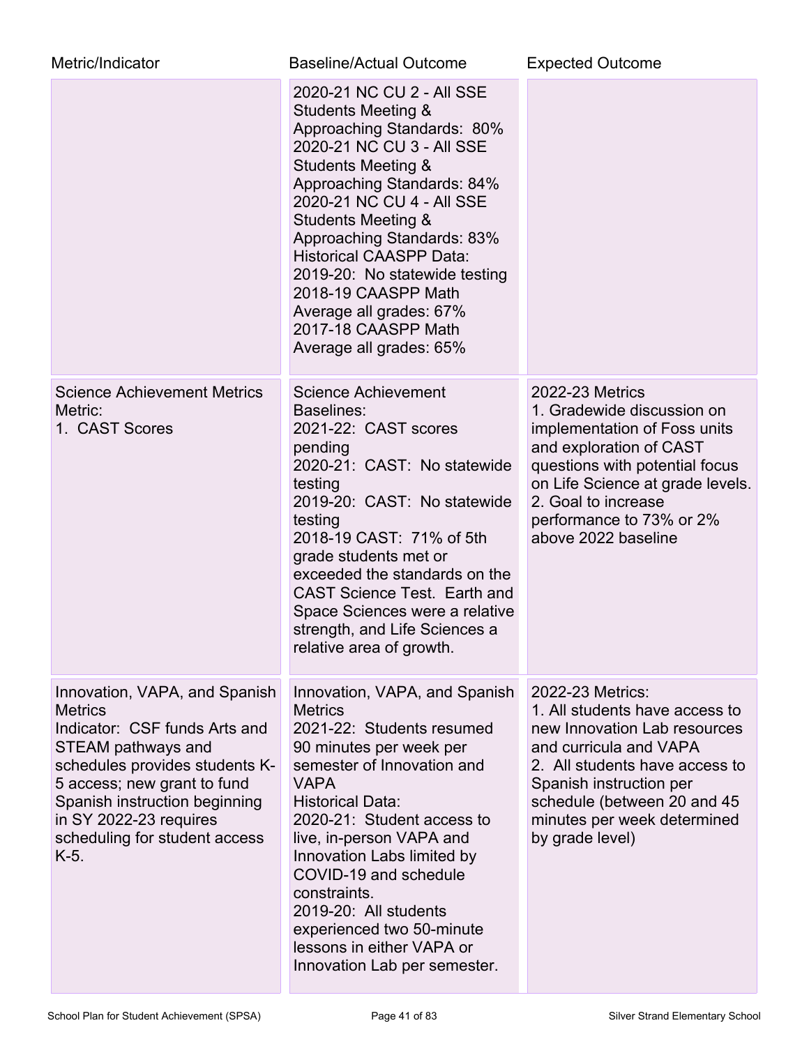| Metric/Indicator | Baseline/Actual Outcome | Expected Outcome |
| --- | --- | --- |
| | 2020-21 NC CU 2 - All SSE Students Meeting & Approaching Standards: 80%<br>2020-21 NC CU 3 - All SSE Students Meeting & Approaching Standards: 84%<br>2020-21 NC CU 4 - All SSE Students Meeting & Approaching Standards: 83%<br>Historical CAASPP Data:<br>2019-20: No statewide testing<br>2018-19 CAASPP Math Average all grades: 67%<br>2017-18 CAASPP Math Average all grades: 65% | |
| Science Achievement Metrics<br>Metric:<br>1. CAST Scores | Science Achievement Baselines:<br>2021-22: CAST scores pending<br>2020-21: CAST: No statewide testing<br>2019-20: CAST: No statewide testing<br>2018-19 CAST: 71% of 5th grade students met or exceeded the standards on the CAST Science Test. Earth and Space Sciences were a relative strength, and Life Sciences a relative area of growth. | 2022-23 Metrics<br>1. Gradewide discussion on implementation of Foss units and exploration of CAST questions with potential focus on Life Science at grade levels.<br>2. Goal to increase performance to 73% or 2% above 2022 baseline |
| Innovation, VAPA, and Spanish Metrics<br>Indicator: CSF funds Arts and STEAM pathways and schedules provides students K-5 access; new grant to fund Spanish instruction beginning in SY 2022-23 requires scheduling for student access K-5. | Innovation, VAPA, and Spanish Metrics<br>2021-22: Students resumed 90 minutes per week per semester of Innovation and VAPA<br>Historical Data:<br>2020-21: Student access to live, in-person VAPA and Innovation Labs limited by COVID-19 and schedule constraints.<br>2019-20: All students experienced two 50-minute lessons in either VAPA or Innovation Lab per semester. | 2022-23 Metrics:<br>1. All students have access to new Innovation Lab resources and curricula and VAPA<br>2. All students have access to Spanish instruction per schedule (between 20 and 45 minutes per week determined by grade level) |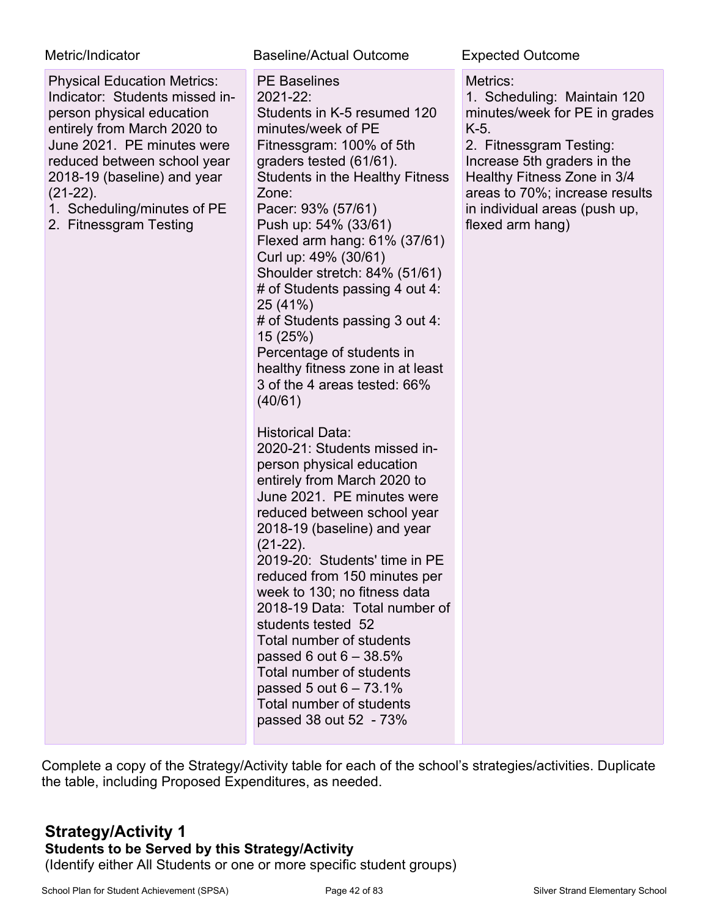| Metric/Indicator | Baseline/Actual Outcome | Expected Outcome |
| --- | --- | --- |
| Physical Education Metrics: Indicator: Students missed in-person physical education entirely from March 2020 to June 2021. PE minutes were reduced between school year 2018-19 (baseline) and year (21-22).<br>1. Scheduling/minutes of PE<br>2. Fitnessgram Testing | PE Baselines<br>2021-22:<br>Students in K-5 resumed 120 minutes/week of PE<br>Fitnessgram: 100% of 5th graders tested (61/61).<br>Students in the Healthy Fitness Zone:<br>Pacer: 93% (57/61)<br>Push up: 54% (33/61)<br>Flexed arm hang: 61% (37/61)<br>Curl up: 49% (30/61)<br>Shoulder stretch: 84% (51/61)<br># of Students passing 4 out 4: 25 (41%)<br># of Students passing 3 out 4: 15 (25%)<br>Percentage of students in healthy fitness zone in at least 3 of the 4 areas tested: 66% (40/61)<br><br>Historical Data:<br>2020-21: Students missed in-person physical education entirely from March 2020 to June 2021. PE minutes were reduced between school year 2018-19 (baseline) and year (21-22).<br>2019-20: Students' time in PE reduced from 150 minutes per week to 130; no fitness data<br>2018-19 Data: Total number of students tested 52<br>Total number of students passed 6 out 6 – 38.5%<br>Total number of students passed 5 out 6 – 73.1%<br>Total number of students passed 38 out 52 - 73% | Metrics:<br>1. Scheduling: Maintain 120 minutes/week for PE in grades K-5.<br>2. Fitnessgram Testing: Increase 5th graders in the Healthy Fitness Zone in 3/4 areas to 70%; increase results in individual areas (push up, flexed arm hang) |

Complete a copy of the Strategy/Activity table for each of the school's strategies/activities. Duplicate the table, including Proposed Expenditures, as needed.

## Strategy/Activity 1

**Students to be Served by this Strategy/Activity**

(Identify either All Students or one or more specific student groups)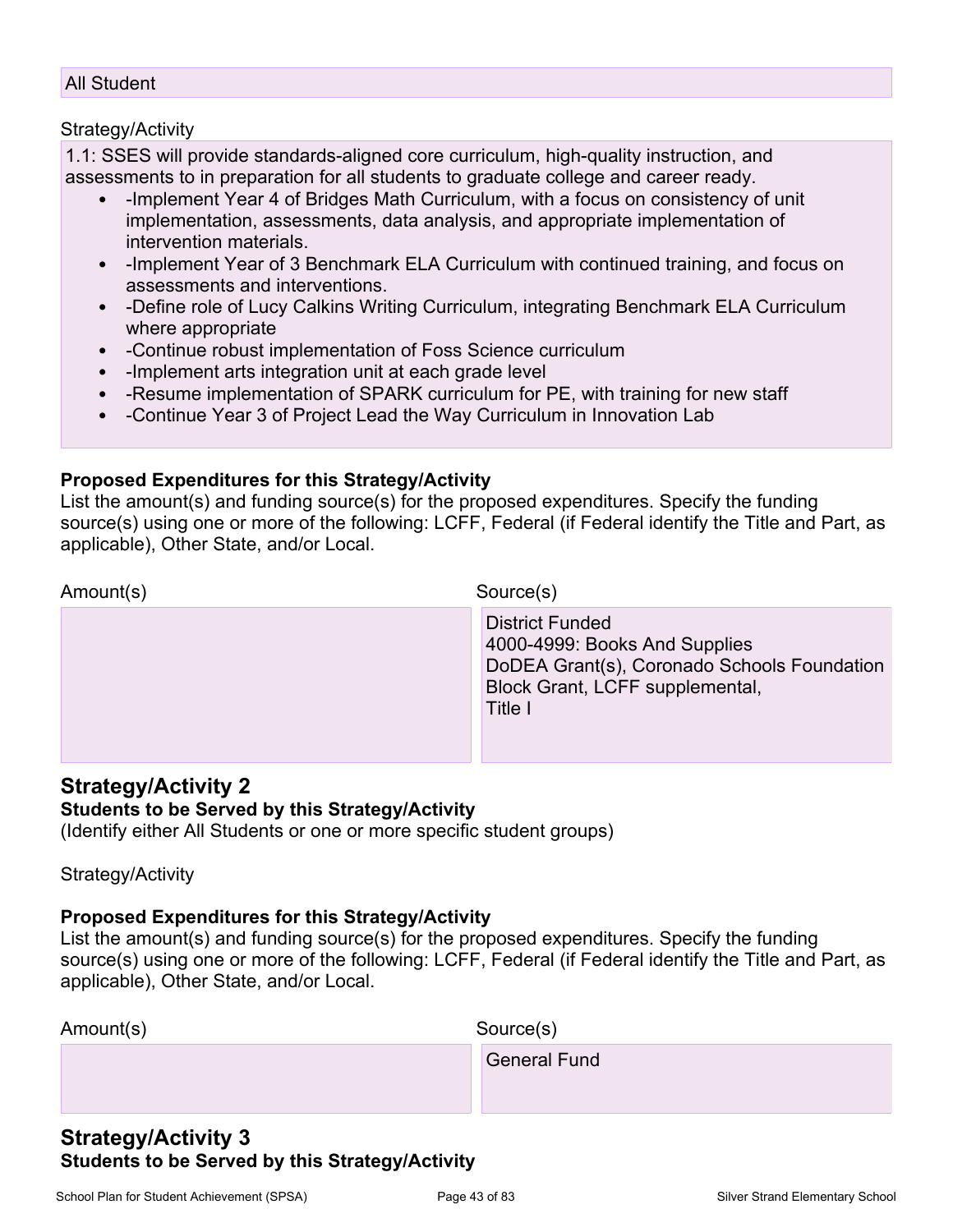All Student

Strategy/Activity

1.1: SSES will provide standards-aligned core curriculum, high-quality instruction, and assessments to in preparation for all students to graduate college and career ready.

- -Implement Year 4 of Bridges Math Curriculum, with a focus on consistency of unit implementation, assessments, data analysis, and appropriate implementation of intervention materials.
- -Implement Year of 3 Benchmark ELA Curriculum with continued training, and focus on assessments and interventions.
- -Define role of Lucy Calkins Writing Curriculum, integrating Benchmark ELA Curriculum where appropriate
- -Continue robust implementation of Foss Science curriculum
- -Implement arts integration unit at each grade level
- -Resume implementation of SPARK curriculum for PE, with training for new staff
- -Continue Year 3 of Project Lead the Way Curriculum in Innovation Lab

**Proposed Expenditures for this Strategy/Activity**

List the amount(s) and funding source(s) for the proposed expenditures. Specify the funding source(s) using one or more of the following: LCFF, Federal (if Federal identify the Title and Part, as applicable), Other State, and/or Local.

| Amount(s) | Source(s) |
| --- | --- |
| | District Funded<br>4000-4999: Books And Supplies<br>DoDEA Grant(s), Coronado Schools Foundation Block Grant, LCFF supplemental,<br>Title I |

## Strategy/Activity 2

**Students to be Served by this Strategy/Activity**

(Identify either All Students or one or more specific student groups)

Strategy/Activity

**Proposed Expenditures for this Strategy/Activity**

List the amount(s) and funding source(s) for the proposed expenditures. Specify the funding source(s) using one or more of the following: LCFF, Federal (if Federal identify the Title and Part, as applicable), Other State, and/or Local.

| Amount(s) | Source(s) |
| --- | --- |
| | General Fund |

## Strategy/Activity 3

**Students to be Served by this Strategy/Activity**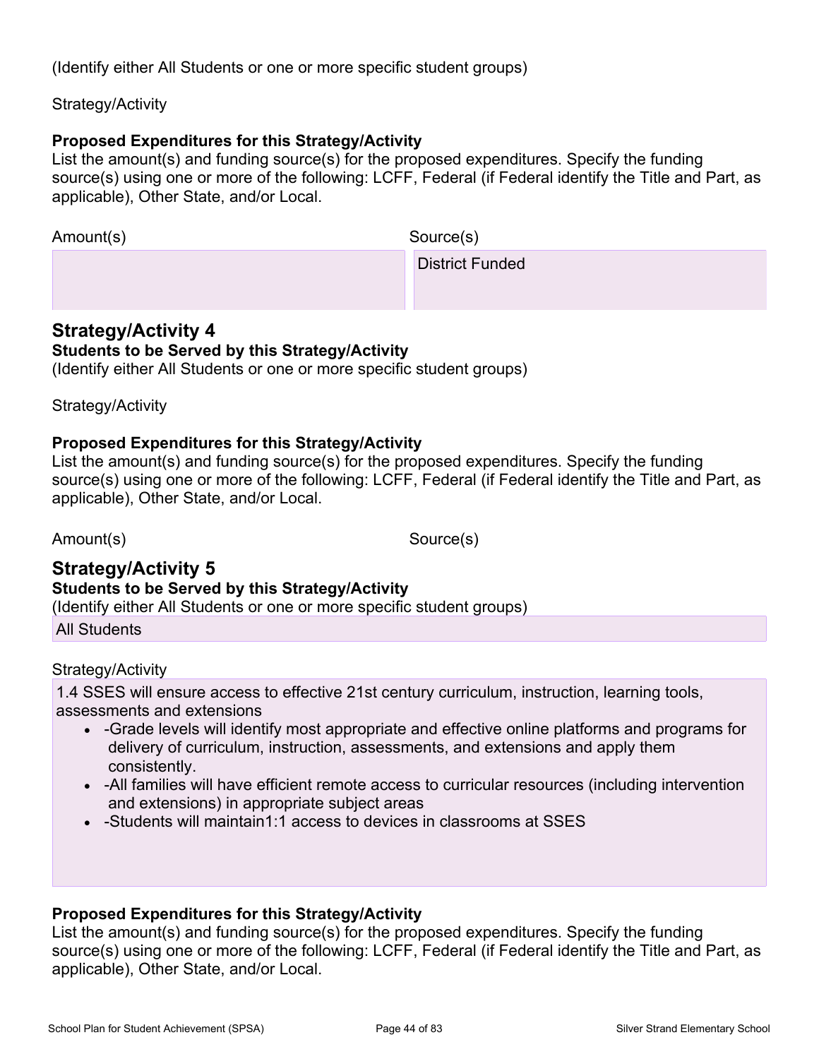(Identify either All Students or one or more specific student groups)

Strategy/Activity

**Proposed Expenditures for this Strategy/Activity**
List the amount(s) and funding source(s) for the proposed expenditures. Specify the funding source(s) using one or more of the following: LCFF, Federal (if Federal identify the Title and Part, as applicable), Other State, and/or Local.

| Amount(s) | Source(s) |
| --- | --- |
| | District Funded |

## Strategy/Activity 4

**Students to be Served by this Strategy/Activity**
(Identify either All Students or one or more specific student groups)

Strategy/Activity

**Proposed Expenditures for this Strategy/Activity**
List the amount(s) and funding source(s) for the proposed expenditures. Specify the funding source(s) using one or more of the following: LCFF, Federal (if Federal identify the Title and Part, as applicable), Other State, and/or Local.

Amount(s) Source(s)

## Strategy/Activity 5

**Students to be Served by this Strategy/Activity**
(Identify either All Students or one or more specific student groups)

All Students

Strategy/Activity

1.4 SSES will ensure access to effective 21st century curriculum, instruction, learning tools, assessments and extensions

- -Grade levels will identify most appropriate and effective online platforms and programs for delivery of curriculum, instruction, assessments, and extensions and apply them consistently.
- -All families will have efficient remote access to curricular resources (including intervention and extensions) in appropriate subject areas
- -Students will maintain1:1 access to devices in classrooms at SSES

**Proposed Expenditures for this Strategy/Activity**
List the amount(s) and funding source(s) for the proposed expenditures. Specify the funding source(s) using one or more of the following: LCFF, Federal (if Federal identify the Title and Part, as applicable), Other State, and/or Local.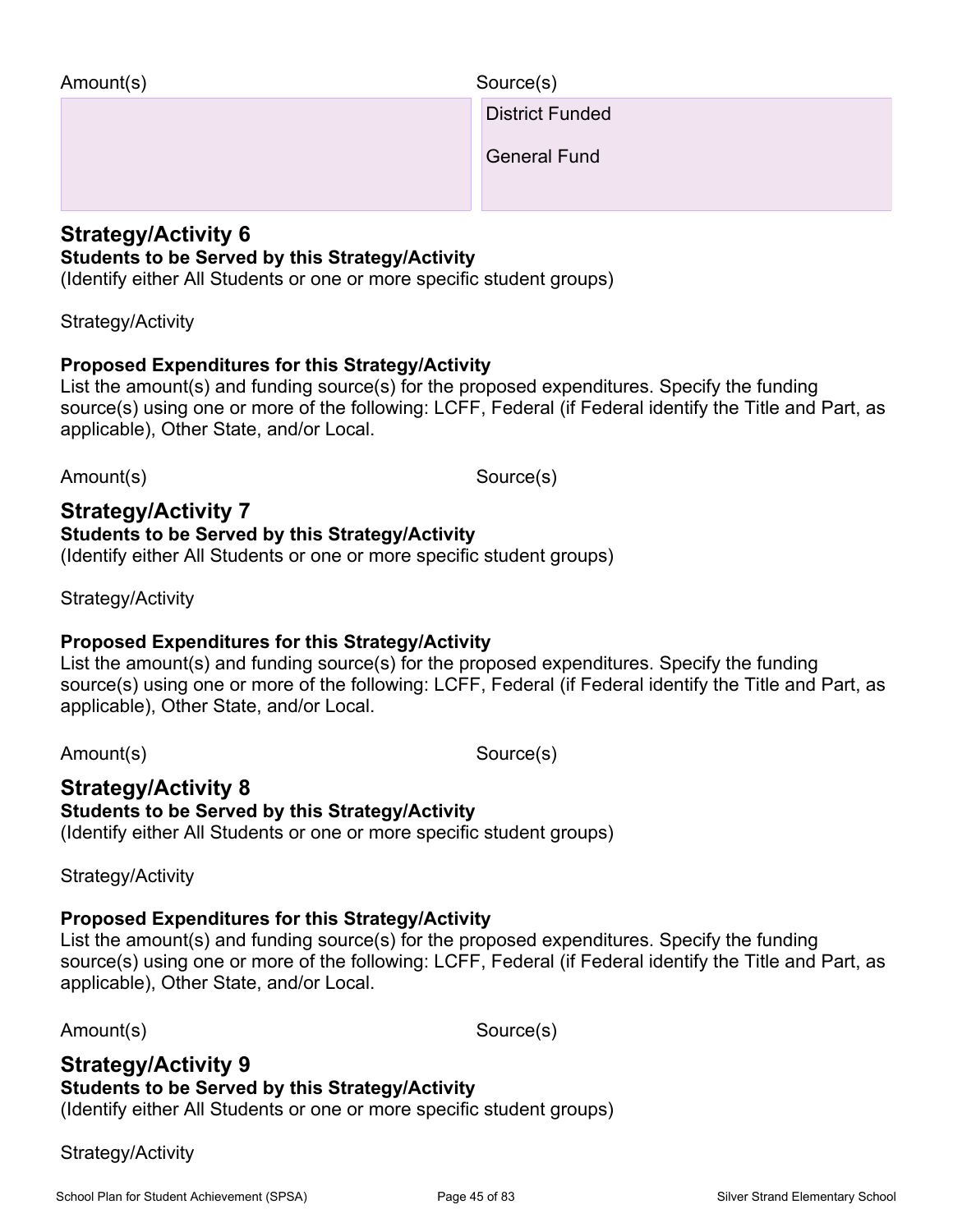| Amount(s) | Source(s) |
| --- | --- |
| | District Funded<br><br>General Fund |

## Strategy/Activity 6

**Students to be Served by this Strategy/Activity**

(Identify either All Students or one or more specific student groups)

Strategy/Activity

**Proposed Expenditures for this Strategy/Activity**

List the amount(s) and funding source(s) for the proposed expenditures. Specify the funding source(s) using one or more of the following: LCFF, Federal (if Federal identify the Title and Part, as applicable), Other State, and/or Local.

| Amount(s) | Source(s) |
| --- | --- |

## Strategy/Activity 7

**Students to be Served by this Strategy/Activity**

(Identify either All Students or one or more specific student groups)

Strategy/Activity

**Proposed Expenditures for this Strategy/Activity**

List the amount(s) and funding source(s) for the proposed expenditures. Specify the funding source(s) using one or more of the following: LCFF, Federal (if Federal identify the Title and Part, as applicable), Other State, and/or Local.

| Amount(s) | Source(s) |
| --- | --- |

## Strategy/Activity 8

**Students to be Served by this Strategy/Activity**

(Identify either All Students or one or more specific student groups)

Strategy/Activity

**Proposed Expenditures for this Strategy/Activity**

List the amount(s) and funding source(s) for the proposed expenditures. Specify the funding source(s) using one or more of the following: LCFF, Federal (if Federal identify the Title and Part, as applicable), Other State, and/or Local.

| Amount(s) | Source(s) |
| --- | --- |

## Strategy/Activity 9

**Students to be Served by this Strategy/Activity**

(Identify either All Students or one or more specific student groups)

Strategy/Activity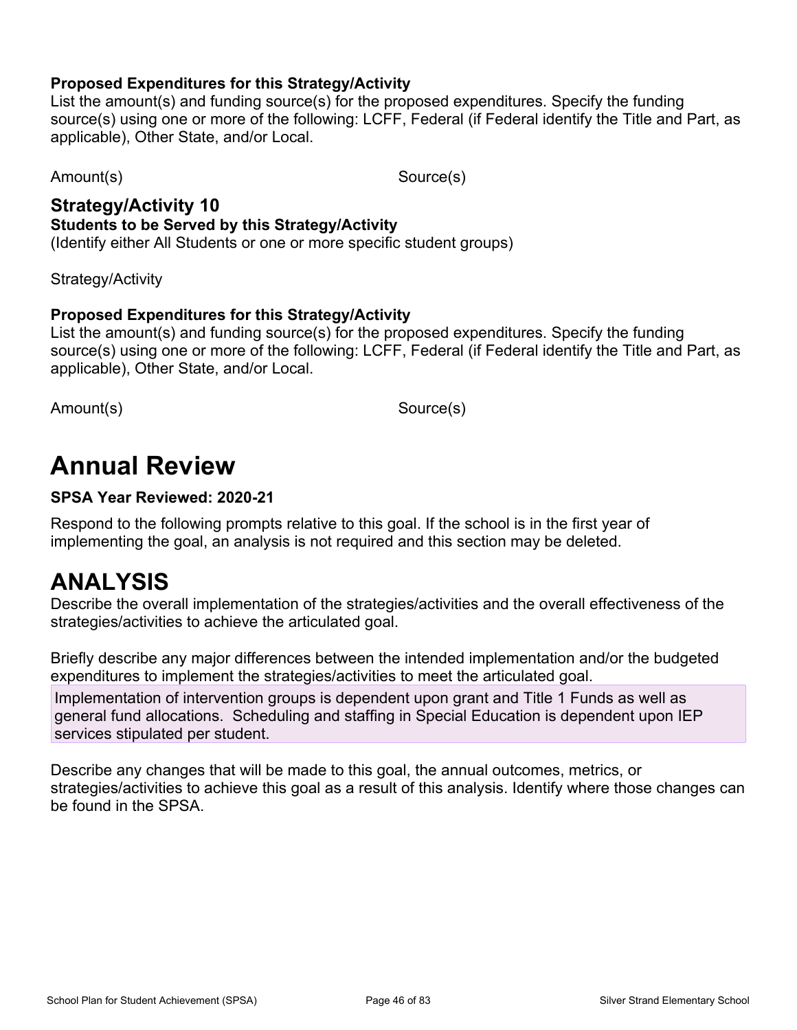**Proposed Expenditures for this Strategy/Activity**
List the amount(s) and funding source(s) for the proposed expenditures. Specify the funding source(s) using one or more of the following: LCFF, Federal (if Federal identify the Title and Part, as applicable), Other State, and/or Local.

Amount(s) Source(s)

### Strategy/Activity 10

**Students to be Served by this Strategy/Activity**
(Identify either All Students or one or more specific student groups)

Strategy/Activity

**Proposed Expenditures for this Strategy/Activity**
List the amount(s) and funding source(s) for the proposed expenditures. Specify the funding source(s) using one or more of the following: LCFF, Federal (if Federal identify the Title and Part, as applicable), Other State, and/or Local.

Amount(s) Source(s)

# Annual Review

**SPSA Year Reviewed: 2020-21**

Respond to the following prompts relative to this goal. If the school is in the first year of implementing the goal, an analysis is not required and this section may be deleted.

# ANALYSIS

Describe the overall implementation of the strategies/activities and the overall effectiveness of the strategies/activities to achieve the articulated goal.

Briefly describe any major differences between the intended implementation and/or the budgeted expenditures to implement the strategies/activities to meet the articulated goal.

Implementation of intervention groups is dependent upon grant and Title 1 Funds as well as general fund allocations. Scheduling and staffing in Special Education is dependent upon IEP services stipulated per student.

Describe any changes that will be made to this goal, the annual outcomes, metrics, or strategies/activities to achieve this goal as a result of this analysis. Identify where those changes can be found in the SPSA.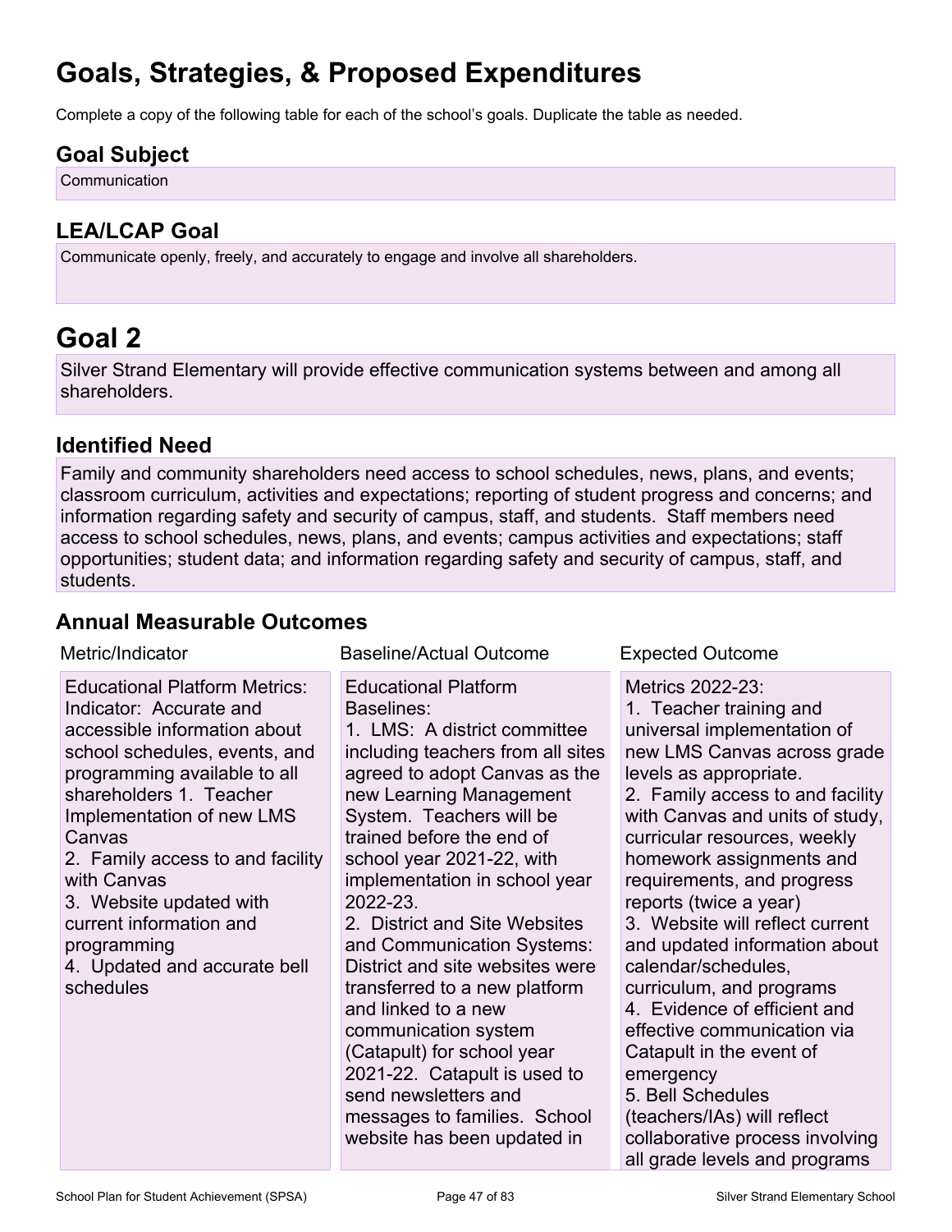# Goals, Strategies, & Proposed Expenditures

Complete a copy of the following table for each of the school's goals. Duplicate the table as needed.

## Goal Subject

Communication

## LEA/LCAP Goal

Communicate openly, freely, and accurately to engage and involve all shareholders.

# Goal 2

Silver Strand Elementary will provide effective communication systems between and among all shareholders.

## Identified Need

Family and community shareholders need access to school schedules, news, plans, and events; classroom curriculum, activities and expectations; reporting of student progress and concerns; and information regarding safety and security of campus, staff, and students. Staff members need access to school schedules, news, plans, and events; campus activities and expectations; staff opportunities; student data; and information regarding safety and security of campus, staff, and students.

## Annual Measurable Outcomes

| Metric/Indicator | Baseline/Actual Outcome | Expected Outcome |
| --- | --- | --- |
| Educational Platform Metrics:<br>Indicator: Accurate and accessible information about school schedules, events, and programming available to all shareholders 1. Teacher Implementation of new LMS Canvas<br>2. Family access to and facility with Canvas<br>3. Website updated with current information and programming<br>4. Updated and accurate bell schedules | Educational Platform Baselines:<br>1. LMS: A district committee including teachers from all sites agreed to adopt Canvas as the new Learning Management System. Teachers will be trained before the end of school year 2021-22, with implementation in school year 2022-23.<br>2. District and Site Websites and Communication Systems: District and site websites were transferred to a new platform and linked to a new communication system (Catapult) for school year 2021-22. Catapult is used to send newsletters and messages to families. School website has been updated in | Metrics 2022-23:<br>1. Teacher training and universal implementation of new LMS Canvas across grade levels as appropriate.<br>2. Family access to and facility with Canvas and units of study, curricular resources, weekly homework assignments and requirements, and progress reports (twice a year)<br>3. Website will reflect current and updated information about calendar/schedules, curriculum, and programs<br>4. Evidence of efficient and effective communication via Catapult in the event of emergency<br>5. Bell Schedules (teachers/IAs) will reflect collaborative process involving all grade levels and programs |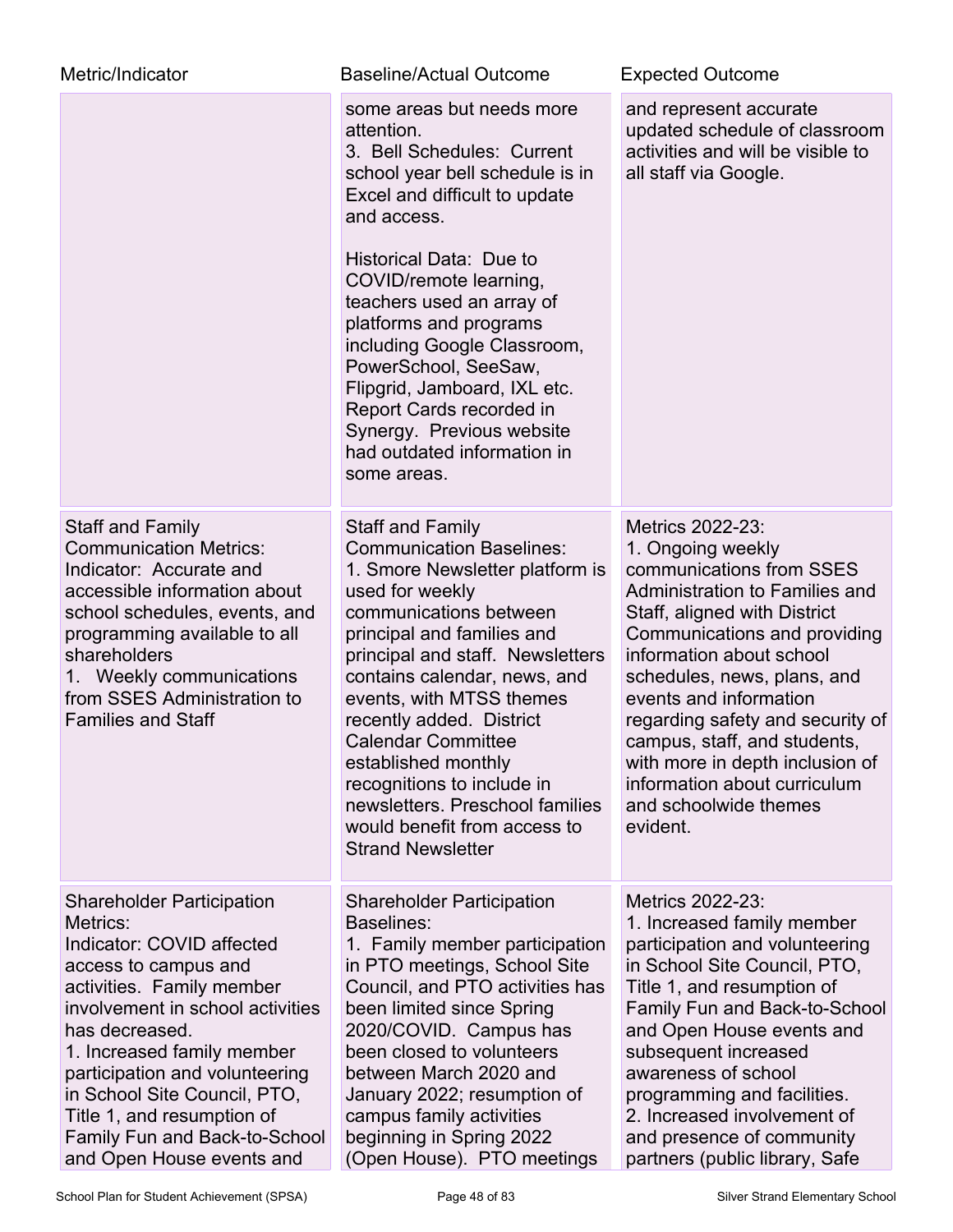| Metric/Indicator | Baseline/Actual Outcome | Expected Outcome |
|---|---|---|
| | some areas but needs more attention.<br>3. Bell Schedules: Current school year bell schedule is in Excel and difficult to update and access.<br><br>Historical Data: Due to COVID/remote learning, teachers used an array of platforms and programs including Google Classroom, PowerSchool, SeeSaw, Flipgrid, Jamboard, IXL etc. Report Cards recorded in Synergy. Previous website had outdated information in some areas. | and represent accurate updated schedule of classroom activities and will be visible to all staff via Google. |
| Staff and Family Communication Metrics:<br>Indicator: Accurate and accessible information about school schedules, events, and programming available to all shareholders<br>1. Weekly communications from SSES Administration to Families and Staff | Staff and Family Communication Baselines:<br>1. Smore Newsletter platform is used for weekly communications between principal and families and principal and staff. Newsletters contains calendar, news, and events, with MTSS themes recently added. District Calendar Committee established monthly recognitions to include in newsletters. Preschool families would benefit from access to Strand Newsletter | Metrics 2022-23:<br>1. Ongoing weekly communications from SSES Administration to Families and Staff, aligned with District Communications and providing information about school schedules, news, plans, and events and information regarding safety and security of campus, staff, and students, with more in depth inclusion of information about curriculum and schoolwide themes evident. |
| Shareholder Participation Metrics:<br>Indicator: COVID affected access to campus and activities. Family member involvement in school activities has decreased.<br>1. Increased family member participation and volunteering in School Site Council, PTO, Title 1, and resumption of Family Fun and Back-to-School and Open House events and | Shareholder Participation Baselines:<br>1. Family member participation in PTO meetings, School Site Council, and PTO activities has been limited since Spring 2020/COVID. Campus has been closed to volunteers between March 2020 and January 2022; resumption of campus family activities beginning in Spring 2022 (Open House). PTO meetings | Metrics 2022-23:<br>1. Increased family member participation and volunteering in School Site Council, PTO, Title 1, and resumption of Family Fun and Back-to-School and Open House events and subsequent increased awareness of school programming and facilities.<br>2. Increased involvement of and presence of community partners (public library, Safe |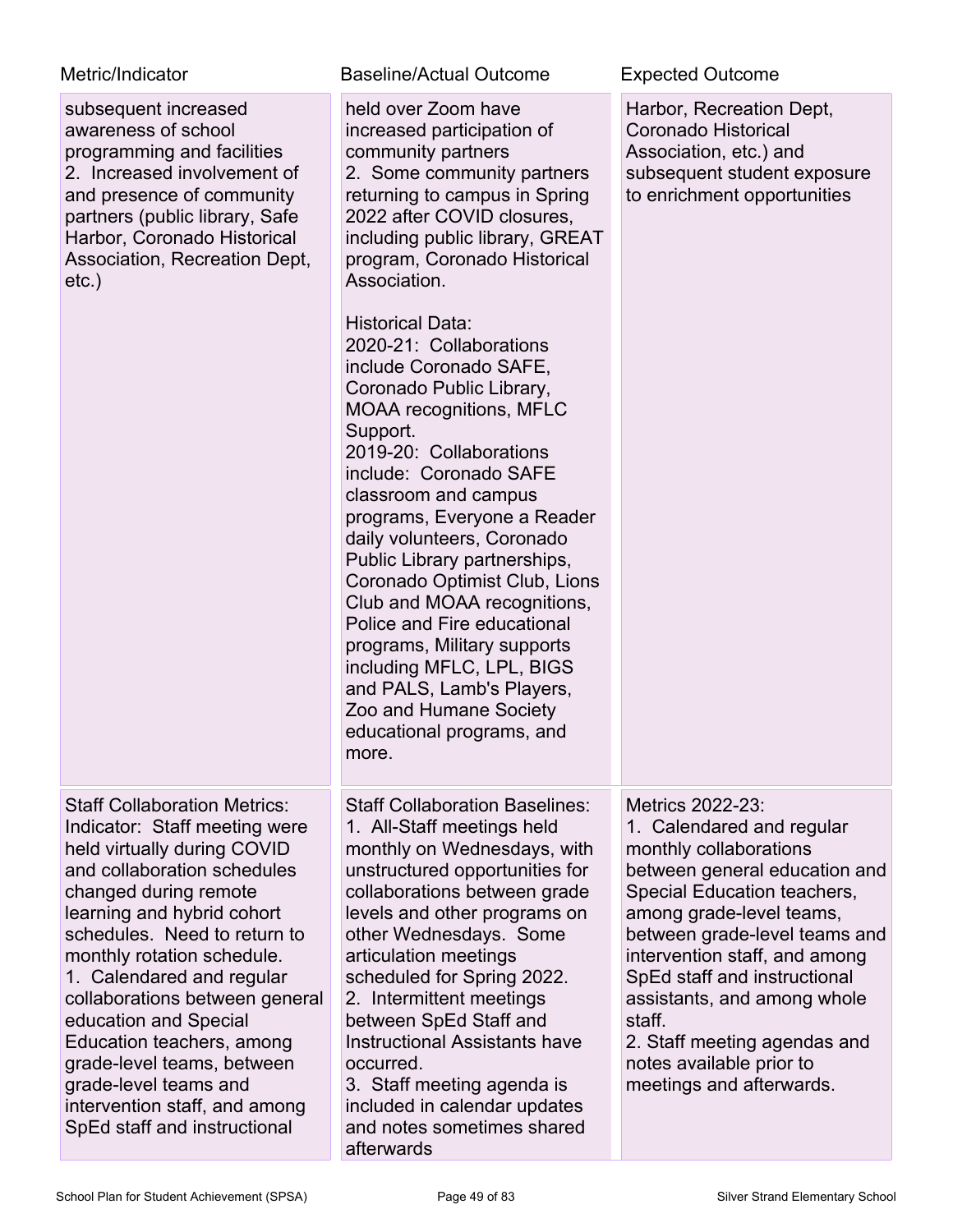| Metric/Indicator | Baseline/Actual Outcome | Expected Outcome |
| --- | --- | --- |
| subsequent increased awareness of school programming and facilities<br>2. Increased involvement of and presence of community partners (public library, Safe Harbor, Coronado Historical Association, Recreation Dept, etc.) | held over Zoom have increased participation of community partners<br>2. Some community partners returning to campus in Spring 2022 after COVID closures, including public library, GREAT program, Coronado Historical Association.<br><br>Historical Data:<br>2020-21: Collaborations include Coronado SAFE, Coronado Public Library, MOAA recognitions, MFLC Support.<br>2019-20: Collaborations include: Coronado SAFE classroom and campus programs, Everyone a Reader daily volunteers, Coronado Public Library partnerships, Coronado Optimist Club, Lions Club and MOAA recognitions, Police and Fire educational programs, Military supports including MFLC, LPL, BIGS and PALS, Lamb's Players, Zoo and Humane Society educational programs, and more. | Harbor, Recreation Dept, Coronado Historical Association, etc.) and subsequent student exposure to enrichment opportunities |
| Staff Collaboration Metrics:<br>Indicator: Staff meeting were held virtually during COVID and collaboration schedules changed during remote learning and hybrid cohort schedules. Need to return to monthly rotation schedule.<br>1. Calendared and regular collaborations between general education and Special Education teachers, among grade-level teams, between grade-level teams and intervention staff, and among SpEd staff and instructional | Staff Collaboration Baselines:<br>1. All-Staff meetings held monthly on Wednesdays, with unstructured opportunities for collaborations between grade levels and other programs on other Wednesdays. Some articulation meetings scheduled for Spring 2022.<br>2. Intermittent meetings between SpEd Staff and Instructional Assistants have occurred.<br>3. Staff meeting agenda is included in calendar updates and notes sometimes shared afterwards | Metrics 2022-23:<br>1. Calendared and regular monthly collaborations between general education and Special Education teachers, among grade-level teams, between grade-level teams and intervention staff, and among SpEd staff and instructional assistants, and among whole staff.<br>2. Staff meeting agendas and notes available prior to meetings and afterwards. |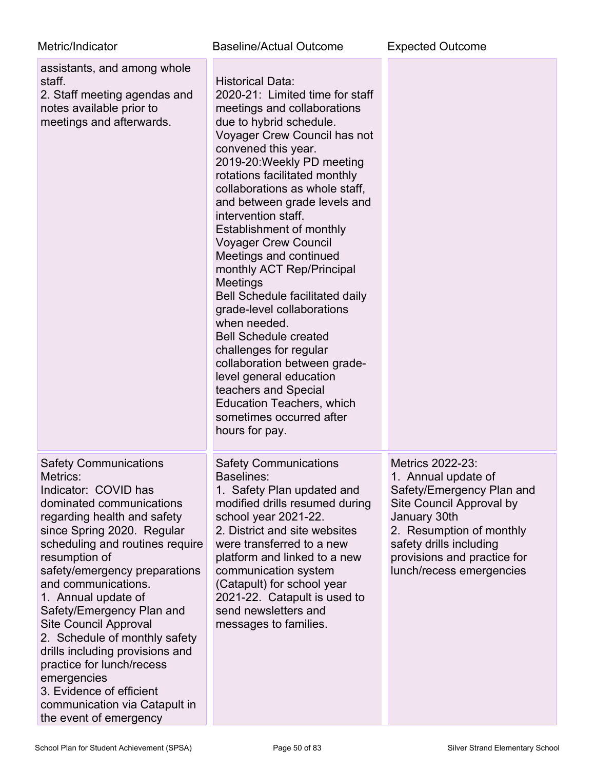| Metric/Indicator | Baseline/Actual Outcome | Expected Outcome |
|---|---|---|
| assistants, and among whole staff.<br>2. Staff meeting agendas and notes available prior to meetings and afterwards. | Historical Data:<br>2020-21: Limited time for staff meetings and collaborations due to hybrid schedule. Voyager Crew Council has not convened this year.<br>2019-20:Weekly PD meeting rotations facilitated monthly collaborations as whole staff, and between grade levels and intervention staff.<br>Establishment of monthly Voyager Crew Council Meetings and continued monthly ACT Rep/Principal Meetings<br>Bell Schedule facilitated daily grade-level collaborations when needed.<br>Bell Schedule created challenges for regular collaboration between grade-level general education teachers and Special Education Teachers, which sometimes occurred after hours for pay. | |
| Safety Communications Metrics:<br>Indicator: COVID has dominated communications regarding health and safety since Spring 2020. Regular scheduling and routines require resumption of safety/emergency preparations and communications.<br>1. Annual update of Safety/Emergency Plan and Site Council Approval<br>2. Schedule of monthly safety drills including provisions and practice for lunch/recess emergencies<br>3. Evidence of efficient communication via Catapult in the event of emergency | Safety Communications Baselines:<br>1. Safety Plan updated and modified drills resumed during school year 2021-22.<br>2. District and site websites were transferred to a new platform and linked to a new communication system (Catapult) for school year 2021-22. Catapult is used to send newsletters and messages to families. | Metrics 2022-23:<br>1. Annual update of Safety/Emergency Plan and Site Council Approval by January 30th<br>2. Resumption of monthly safety drills including provisions and practice for lunch/recess emergencies |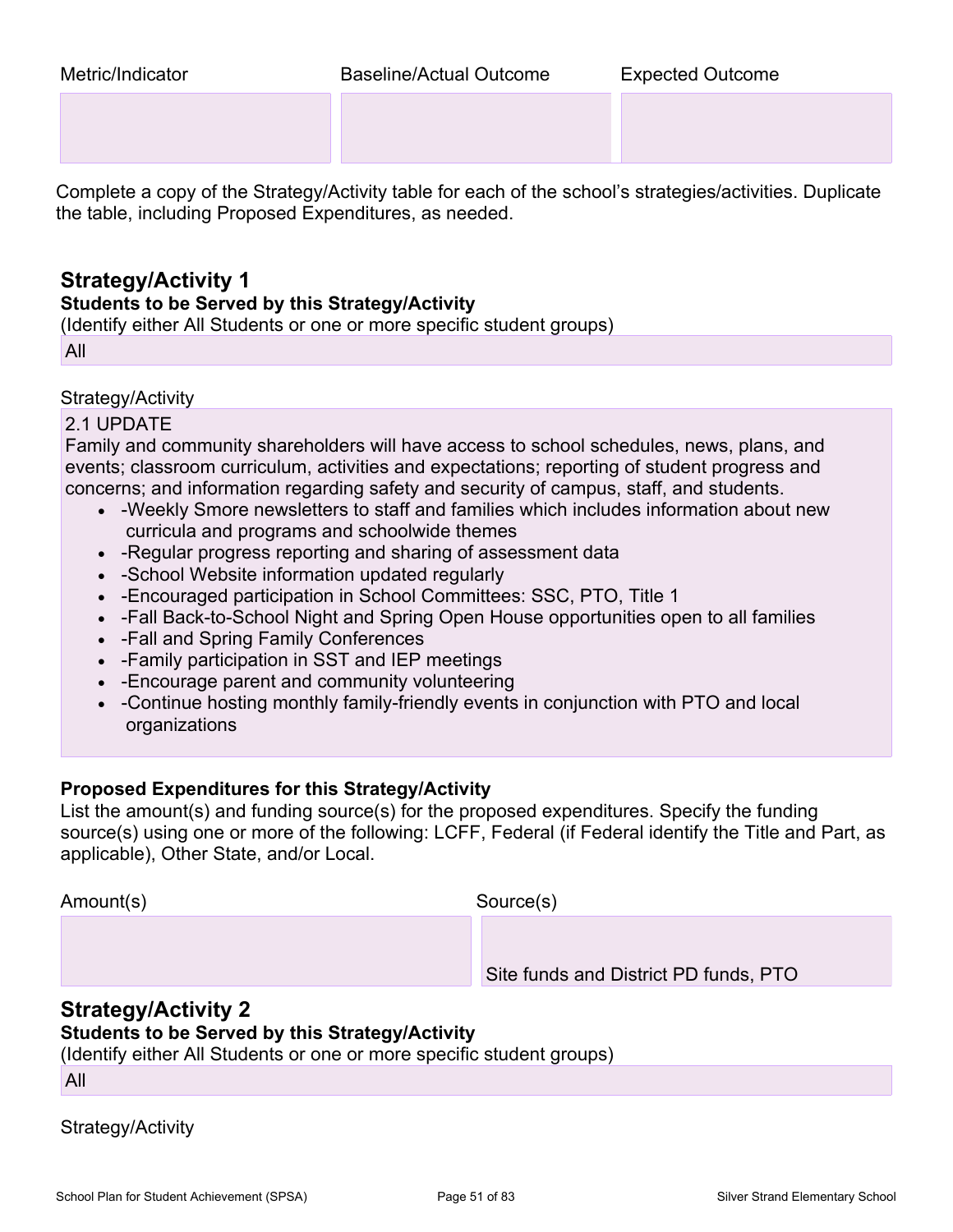| Metric/Indicator | Baseline/Actual Outcome | Expected Outcome |
| --- | --- | --- |
| | | |

Complete a copy of the Strategy/Activity table for each of the school's strategies/activities. Duplicate the table, including Proposed Expenditures, as needed.

## Strategy/Activity 1

**Students to be Served by this Strategy/Activity**

(Identify either All Students or one or more specific student groups)

All

Strategy/Activity

2.1 UPDATE

Family and community shareholders will have access to school schedules, news, plans, and events; classroom curriculum, activities and expectations; reporting of student progress and concerns; and information regarding safety and security of campus, staff, and students.

- -Weekly Smore newsletters to staff and families which includes information about new curricula and programs and schoolwide themes
- -Regular progress reporting and sharing of assessment data
- -School Website information updated regularly
- -Encouraged participation in School Committees: SSC, PTO, Title 1
- -Fall Back-to-School Night and Spring Open House opportunities open to all families
- -Fall and Spring Family Conferences
- -Family participation in SST and IEP meetings
- -Encourage parent and community volunteering
- -Continue hosting monthly family-friendly events in conjunction with PTO and local organizations

**Proposed Expenditures for this Strategy/Activity**

List the amount(s) and funding source(s) for the proposed expenditures. Specify the funding source(s) using one or more of the following: LCFF, Federal (if Federal identify the Title and Part, as applicable), Other State, and/or Local.

| Amount(s) | Source(s) |
| --- | --- |
| | Site funds and District PD funds, PTO |

## Strategy/Activity 2

**Students to be Served by this Strategy/Activity**

(Identify either All Students or one or more specific student groups)

All

Strategy/Activity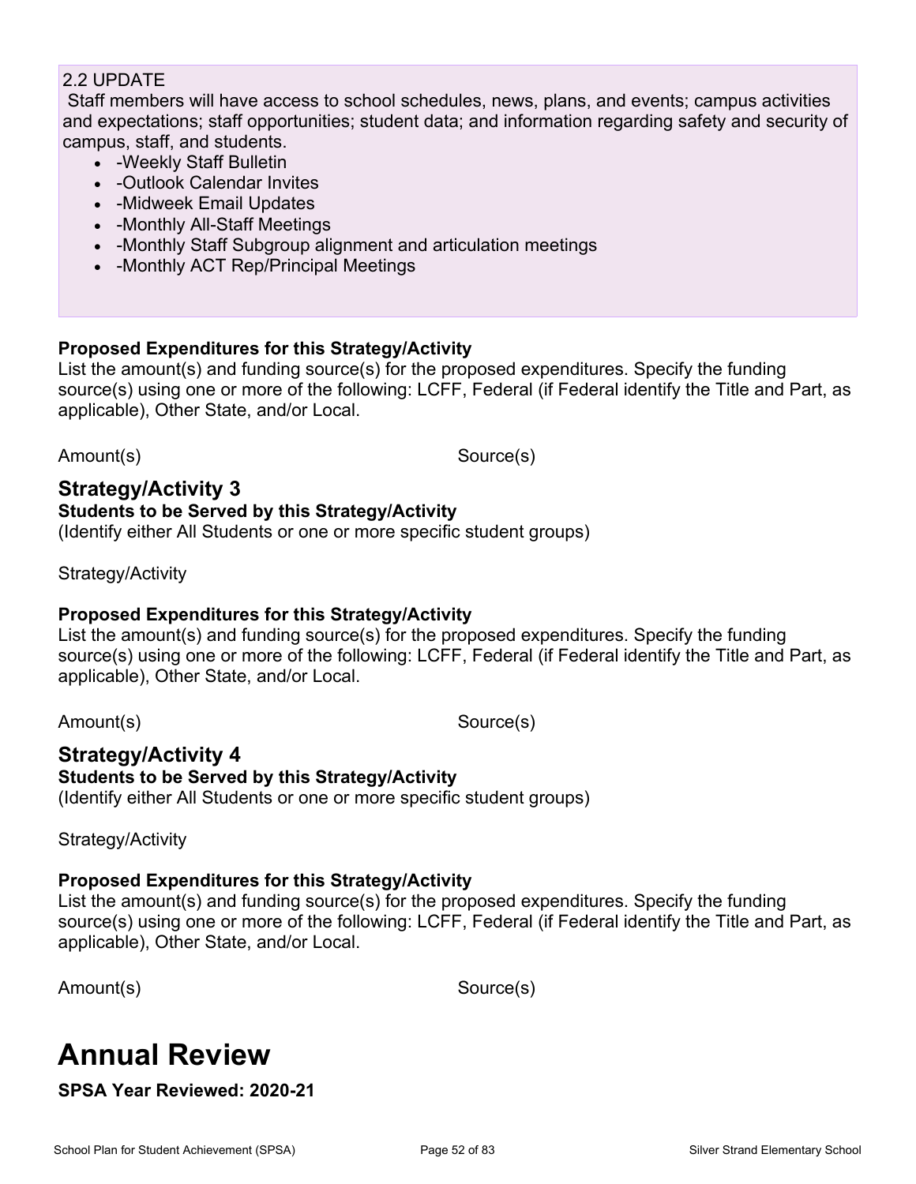2.2 UPDATE

Staff members will have access to school schedules, news, plans, and events; campus activities and expectations; staff opportunities; student data; and information regarding safety and security of campus, staff, and students.

- -Weekly Staff Bulletin
- -Outlook Calendar Invites
- -Midweek Email Updates
- -Monthly All-Staff Meetings
- -Monthly Staff Subgroup alignment and articulation meetings
- -Monthly ACT Rep/Principal Meetings

**Proposed Expenditures for this Strategy/Activity**

List the amount(s) and funding source(s) for the proposed expenditures. Specify the funding source(s) using one or more of the following: LCFF, Federal (if Federal identify the Title and Part, as applicable), Other State, and/or Local.

| Amount(s) | Source(s) |
|---|---|

## Strategy/Activity 3

**Students to be Served by this Strategy/Activity**

(Identify either All Students or one or more specific student groups)

Strategy/Activity

**Proposed Expenditures for this Strategy/Activity**

List the amount(s) and funding source(s) for the proposed expenditures. Specify the funding source(s) using one or more of the following: LCFF, Federal (if Federal identify the Title and Part, as applicable), Other State, and/or Local.

| Amount(s) | Source(s) |
|---|---|

## Strategy/Activity 4

**Students to be Served by this Strategy/Activity**

(Identify either All Students or one or more specific student groups)

Strategy/Activity

**Proposed Expenditures for this Strategy/Activity**

List the amount(s) and funding source(s) for the proposed expenditures. Specify the funding source(s) using one or more of the following: LCFF, Federal (if Federal identify the Title and Part, as applicable), Other State, and/or Local.

| Amount(s) | Source(s) |
|---|---|

# Annual Review

**SPSA Year Reviewed: 2020-21**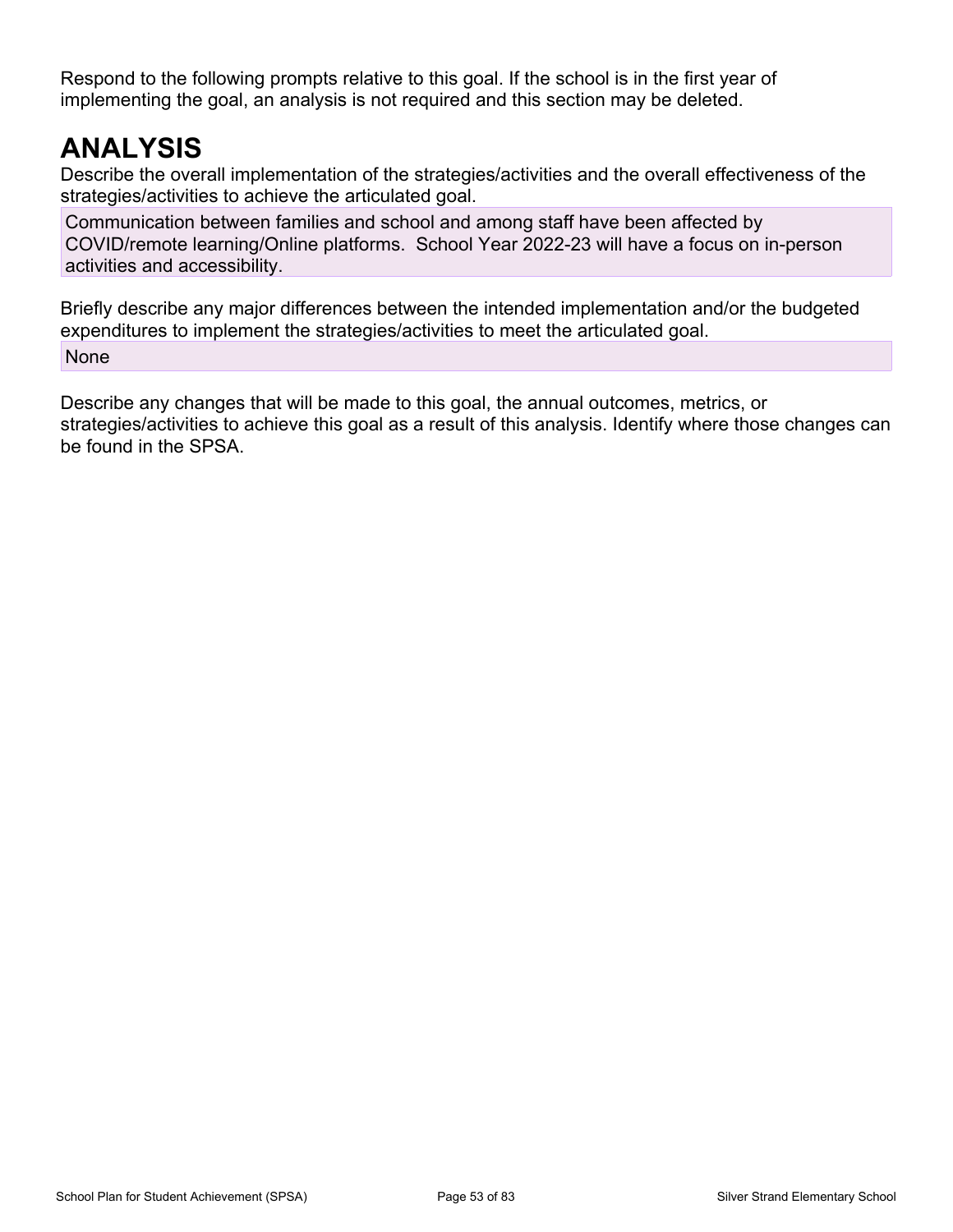Respond to the following prompts relative to this goal. If the school is in the first year of implementing the goal, an analysis is not required and this section may be deleted.

# ANALYSIS

Describe the overall implementation of the strategies/activities and the overall effectiveness of the strategies/activities to achieve the articulated goal.

Communication between families and school and among staff have been affected by COVID/remote learning/Online platforms. School Year 2022-23 will have a focus on in-person activities and accessibility.

Briefly describe any major differences between the intended implementation and/or the budgeted expenditures to implement the strategies/activities to meet the articulated goal.

None

Describe any changes that will be made to this goal, the annual outcomes, metrics, or strategies/activities to achieve this goal as a result of this analysis. Identify where those changes can be found in the SPSA.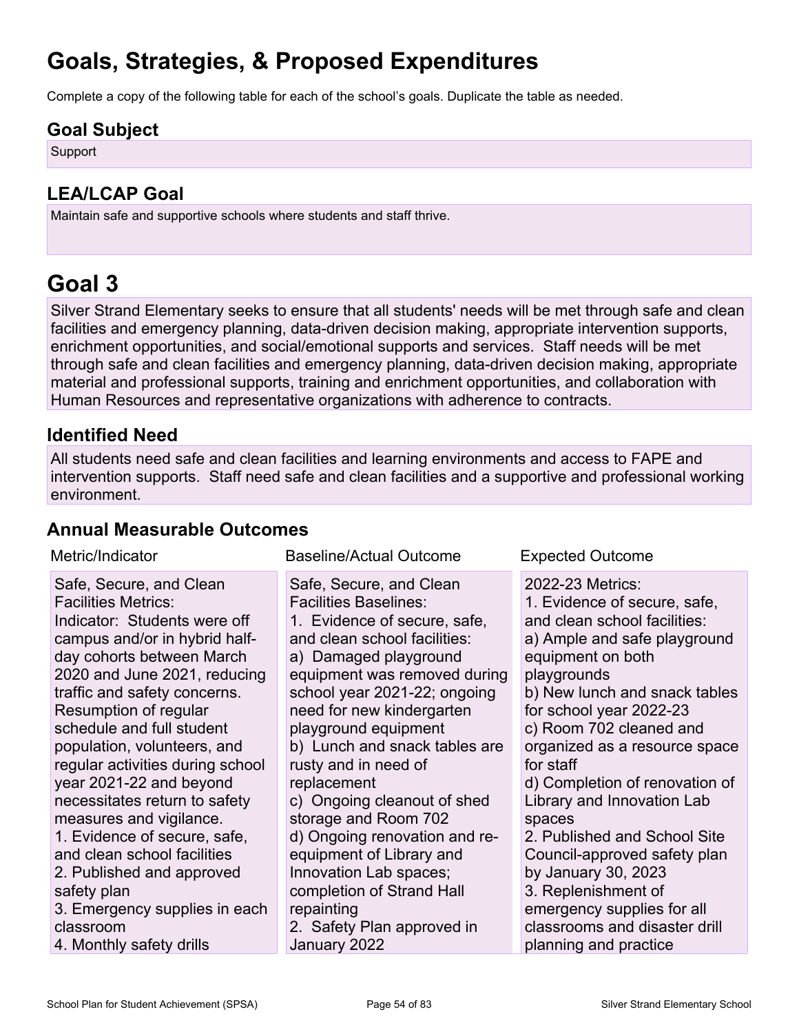# Goals, Strategies, & Proposed Expenditures

Complete a copy of the following table for each of the school's goals. Duplicate the table as needed.

## Goal Subject

Support

## LEA/LCAP Goal

Maintain safe and supportive schools where students and staff thrive.

# Goal 3

Silver Strand Elementary seeks to ensure that all students' needs will be met through safe and clean facilities and emergency planning, data-driven decision making, appropriate intervention supports, enrichment opportunities, and social/emotional supports and services. Staff needs will be met through safe and clean facilities and emergency planning, data-driven decision making, appropriate material and professional supports, training and enrichment opportunities, and collaboration with Human Resources and representative organizations with adherence to contracts.

## Identified Need

All students need safe and clean facilities and learning environments and access to FAPE and intervention supports. Staff need safe and clean facilities and a supportive and professional working environment.

## Annual Measurable Outcomes

| Metric/Indicator | Baseline/Actual Outcome | Expected Outcome |
| --- | --- | --- |
| Safe, Secure, and Clean Facilities Metrics:<br>Indicator: Students were off campus and/or in hybrid half-day cohorts between March 2020 and June 2021, reducing traffic and safety concerns. Resumption of regular schedule and full student population, volunteers, and regular activities during school year 2021-22 and beyond necessitates return to safety measures and vigilance.<br>1. Evidence of secure, safe, and clean school facilities<br>2. Published and approved safety plan<br>3. Emergency supplies in each classroom<br>4. Monthly safety drills | Safe, Secure, and Clean Facilities Baselines:<br>1. Evidence of secure, safe, and clean school facilities:<br>a) Damaged playground equipment was removed during school year 2021-22; ongoing need for new kindergarten playground equipment<br>b) Lunch and snack tables are rusty and in need of replacement<br>c) Ongoing cleanout of shed storage and Room 702<br>d) Ongoing renovation and re-equipment of Library and Innovation Lab spaces; completion of Strand Hall repainting<br>2. Safety Plan approved in January 2022 | 2022-23 Metrics:<br>1. Evidence of secure, safe, and clean school facilities:<br>a) Ample and safe playground equipment on both playgrounds<br>b) New lunch and snack tables for school year 2022-23<br>c) Room 702 cleaned and organized as a resource space for staff<br>d) Completion of renovation of Library and Innovation Lab spaces<br>2. Published and School Site Council-approved safety plan by January 30, 2023<br>3. Replenishment of emergency supplies for all classrooms and disaster drill planning and practice |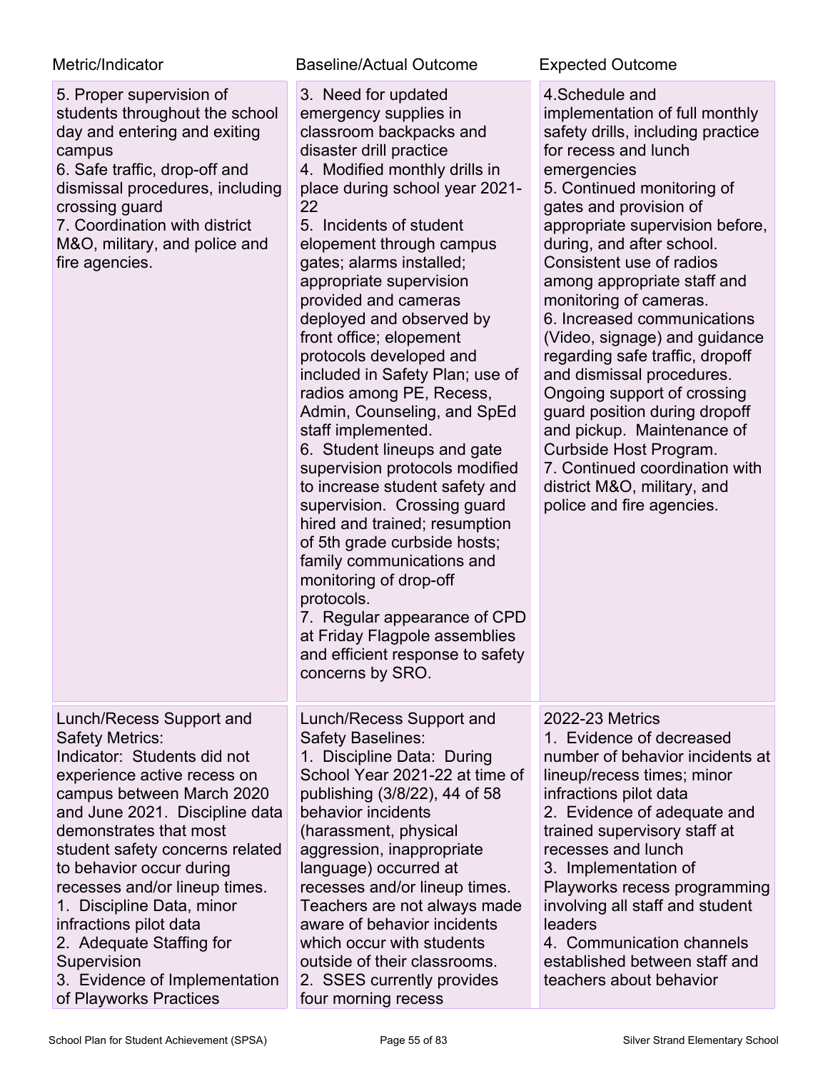| Metric/Indicator | Baseline/Actual Outcome | Expected Outcome |
|---|---|---|
| 5. Proper supervision of students throughout the school day and entering and exiting campus<br>6. Safe traffic, drop-off and dismissal procedures, including crossing guard<br>7. Coordination with district M&O, military, and police and fire agencies. | 3. Need for updated emergency supplies in classroom backpacks and disaster drill practice<br>4. Modified monthly drills in place during school year 2021-22<br>5. Incidents of student elopement through campus gates; alarms installed; appropriate supervision provided and cameras deployed and observed by front office; elopement protocols developed and included in Safety Plan; use of radios among PE, Recess, Admin, Counseling, and SpEd staff implemented.<br>6. Student lineups and gate supervision protocols modified to increase student safety and supervision. Crossing guard hired and trained; resumption of 5th grade curbside hosts; family communications and monitoring of drop-off protocols.<br>7. Regular appearance of CPD at Friday Flagpole assemblies and efficient response to safety concerns by SRO. | 4.Schedule and implementation of full monthly safety drills, including practice for recess and lunch emergencies<br>5. Continued monitoring of gates and provision of appropriate supervision before, during, and after school. Consistent use of radios among appropriate staff and monitoring of cameras.<br>6. Increased communications (Video, signage) and guidance regarding safe traffic, dropoff and dismissal procedures. Ongoing support of crossing guard position during dropoff and pickup. Maintenance of Curbside Host Program.<br>7. Continued coordination with district M&O, military, and police and fire agencies. |
| Lunch/Recess Support and Safety Metrics:<br>Indicator: Students did not experience active recess on campus between March 2020 and June 2021. Discipline data demonstrates that most student safety concerns related to behavior occur during recesses and/or lineup times.<br>1. Discipline Data, minor infractions pilot data<br>2. Adequate Staffing for Supervision<br>3. Evidence of Implementation of Playworks Practices | Lunch/Recess Support and Safety Baselines:<br>1. Discipline Data: During School Year 2021-22 at time of publishing (3/8/22), 44 of 58 behavior incidents (harassment, physical aggression, inappropriate language) occurred at recesses and/or lineup times. Teachers are not always made aware of behavior incidents which occur with students outside of their classrooms.<br>2. SSES currently provides four morning recess | 2022-23 Metrics<br>1. Evidence of decreased number of behavior incidents at lineup/recess times; minor infractions pilot data<br>2. Evidence of adequate and trained supervisory staff at recesses and lunch<br>3. Implementation of Playworks recess programming involving all staff and student leaders<br>4. Communication channels established between staff and teachers about behavior |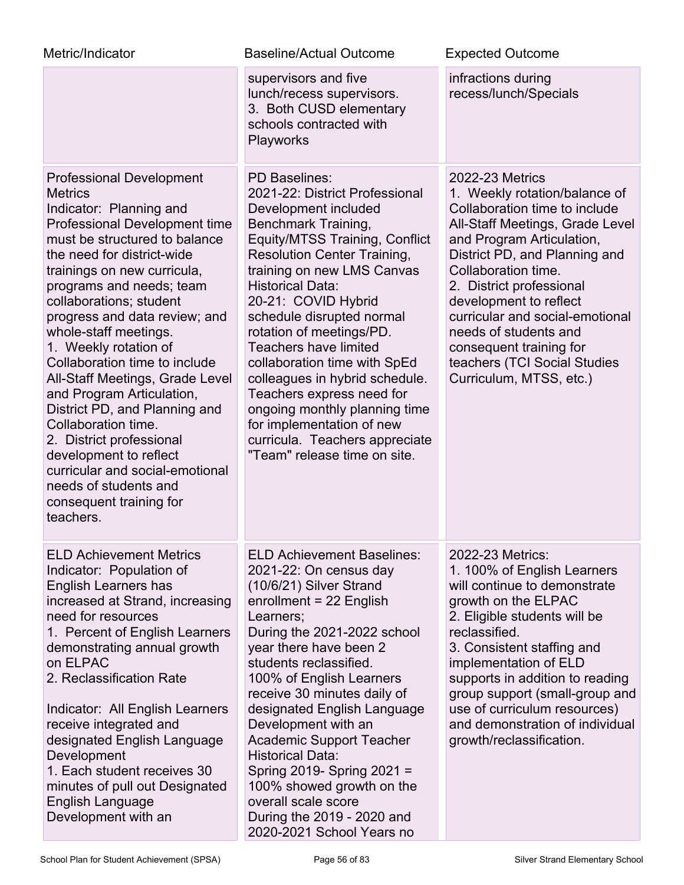| Metric/Indicator | Baseline/Actual Outcome | Expected Outcome |
| --- | --- | --- |
| | supervisors and five lunch/recess supervisors.<br>3. Both CUSD elementary schools contracted with Playworks | infractions during recess/lunch/Specials |
| Professional Development Metrics<br>Indicator: Planning and Professional Development time must be structured to balance the need for district-wide trainings on new curricula, programs and needs; team collaborations; student progress and data review; and whole-staff meetings.<br>1. Weekly rotation of Collaboration time to include All-Staff Meetings, Grade Level and Program Articulation, District PD, and Planning and Collaboration time.<br>2. District professional development to reflect curricular and social-emotional needs of students and consequent training for teachers. | PD Baselines:<br>2021-22: District Professional Development included Benchmark Training, Equity/MTSS Training, Conflict Resolution Center Training, training on new LMS Canvas<br>Historical Data:<br>20-21: COVID Hybrid schedule disrupted normal rotation of meetings/PD. Teachers have limited collaboration time with SpEd colleagues in hybrid schedule. Teachers express need for ongoing monthly planning time for implementation of new curricula. Teachers appreciate "Team" release time on site. | 2022-23 Metrics<br>1. Weekly rotation/balance of Collaboration time to include All-Staff Meetings, Grade Level and Program Articulation, District PD, and Planning and Collaboration time.<br>2. District professional development to reflect curricular and social-emotional needs of students and consequent training for teachers (TCI Social Studies Curriculum, MTSS, etc.) |
| ELD Achievement Metrics<br>Indicator: Population of English Learners has increased at Strand, increasing need for resources<br>1. Percent of English Learners demonstrating annual growth on ELPAC<br>2. Reclassification Rate<br><br>Indicator: All English Learners receive integrated and designated English Language Development<br>1. Each student receives 30 minutes of pull out Designated English Language Development with an | ELD Achievement Baselines:<br>2021-22: On census day (10/6/21) Silver Strand enrollment = 22 English Learners;<br>During the 2021-2022 school year there have been 2 students reclassified.<br>100% of English Learners receive 30 minutes daily of designated English Language Development with an Academic Support Teacher<br>Historical Data:<br>Spring 2019- Spring 2021 = 100% showed growth on the overall scale score<br>During the 2019 - 2020 and 2020-2021 School Years no | 2022-23 Metrics:<br>1. 100% of English Learners will continue to demonstrate growth on the ELPAC<br>2. Eligible students will be reclassified.<br>3. Consistent staffing and implementation of ELD supports in addition to reading group support (small-group and use of curriculum resources) and demonstration of individual growth/reclassification. |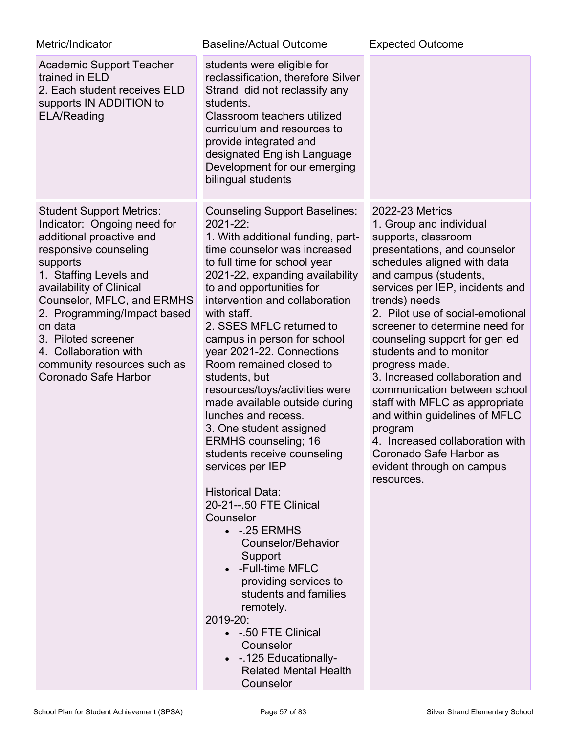| Metric/Indicator | Baseline/Actual Outcome | Expected Outcome |
| --- | --- | --- |
| Academic Support Teacher trained in ELD<br>2. Each student receives ELD supports IN ADDITION to ELA/Reading | students were eligible for reclassification, therefore Silver Strand did not reclassify any students.<br>Classroom teachers utilized curriculum and resources to provide integrated and designated English Language Development for our emerging bilingual students | |
| Student Support Metrics:<br>Indicator: Ongoing need for additional proactive and responsive counseling supports<br>1. Staffing Levels and availability of Clinical Counselor, MFLC, and ERMHS<br>2. Programming/Impact based on data<br>3. Piloted screener<br>4. Collaboration with community resources such as Coronado Safe Harbor | Counseling Support Baselines:<br>2021-22:<br>1. With additional funding, part-time counselor was increased to full time for school year 2021-22, expanding availability to and opportunities for intervention and collaboration with staff.<br>2. SSES MFLC returned to campus in person for school year 2021-22. Connections Room remained closed to students, but resources/toys/activities were made available outside during lunches and recess.<br>3. One student assigned ERMHS counseling; 16 students receive counseling services per IEP<br><br>Historical Data:<br>20-21--.50 FTE Clinical Counselor<br>• -.25 ERMHS Counselor/Behavior Support<br>• -Full-time MFLC providing services to students and families remotely.<br>2019-20:<br>• -.50 FTE Clinical Counselor<br>• -.125 Educationally-Related Mental Health Counselor | 2022-23 Metrics<br>1. Group and individual supports, classroom presentations, and counselor schedules aligned with data and campus (students, services per IEP, incidents and trends) needs<br>2. Pilot use of social-emotional screener to determine need for counseling support for gen ed students and to monitor progress made.<br>3. Increased collaboration and communication between school staff with MFLC as appropriate and within guidelines of MFLC program<br>4. Increased collaboration with Coronado Safe Harbor as evident through on campus resources. |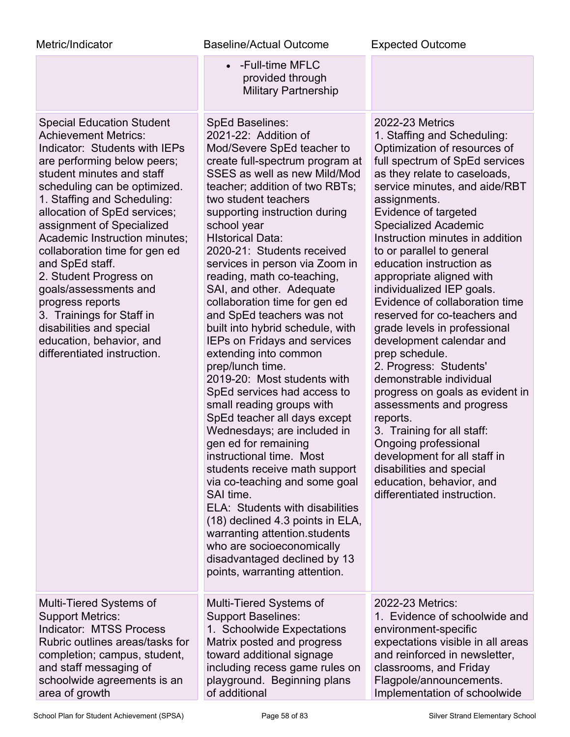| Metric/Indicator | Baseline/Actual Outcome | Expected Outcome |
|---|---|---|
| | • -Full-time MFLC provided through Military Partnership | |
| Special Education Student Achievement Metrics:<br>Indicator: Students with IEPs are performing below peers; student minutes and staff scheduling can be optimized.<br>1. Staffing and Scheduling: allocation of SpEd services; assignment of Specialized Academic Instruction minutes; collaboration time for gen ed and SpEd staff.<br>2. Student Progress on goals/assessments and progress reports<br>3. Trainings for Staff in disabilities and special education, behavior, and differentiated instruction. | SpEd Baselines:<br>2021-22: Addition of Mod/Severe SpEd teacher to create full-spectrum program at SSES as well as new Mild/Mod teacher; addition of two RBTs; two student teachers supporting instruction during school year<br>HIstorical Data:<br>2020-21: Students received services in person via Zoom in reading, math co-teaching, SAI, and other. Adequate collaboration time for gen ed and SpEd teachers was not built into hybrid schedule, with IEPs on Fridays and services extending into common prep/lunch time.<br>2019-20: Most students with SpEd services had access to small reading groups with SpEd teacher all days except Wednesdays; are included in gen ed for remaining instructional time. Most students receive math support via co-teaching and some goal SAI time.<br>ELA: Students with disabilities (18) declined 4.3 points in ELA, warranting attention.students who are socioeconomically disadvantaged declined by 13 points, warranting attention. | 2022-23 Metrics<br>1. Staffing and Scheduling: Optimization of resources of full spectrum of SpEd services as they relate to caseloads, service minutes, and aide/RBT assignments.<br>Evidence of targeted Specialized Academic Instruction minutes in addition to or parallel to general education instruction as appropriate aligned with individualized IEP goals.<br>Evidence of collaboration time reserved for co-teachers and grade levels in professional development calendar and prep schedule.<br>2. Progress: Students' demonstrable individual progress on goals as evident in assessments and progress reports.<br>3. Training for all staff: Ongoing professional development for all staff in disabilities and special education, behavior, and differentiated instruction. |
| Multi-Tiered Systems of Support Metrics:<br>Indicator: MTSS Process Rubric outlines areas/tasks for completion; campus, student, and staff messaging of schoolwide agreements is an area of growth | Multi-Tiered Systems of Support Baselines:<br>1. Schoolwide Expectations Matrix posted and progress toward additional signage including recess game rules on playground. Beginning plans of additional | 2022-23 Metrics:<br>1. Evidence of schoolwide and environment-specific expectations visible in all areas and reinforced in newsletter, classrooms, and Friday Flagpole/announcements.<br>Implementation of schoolwide |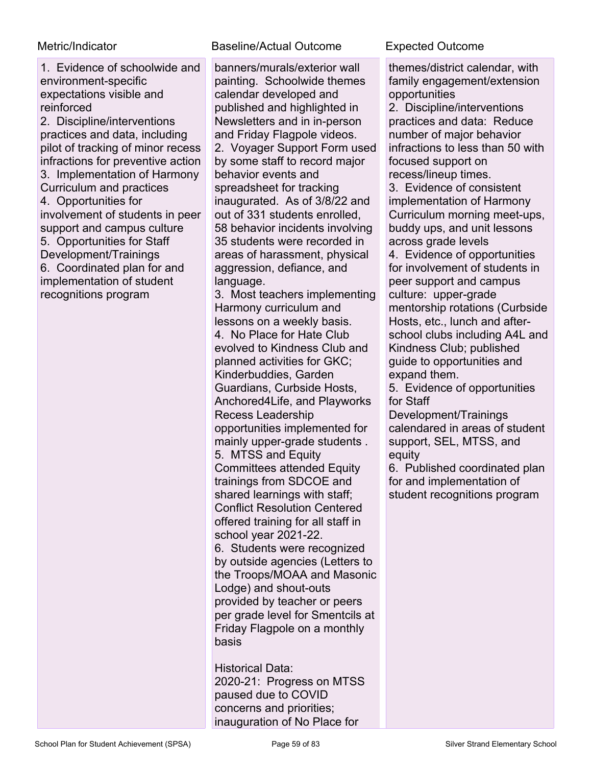| Metric/Indicator | Baseline/Actual Outcome | Expected Outcome |
|---|---|---|
| 1. Evidence of schoolwide and environment-specific expectations visible and reinforced<br>2. Discipline/interventions practices and data, including pilot of tracking of minor recess infractions for preventive action<br>3. Implementation of Harmony Curriculum and practices<br>4. Opportunities for involvement of students in peer support and campus culture<br>5. Opportunities for Staff Development/Trainings<br>6. Coordinated plan for and implementation of student recognitions program | banners/murals/exterior wall painting. Schoolwide themes calendar developed and published and highlighted in Newsletters and in in-person and Friday Flagpole videos.<br>2. Voyager Support Form used by some staff to record major behavior events and spreadsheet for tracking inaugurated. As of 3/8/22 and out of 331 students enrolled, 58 behavior incidents involving 35 students were recorded in areas of harassment, physical aggression, defiance, and language.<br>3. Most teachers implementing Harmony curriculum and lessons on a weekly basis.<br>4. No Place for Hate Club evolved to Kindness Club and planned activities for GKC; Kinderbuddies, Garden Guardians, Curbside Hosts, Anchored4Life, and Playworks Recess Leadership opportunities implemented for mainly upper-grade students .<br>5. MTSS and Equity Committees attended Equity trainings from SDCOE and shared learnings with staff; Conflict Resolution Centered offered training for all staff in school year 2021-22.<br>6. Students were recognized by outside agencies (Letters to the Troops/MOAA and Masonic Lodge) and shout-outs provided by teacher or peers per grade level for Smentcils at Friday Flagpole on a monthly basis<br><br>Historical Data:<br>2020-21: Progress on MTSS paused due to COVID concerns and priorities; inauguration of No Place for | themes/district calendar, with family engagement/extension opportunities<br>2. Discipline/interventions practices and data: Reduce number of major behavior infractions to less than 50 with focused support on recess/lineup times.<br>3. Evidence of consistent implementation of Harmony Curriculum morning meet-ups, buddy ups, and unit lessons across grade levels<br>4. Evidence of opportunities for involvement of students in peer support and campus culture: upper-grade mentorship rotations (Curbside Hosts, etc., lunch and after-school clubs including A4L and Kindness Club; published guide to opportunities and expand them.<br>5. Evidence of opportunities for Staff Development/Trainings calendared in areas of student support, SEL, MTSS, and equity<br>6. Published coordinated plan for and implementation of student recognitions program |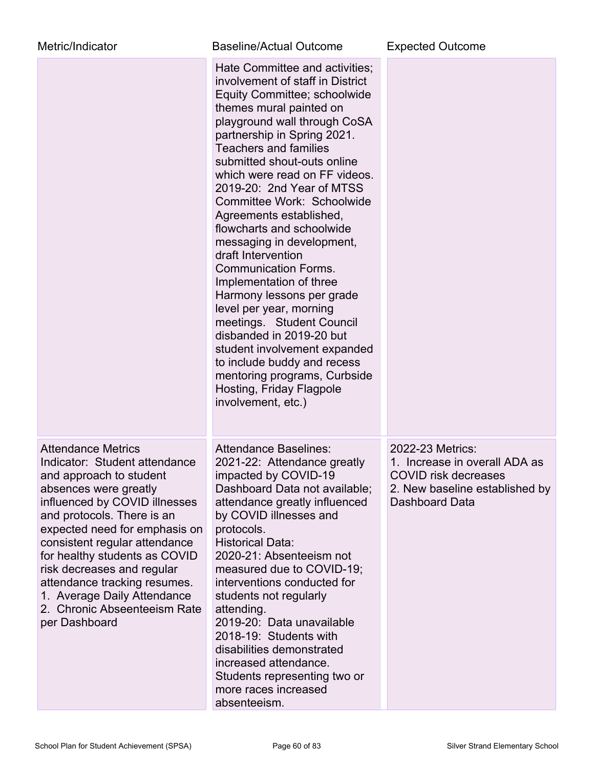| Metric/Indicator | Baseline/Actual Outcome | Expected Outcome |
| --- | --- | --- |
| | Hate Committee and activities; involvement of staff in District Equity Committee; schoolwide themes mural painted on playground wall through CoSA partnership in Spring 2021. Teachers and families submitted shout-outs online which were read on FF videos. 2019-20: 2nd Year of MTSS Committee Work: Schoolwide Agreements established, flowcharts and schoolwide messaging in development, draft Intervention Communication Forms. Implementation of three Harmony lessons per grade level per year, morning meetings. Student Council disbanded in 2019-20 but student involvement expanded to include buddy and recess mentoring programs, Curbside Hosting, Friday Flagpole involvement, etc.) | |
| Attendance Metrics<br>Indicator: Student attendance and approach to student absences were greatly influenced by COVID illnesses and protocols. There is an expected need for emphasis on consistent regular attendance for healthy students as COVID risk decreases and regular attendance tracking resumes.<br>1. Average Daily Attendance<br>2. Chronic Absenteeism Rate per Dashboard | Attendance Baselines:<br>2021-22: Attendance greatly impacted by COVID-19 Dashboard Data not available; attendance greatly influenced by COVID illnesses and protocols.<br>Historical Data:<br>2020-21: Absenteeism not measured due to COVID-19; interventions conducted for students not regularly attending.<br>2019-20: Data unavailable<br>2018-19: Students with disabilities demonstrated increased attendance. Students representing two or more races increased absenteeism. | 2022-23 Metrics:<br>1. Increase in overall ADA as COVID risk decreases<br>2. New baseline established by Dashboard Data |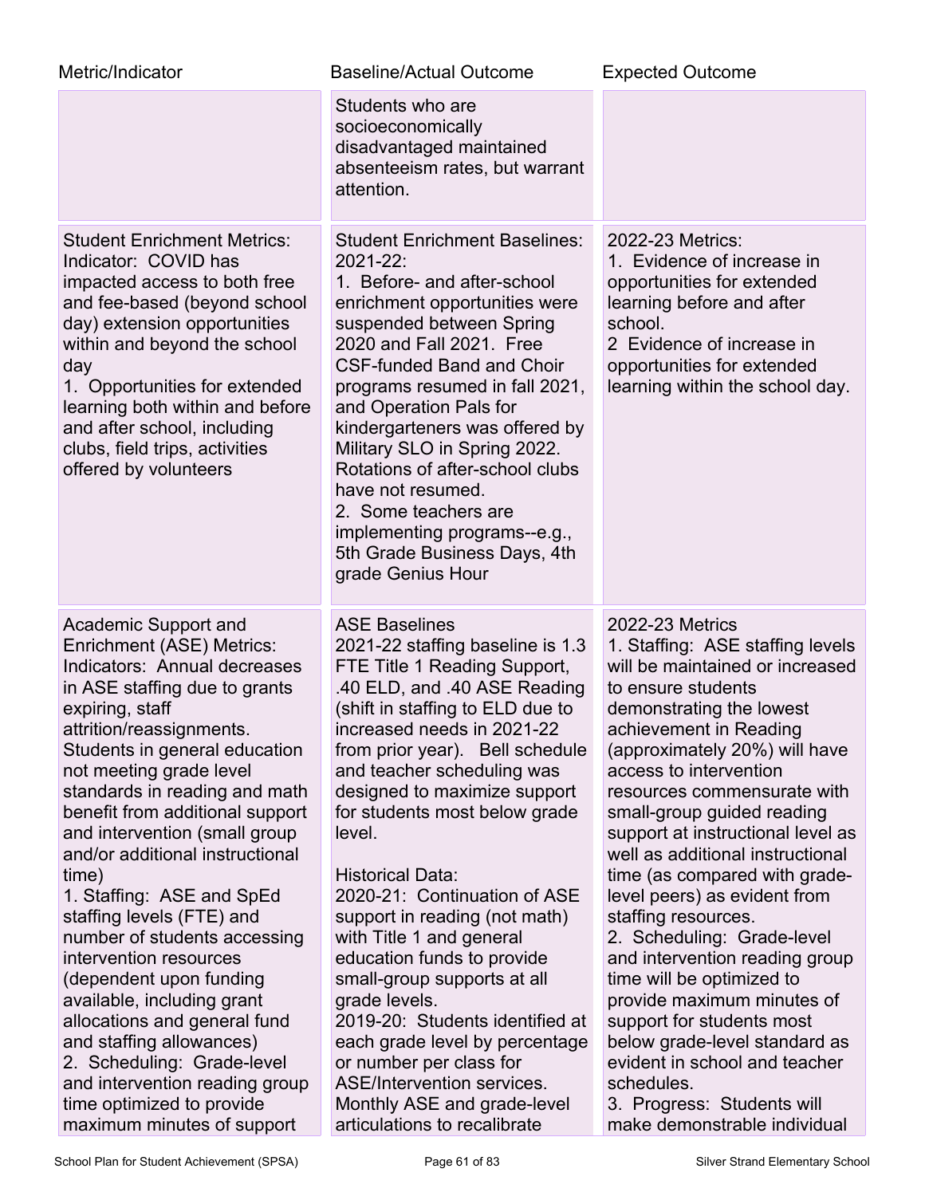| Metric/Indicator | Baseline/Actual Outcome | Expected Outcome |
|---|---|---|
| | Students who are socioeconomically disadvantaged maintained absenteeism rates, but warrant attention. | |
| Student Enrichment Metrics:<br>Indicator: COVID has impacted access to both free and fee-based (beyond school day) extension opportunities within and beyond the school day<br>1. Opportunities for extended learning both within and before and after school, including clubs, field trips, activities offered by volunteers | Student Enrichment Baselines:<br>2021-22:<br>1. Before- and after-school enrichment opportunities were suspended between Spring 2020 and Fall 2021. Free CSF-funded Band and Choir programs resumed in fall 2021, and Operation Pals for kindergarteners was offered by Military SLO in Spring 2022. Rotations of after-school clubs have not resumed.<br>2. Some teachers are implementing programs--e.g., 5th Grade Business Days, 4th grade Genius Hour | 2022-23 Metrics:<br>1. Evidence of increase in opportunities for extended learning before and after school.<br>2 Evidence of increase in opportunities for extended learning within the school day. |
| Academic Support and Enrichment (ASE) Metrics:<br>Indicators: Annual decreases in ASE staffing due to grants expiring, staff attrition/reassignments. Students in general education not meeting grade level standards in reading and math benefit from additional support and intervention (small group and/or additional instructional time)<br>1. Staffing: ASE and SpEd staffing levels (FTE) and number of students accessing intervention resources (dependent upon funding available, including grant allocations and general fund and staffing allowances)<br>2. Scheduling: Grade-level and intervention reading group time optimized to provide maximum minutes of support | ASE Baselines<br>2021-22 staffing baseline is 1.3 FTE Title 1 Reading Support, .40 ELD, and .40 ASE Reading (shift in staffing to ELD due to increased needs in 2021-22 from prior year). Bell schedule and teacher scheduling was designed to maximize support for students most below grade level.<br><br>Historical Data:<br>2020-21: Continuation of ASE support in reading (not math) with Title 1 and general education funds to provide small-group supports at all grade levels.<br>2019-20: Students identified at each grade level by percentage or number per class for ASE/Intervention services. Monthly ASE and grade-level articulations to recalibrate | 2022-23 Metrics<br>1. Staffing: ASE staffing levels will be maintained or increased to ensure students demonstrating the lowest achievement in Reading (approximately 20%) will have access to intervention resources commensurate with small-group guided reading support at instructional level as well as additional instructional time (as compared with grade-level peers) as evident from staffing resources.<br>2. Scheduling: Grade-level and intervention reading group time will be optimized to provide maximum minutes of support for students most below grade-level standard as evident in school and teacher schedules.<br>3. Progress: Students will make demonstrable individual |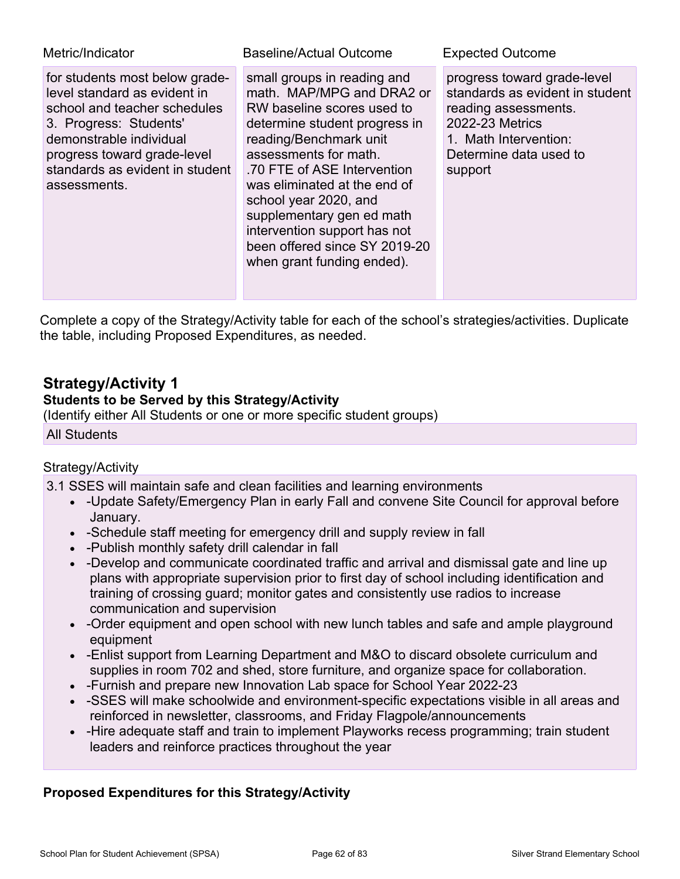| Metric/Indicator | Baseline/Actual Outcome | Expected Outcome |
| --- | --- | --- |
| for students most below grade-level standard as evident in school and teacher schedules<br>3. Progress: Students' demonstrable individual progress toward grade-level standards as evident in student assessments. | small groups in reading and math. MAP/MPG and DRA2 or RW baseline scores used to determine student progress in reading/Benchmark unit assessments for math.<br>.70 FTE of ASE Intervention was eliminated at the end of school year 2020, and supplementary gen ed math intervention support has not been offered since SY 2019-20 when grant funding ended). | progress toward grade-level standards as evident in student reading assessments.<br>2022-23 Metrics<br>1. Math Intervention: Determine data used to support |

Complete a copy of the Strategy/Activity table for each of the school's strategies/activities. Duplicate the table, including Proposed Expenditures, as needed.

## Strategy/Activity 1

**Students to be Served by this Strategy/Activity**

(Identify either All Students or one or more specific student groups)

All Students

Strategy/Activity

3.1 SSES will maintain safe and clean facilities and learning environments

- -Update Safety/Emergency Plan in early Fall and convene Site Council for approval before January.
- -Schedule staff meeting for emergency drill and supply review in fall
- -Publish monthly safety drill calendar in fall
- -Develop and communicate coordinated traffic and arrival and dismissal gate and line up plans with appropriate supervision prior to first day of school including identification and training of crossing guard; monitor gates and consistently use radios to increase communication and supervision
- -Order equipment and open school with new lunch tables and safe and ample playground equipment
- -Enlist support from Learning Department and M&O to discard obsolete curriculum and supplies in room 702 and shed, store furniture, and organize space for collaboration.
- -Furnish and prepare new Innovation Lab space for School Year 2022-23
- -SSES will make schoolwide and environment-specific expectations visible in all areas and reinforced in newsletter, classrooms, and Friday Flagpole/announcements
- -Hire adequate staff and train to implement Playworks recess programming; train student leaders and reinforce practices throughout the year

**Proposed Expenditures for this Strategy/Activity**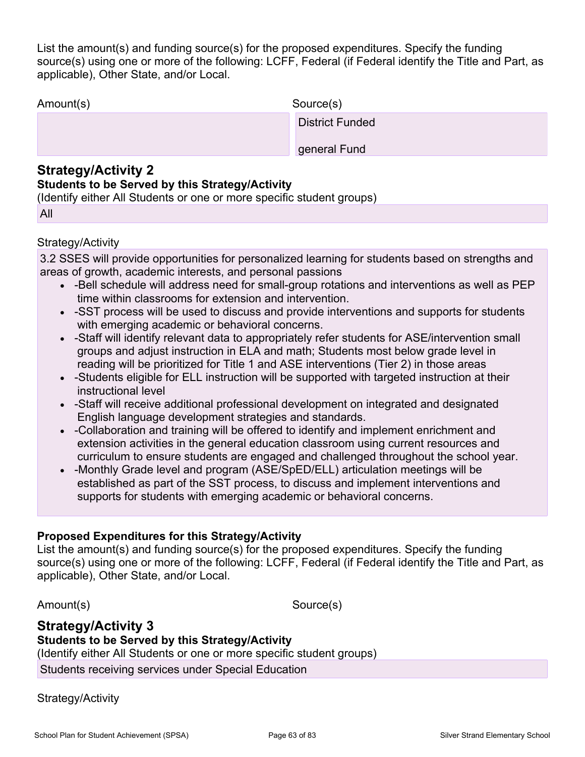List the amount(s) and funding source(s) for the proposed expenditures. Specify the funding source(s) using one or more of the following: LCFF, Federal (if Federal identify the Title and Part, as applicable), Other State, and/or Local.

| Amount(s) | Source(s) |
| --- | --- |
| | District Funded<br><br>general Fund |

## Strategy/Activity 2

**Students to be Served by this Strategy/Activity**

(Identify either All Students or one or more specific student groups)

All

Strategy/Activity

3.2 SSES will provide opportunities for personalized learning for students based on strengths and areas of growth, academic interests, and personal passions

- -Bell schedule will address need for small-group rotations and interventions as well as PEP time within classrooms for extension and intervention.
- -SST process will be used to discuss and provide interventions and supports for students with emerging academic or behavioral concerns.
- -Staff will identify relevant data to appropriately refer students for ASE/intervention small groups and adjust instruction in ELA and math; Students most below grade level in reading will be prioritized for Title 1 and ASE interventions (Tier 2) in those areas
- -Students eligible for ELL instruction will be supported with targeted instruction at their instructional level
- -Staff will receive additional professional development on integrated and designated English language development strategies and standards.
- -Collaboration and training will be offered to identify and implement enrichment and extension activities in the general education classroom using current resources and curriculum to ensure students are engaged and challenged throughout the school year.
- -Monthly Grade level and program (ASE/SpED/ELL) articulation meetings will be established as part of the SST process, to discuss and implement interventions and supports for students with emerging academic or behavioral concerns.

**Proposed Expenditures for this Strategy/Activity**

List the amount(s) and funding source(s) for the proposed expenditures. Specify the funding source(s) using one or more of the following: LCFF, Federal (if Federal identify the Title and Part, as applicable), Other State, and/or Local.

Amount(s) Source(s)

## Strategy/Activity 3

**Students to be Served by this Strategy/Activity**

(Identify either All Students or one or more specific student groups)

Students receiving services under Special Education

Strategy/Activity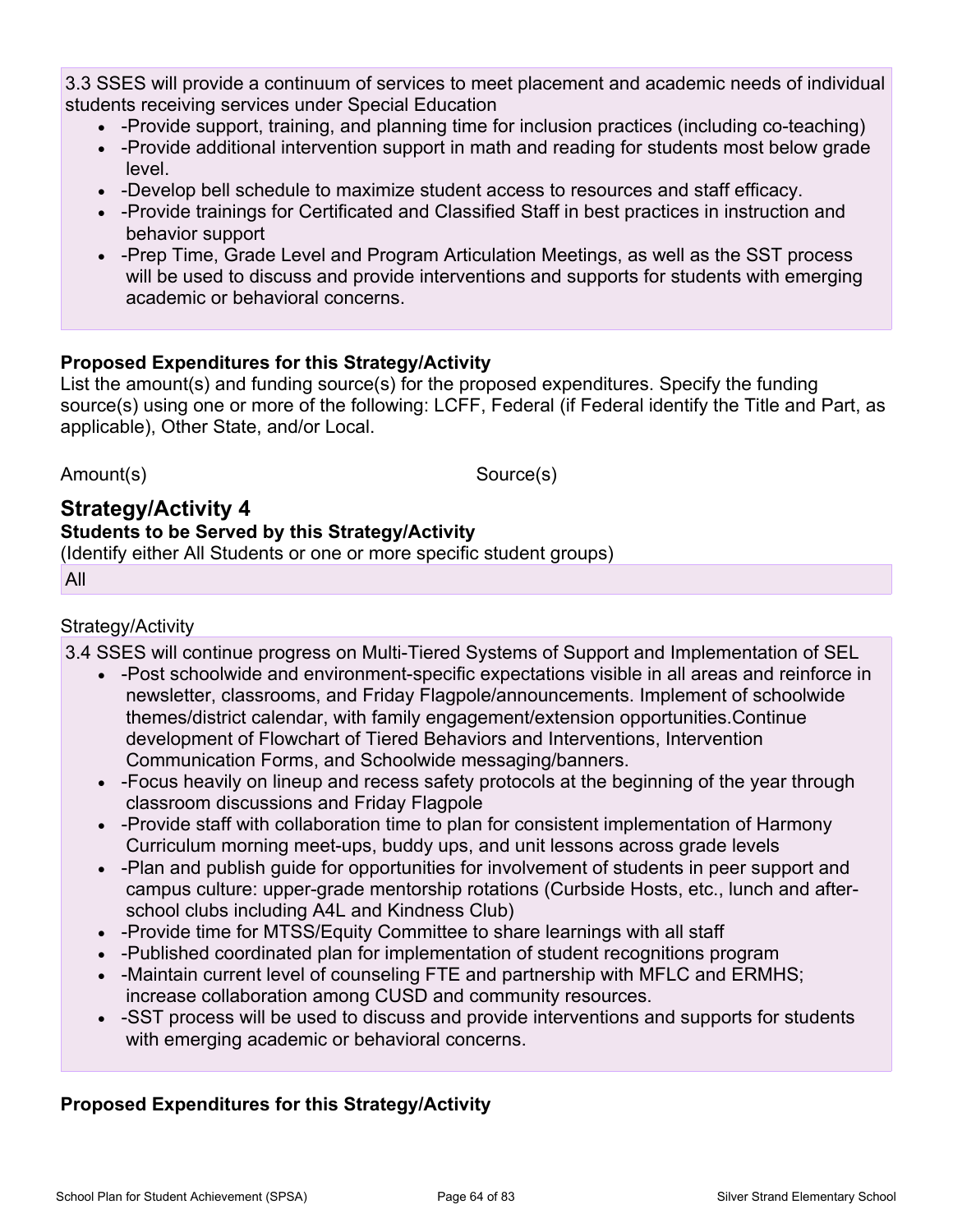3.3 SSES will provide a continuum of services to meet placement and academic needs of individual students receiving services under Special Education

- -Provide support, training, and planning time for inclusion practices (including co-teaching)
- -Provide additional intervention support in math and reading for students most below grade level.
- -Develop bell schedule to maximize student access to resources and staff efficacy.
- -Provide trainings for Certificated and Classified Staff in best practices in instruction and behavior support
- -Prep Time, Grade Level and Program Articulation Meetings, as well as the SST process will be used to discuss and provide interventions and supports for students with emerging academic or behavioral concerns.

**Proposed Expenditures for this Strategy/Activity**

List the amount(s) and funding source(s) for the proposed expenditures. Specify the funding source(s) using one or more of the following: LCFF, Federal (if Federal identify the Title and Part, as applicable), Other State, and/or Local.

| Amount(s) | Source(s) |
|---|---|

## Strategy/Activity 4

**Students to be Served by this Strategy/Activity**

(Identify either All Students or one or more specific student groups)

All

Strategy/Activity

3.4 SSES will continue progress on Multi-Tiered Systems of Support and Implementation of SEL

- -Post schoolwide and environment-specific expectations visible in all areas and reinforce in newsletter, classrooms, and Friday Flagpole/announcements. Implement of schoolwide themes/district calendar, with family engagement/extension opportunities.Continue development of Flowchart of Tiered Behaviors and Interventions, Intervention Communication Forms, and Schoolwide messaging/banners.
- -Focus heavily on lineup and recess safety protocols at the beginning of the year through classroom discussions and Friday Flagpole
- -Provide staff with collaboration time to plan for consistent implementation of Harmony Curriculum morning meet-ups, buddy ups, and unit lessons across grade levels
- -Plan and publish guide for opportunities for involvement of students in peer support and campus culture: upper-grade mentorship rotations (Curbside Hosts, etc., lunch and after-school clubs including A4L and Kindness Club)
- -Provide time for MTSS/Equity Committee to share learnings with all staff
- -Published coordinated plan for implementation of student recognitions program
- -Maintain current level of counseling FTE and partnership with MFLC and ERMHS; increase collaboration among CUSD and community resources.
- -SST process will be used to discuss and provide interventions and supports for students with emerging academic or behavioral concerns.

**Proposed Expenditures for this Strategy/Activity**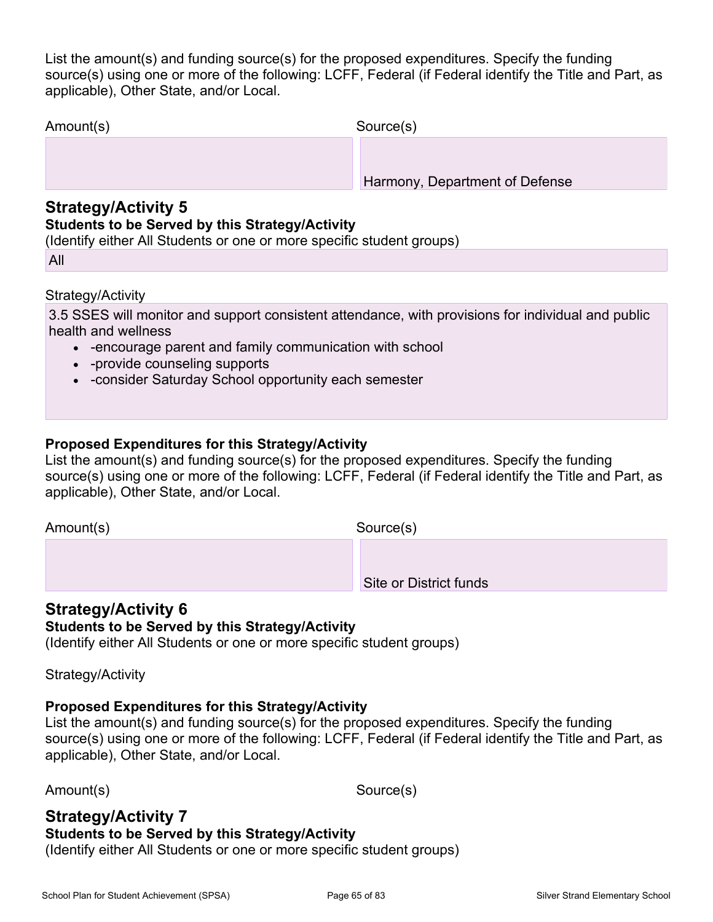List the amount(s) and funding source(s) for the proposed expenditures. Specify the funding source(s) using one or more of the following: LCFF, Federal (if Federal identify the Title and Part, as applicable), Other State, and/or Local.

| Amount(s) | Source(s) |
| --- | --- |
| | Harmony, Department of Defense |

## Strategy/Activity 5

**Students to be Served by this Strategy/Activity**

(Identify either All Students or one or more specific student groups)

All

Strategy/Activity

3.5 SSES will monitor and support consistent attendance, with provisions for individual and public health and wellness

- -encourage parent and family communication with school
- -provide counseling supports
- -consider Saturday School opportunity each semester

**Proposed Expenditures for this Strategy/Activity**

List the amount(s) and funding source(s) for the proposed expenditures. Specify the funding source(s) using one or more of the following: LCFF, Federal (if Federal identify the Title and Part, as applicable), Other State, and/or Local.

| Amount(s) | Source(s) |
| --- | --- |
| | Site or District funds |

## Strategy/Activity 6

**Students to be Served by this Strategy/Activity**

(Identify either All Students or one or more specific student groups)

Strategy/Activity

**Proposed Expenditures for this Strategy/Activity**

List the amount(s) and funding source(s) for the proposed expenditures. Specify the funding source(s) using one or more of the following: LCFF, Federal (if Federal identify the Title and Part, as applicable), Other State, and/or Local.

| Amount(s) | Source(s) |
| --- | --- |

## Strategy/Activity 7

**Students to be Served by this Strategy/Activity**

(Identify either All Students or one or more specific student groups)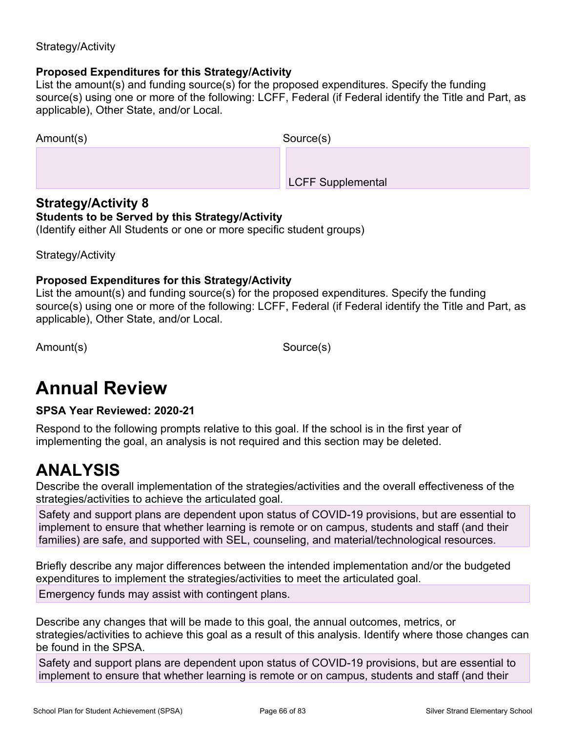Strategy/Activity

**Proposed Expenditures for this Strategy/Activity**
List the amount(s) and funding source(s) for the proposed expenditures. Specify the funding source(s) using one or more of the following: LCFF, Federal (if Federal identify the Title and Part, as applicable), Other State, and/or Local.

| Amount(s) | Source(s) |
|---|---|
| | LCFF Supplemental |

### Strategy/Activity 8

**Students to be Served by this Strategy/Activity**
(Identify either All Students or one or more specific student groups)

Strategy/Activity

**Proposed Expenditures for this Strategy/Activity**
List the amount(s) and funding source(s) for the proposed expenditures. Specify the funding source(s) using one or more of the following: LCFF, Federal (if Federal identify the Title and Part, as applicable), Other State, and/or Local.

Amount(s) Source(s)

# Annual Review

**SPSA Year Reviewed: 2020-21**

Respond to the following prompts relative to this goal. If the school is in the first year of implementing the goal, an analysis is not required and this section may be deleted.

# ANALYSIS

Describe the overall implementation of the strategies/activities and the overall effectiveness of the strategies/activities to achieve the articulated goal.

Safety and support plans are dependent upon status of COVID-19 provisions, but are essential to implement to ensure that whether learning is remote or on campus, students and staff (and their families) are safe, and supported with SEL, counseling, and material/technological resources.

Briefly describe any major differences between the intended implementation and/or the budgeted expenditures to implement the strategies/activities to meet the articulated goal.

Emergency funds may assist with contingent plans.

Describe any changes that will be made to this goal, the annual outcomes, metrics, or strategies/activities to achieve this goal as a result of this analysis. Identify where those changes can be found in the SPSA.

Safety and support plans are dependent upon status of COVID-19 provisions, but are essential to implement to ensure that whether learning is remote or on campus, students and staff (and their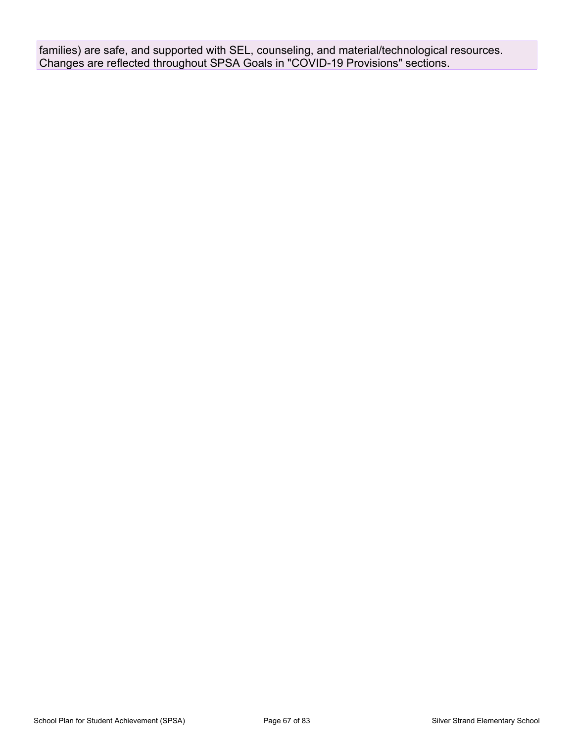families) are safe, and supported with SEL, counseling, and material/technological resources. Changes are reflected throughout SPSA Goals in "COVID-19 Provisions" sections.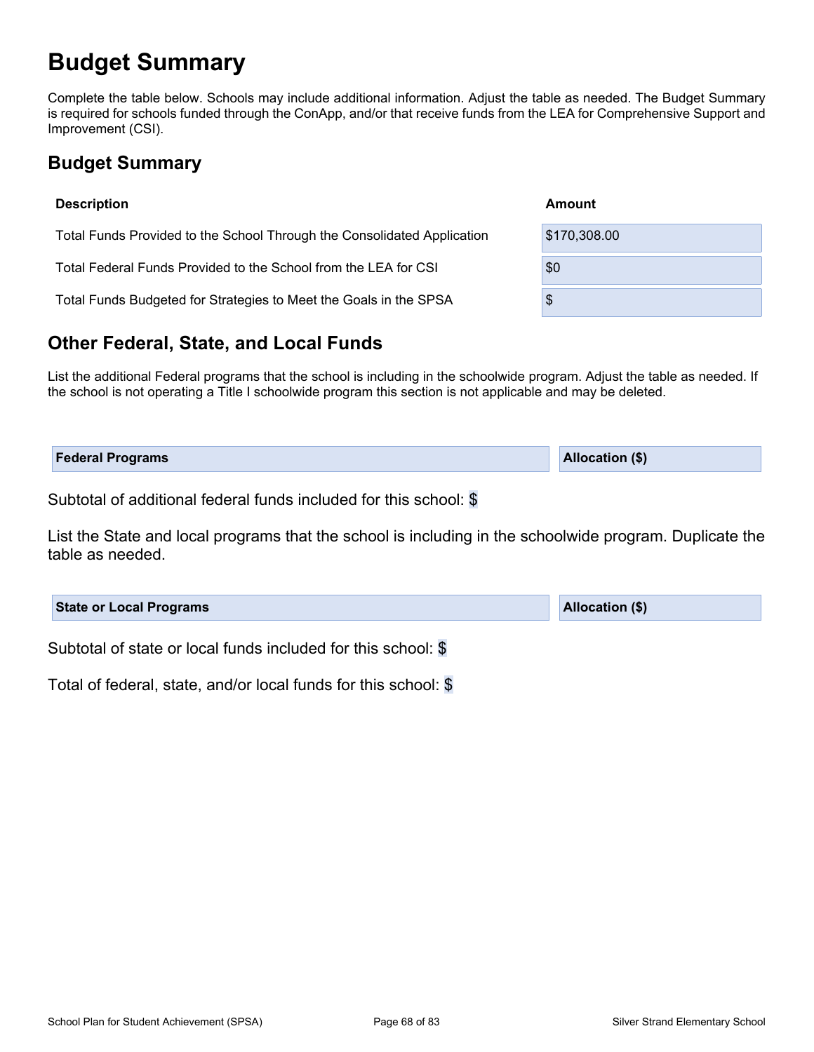# Budget Summary

Complete the table below. Schools may include additional information. Adjust the table as needed. The Budget Summary is required for schools funded through the ConApp, and/or that receive funds from the LEA for Comprehensive Support and Improvement (CSI).

## Budget Summary

| Description | Amount |
| --- | --- |
| Total Funds Provided to the School Through the Consolidated Application | $170,308.00 |
| Total Federal Funds Provided to the School from the LEA for CSI | $0 |
| Total Funds Budgeted for Strategies to Meet the Goals in the SPSA | $ |

## Other Federal, State, and Local Funds

List the additional Federal programs that the school is including in the schoolwide program. Adjust the table as needed. If the school is not operating a Title I schoolwide program this section is not applicable and may be deleted.

| Federal Programs | Allocation ($) |
| --- | --- |

Subtotal of additional federal funds included for this school: $

List the State and local programs that the school is including in the schoolwide program. Duplicate the table as needed.

| State or Local Programs | Allocation ($) |
| --- | --- |

Subtotal of state or local funds included for this school: $

Total of federal, state, and/or local funds for this school: $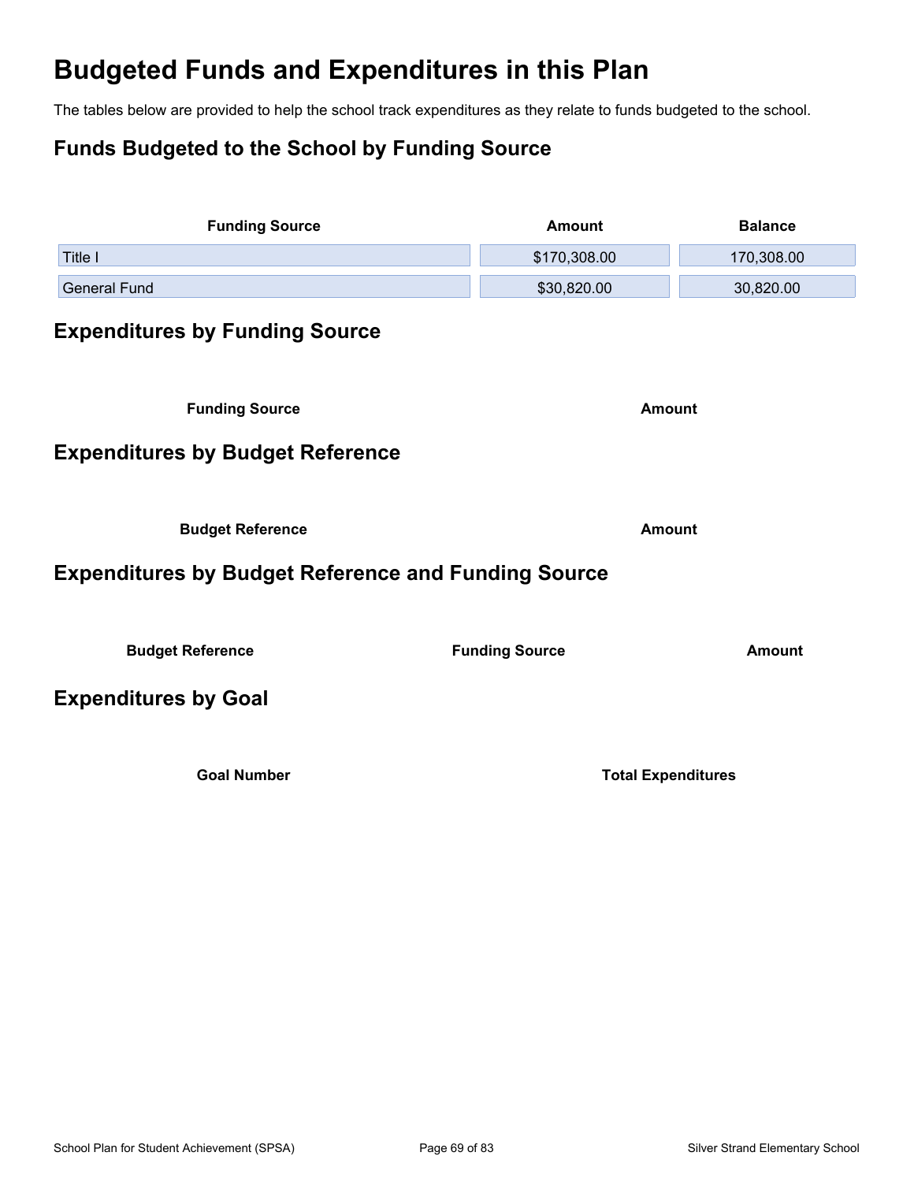# Budgeted Funds and Expenditures in this Plan

The tables below are provided to help the school track expenditures as they relate to funds budgeted to the school.

## Funds Budgeted to the School by Funding Source

| Funding Source | Amount | Balance |
| --- | --- | --- |
| Title I | $170,308.00 | 170,308.00 |
| General Fund | $30,820.00 | 30,820.00 |

## Expenditures by Funding Source

| Funding Source | Amount |
| --- | --- |

## Expenditures by Budget Reference

| Budget Reference | Amount |
| --- | --- |

## Expenditures by Budget Reference and Funding Source

| Budget Reference | Funding Source | Amount |
| --- | --- | --- |

## Expenditures by Goal

| Goal Number | Total Expenditures |
| --- | --- |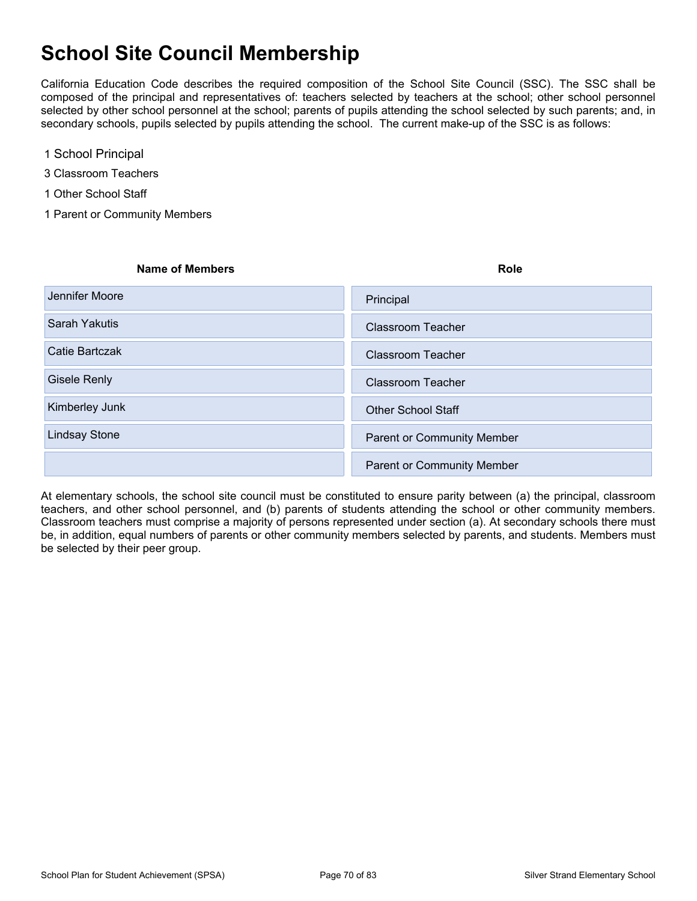# School Site Council Membership

California Education Code describes the required composition of the School Site Council (SSC). The SSC shall be composed of the principal and representatives of: teachers selected by teachers at the school; other school personnel selected by other school personnel at the school; parents of pupils attending the school selected by such parents; and, in secondary schools, pupils selected by pupils attending the school. The current make-up of the SSC is as follows:

1 School Principal

3 Classroom Teachers

1 Other School Staff

1 Parent or Community Members

| Name of Members | Role |
|---|---|
| Jennifer Moore | Principal |
| Sarah Yakutis | Classroom Teacher |
| Catie Bartczak | Classroom Teacher |
| Gisele Renly | Classroom Teacher |
| Kimberley Junk | Other School Staff |
| Lindsay Stone | Parent or Community Member |
| | Parent or Community Member |

At elementary schools, the school site council must be constituted to ensure parity between (a) the principal, classroom teachers, and other school personnel, and (b) parents of students attending the school or other community members. Classroom teachers must comprise a majority of persons represented under section (a). At secondary schools there must be, in addition, equal numbers of parents or other community members selected by parents, and students. Members must be selected by their peer group.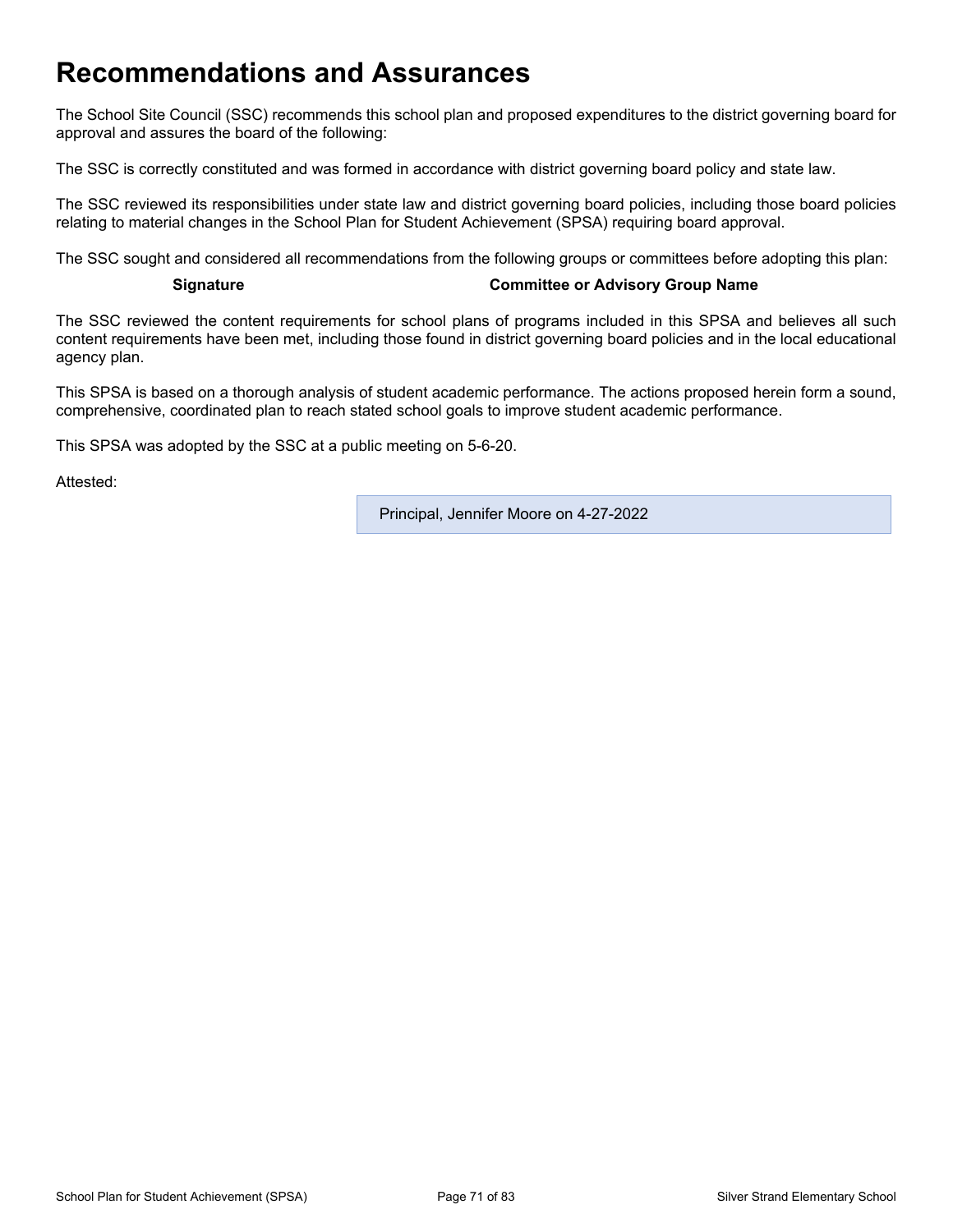# Recommendations and Assurances

The School Site Council (SSC) recommends this school plan and proposed expenditures to the district governing board for approval and assures the board of the following:

The SSC is correctly constituted and was formed in accordance with district governing board policy and state law.

The SSC reviewed its responsibilities under state law and district governing board policies, including those board policies relating to material changes in the School Plan for Student Achievement (SPSA) requiring board approval.

The SSC sought and considered all recommendations from the following groups or committees before adopting this plan:

| Signature | Committee or Advisory Group Name |
| --- | --- |

The SSC reviewed the content requirements for school plans of programs included in this SPSA and believes all such content requirements have been met, including those found in district governing board policies and in the local educational agency plan.

This SPSA is based on a thorough analysis of student academic performance. The actions proposed herein form a sound, comprehensive, coordinated plan to reach stated school goals to improve student academic performance.

This SPSA was adopted by the SSC at a public meeting on 5-6-20.

Attested:

Principal, Jennifer Moore on 4-27-2022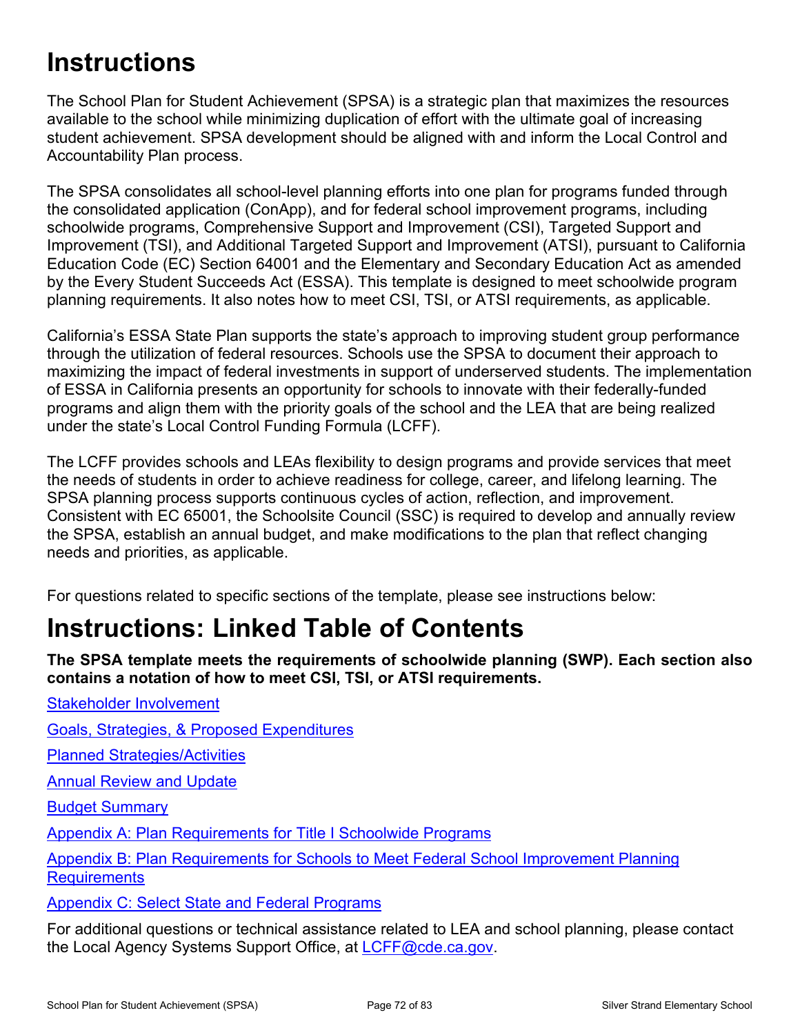# Instructions

The School Plan for Student Achievement (SPSA) is a strategic plan that maximizes the resources available to the school while minimizing duplication of effort with the ultimate goal of increasing student achievement. SPSA development should be aligned with and inform the Local Control and Accountability Plan process.

The SPSA consolidates all school-level planning efforts into one plan for programs funded through the consolidated application (ConApp), and for federal school improvement programs, including schoolwide programs, Comprehensive Support and Improvement (CSI), Targeted Support and Improvement (TSI), and Additional Targeted Support and Improvement (ATSI), pursuant to California Education Code (EC) Section 64001 and the Elementary and Secondary Education Act as amended by the Every Student Succeeds Act (ESSA). This template is designed to meet schoolwide program planning requirements. It also notes how to meet CSI, TSI, or ATSI requirements, as applicable.

California's ESSA State Plan supports the state's approach to improving student group performance through the utilization of federal resources. Schools use the SPSA to document their approach to maximizing the impact of federal investments in support of underserved students. The implementation of ESSA in California presents an opportunity for schools to innovate with their federally-funded programs and align them with the priority goals of the school and the LEA that are being realized under the state's Local Control Funding Formula (LCFF).

The LCFF provides schools and LEAs flexibility to design programs and provide services that meet the needs of students in order to achieve readiness for college, career, and lifelong learning. The SPSA planning process supports continuous cycles of action, reflection, and improvement. Consistent with EC 65001, the Schoolsite Council (SSC) is required to develop and annually review the SPSA, establish an annual budget, and make modifications to the plan that reflect changing needs and priorities, as applicable.

For questions related to specific sections of the template, please see instructions below:

# Instructions: Linked Table of Contents

**The SPSA template meets the requirements of schoolwide planning (SWP). Each section also contains a notation of how to meet CSI, TSI, or ATSI requirements.**

Stakeholder Involvement

Goals, Strategies, & Proposed Expenditures

Planned Strategies/Activities

Annual Review and Update

Budget Summary

Appendix A: Plan Requirements for Title I Schoolwide Programs

Appendix B: Plan Requirements for Schools to Meet Federal School Improvement Planning Requirements

Appendix C: Select State and Federal Programs

For additional questions or technical assistance related to LEA and school planning, please contact the Local Agency Systems Support Office, at LCFF@cde.ca.gov.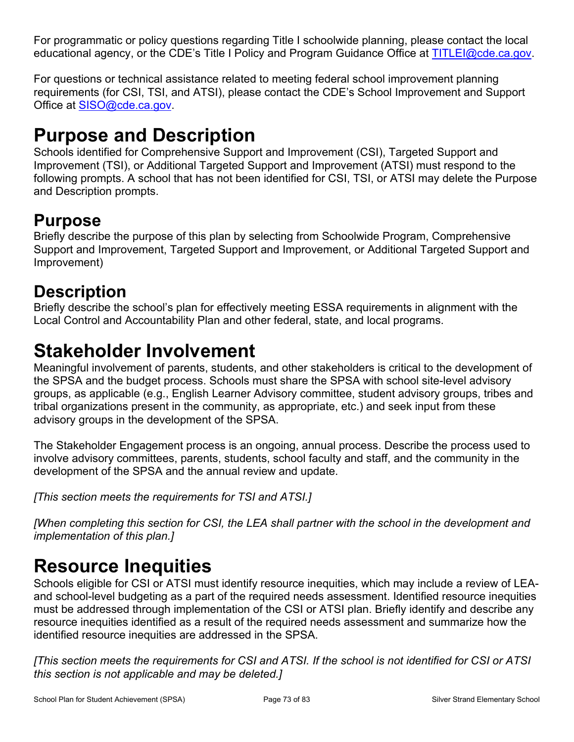For programmatic or policy questions regarding Title I schoolwide planning, please contact the local educational agency, or the CDE's Title I Policy and Program Guidance Office at [TITLEI@cde.ca.gov](mailto:TITLEI@cde.ca.gov).

For questions or technical assistance related to meeting federal school improvement planning requirements (for CSI, TSI, and ATSI), please contact the CDE's School Improvement and Support Office at [SISO@cde.ca.gov](mailto:SISO@cde.ca.gov).

# Purpose and Description

Schools identified for Comprehensive Support and Improvement (CSI), Targeted Support and Improvement (TSI), or Additional Targeted Support and Improvement (ATSI) must respond to the following prompts. A school that has not been identified for CSI, TSI, or ATSI may delete the Purpose and Description prompts.

## Purpose

Briefly describe the purpose of this plan by selecting from Schoolwide Program, Comprehensive Support and Improvement, Targeted Support and Improvement, or Additional Targeted Support and Improvement)

## Description

Briefly describe the school's plan for effectively meeting ESSA requirements in alignment with the Local Control and Accountability Plan and other federal, state, and local programs.

# Stakeholder Involvement

Meaningful involvement of parents, students, and other stakeholders is critical to the development of the SPSA and the budget process. Schools must share the SPSA with school site-level advisory groups, as applicable (e.g., English Learner Advisory committee, student advisory groups, tribes and tribal organizations present in the community, as appropriate, etc.) and seek input from these advisory groups in the development of the SPSA.

The Stakeholder Engagement process is an ongoing, annual process. Describe the process used to involve advisory committees, parents, students, school faculty and staff, and the community in the development of the SPSA and the annual review and update.

*[This section meets the requirements for TSI and ATSI.]*

*[When completing this section for CSI, the LEA shall partner with the school in the development and implementation of this plan.]*

# Resource Inequities

Schools eligible for CSI or ATSI must identify resource inequities, which may include a review of LEA- and school-level budgeting as a part of the required needs assessment. Identified resource inequities must be addressed through implementation of the CSI or ATSI plan. Briefly identify and describe any resource inequities identified as a result of the required needs assessment and summarize how the identified resource inequities are addressed in the SPSA.

*[This section meets the requirements for CSI and ATSI. If the school is not identified for CSI or ATSI this section is not applicable and may be deleted.]*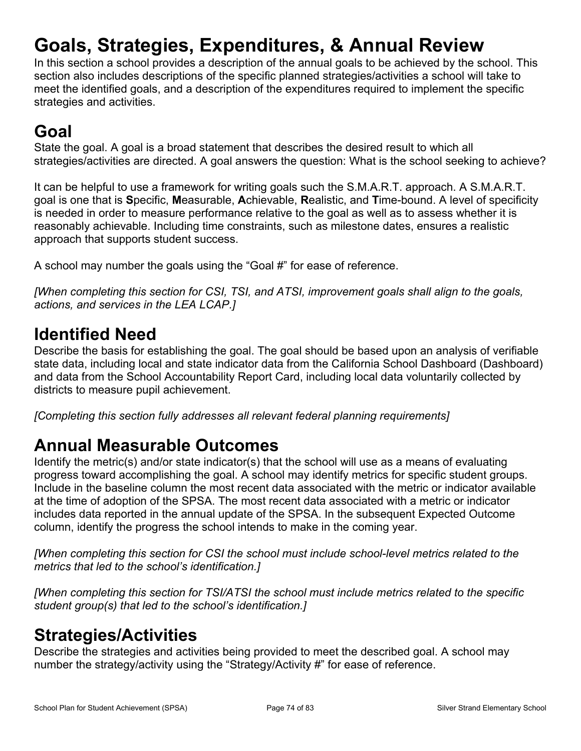# Goals, Strategies, Expenditures, & Annual Review

In this section a school provides a description of the annual goals to be achieved by the school. This section also includes descriptions of the specific planned strategies/activities a school will take to meet the identified goals, and a description of the expenditures required to implement the specific strategies and activities.

## Goal

State the goal. A goal is a broad statement that describes the desired result to which all strategies/activities are directed. A goal answers the question: What is the school seeking to achieve?

It can be helpful to use a framework for writing goals such the S.M.A.R.T. approach. A S.M.A.R.T. goal is one that is **S**pecific, **M**easurable, **A**chievable, **R**ealistic, and **T**ime-bound. A level of specificity is needed in order to measure performance relative to the goal as well as to assess whether it is reasonably achievable. Including time constraints, such as milestone dates, ensures a realistic approach that supports student success.

A school may number the goals using the "Goal #" for ease of reference.

*[When completing this section for CSI, TSI, and ATSI, improvement goals shall align to the goals, actions, and services in the LEA LCAP.]*

## Identified Need

Describe the basis for establishing the goal. The goal should be based upon an analysis of verifiable state data, including local and state indicator data from the California School Dashboard (Dashboard) and data from the School Accountability Report Card, including local data voluntarily collected by districts to measure pupil achievement.

*[Completing this section fully addresses all relevant federal planning requirements]*

## Annual Measurable Outcomes

Identify the metric(s) and/or state indicator(s) that the school will use as a means of evaluating progress toward accomplishing the goal. A school may identify metrics for specific student groups. Include in the baseline column the most recent data associated with the metric or indicator available at the time of adoption of the SPSA. The most recent data associated with a metric or indicator includes data reported in the annual update of the SPSA. In the subsequent Expected Outcome column, identify the progress the school intends to make in the coming year.

*[When completing this section for CSI the school must include school-level metrics related to the metrics that led to the school's identification.]*

*[When completing this section for TSI/ATSI the school must include metrics related to the specific student group(s) that led to the school's identification.]*

## Strategies/Activities

Describe the strategies and activities being provided to meet the described goal. A school may number the strategy/activity using the "Strategy/Activity #" for ease of reference.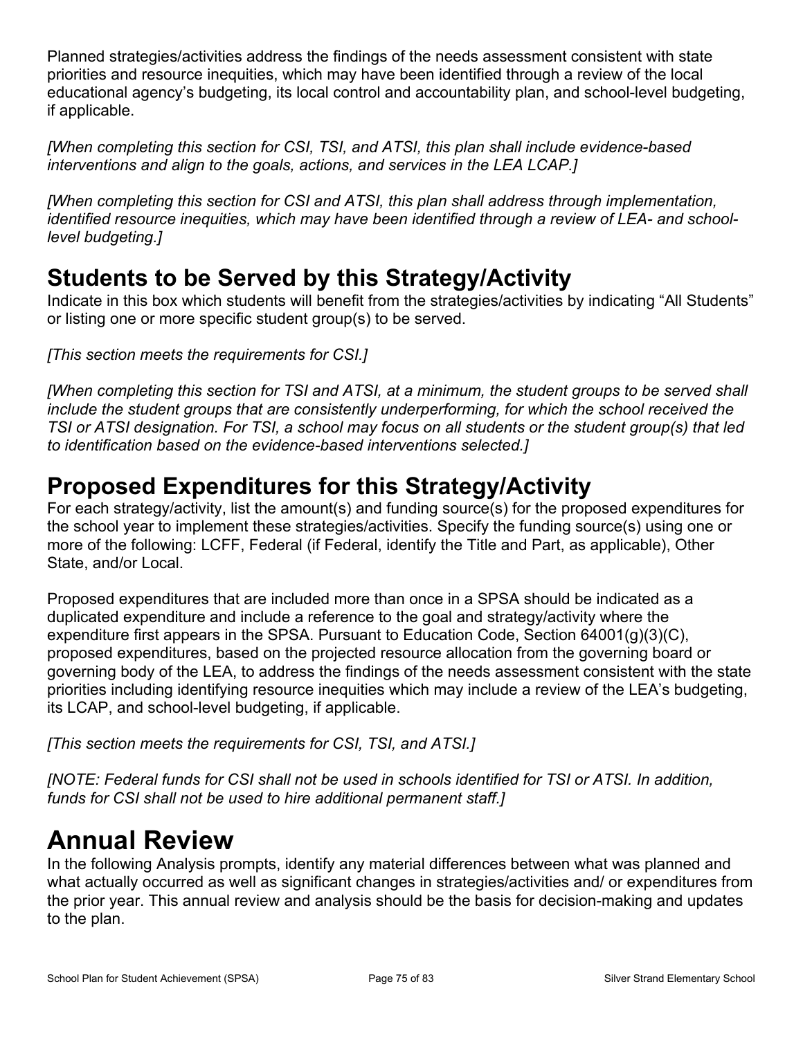Planned strategies/activities address the findings of the needs assessment consistent with state priorities and resource inequities, which may have been identified through a review of the local educational agency's budgeting, its local control and accountability plan, and school-level budgeting, if applicable.

*[When completing this section for CSI, TSI, and ATSI, this plan shall include evidence-based interventions and align to the goals, actions, and services in the LEA LCAP.]*

*[When completing this section for CSI and ATSI, this plan shall address through implementation, identified resource inequities, which may have been identified through a review of LEA- and school-level budgeting.]*

## Students to be Served by this Strategy/Activity

Indicate in this box which students will benefit from the strategies/activities by indicating "All Students" or listing one or more specific student group(s) to be served.

*[This section meets the requirements for CSI.]*

*[When completing this section for TSI and ATSI, at a minimum, the student groups to be served shall include the student groups that are consistently underperforming, for which the school received the TSI or ATSI designation. For TSI, a school may focus on all students or the student group(s) that led to identification based on the evidence-based interventions selected.]*

## Proposed Expenditures for this Strategy/Activity

For each strategy/activity, list the amount(s) and funding source(s) for the proposed expenditures for the school year to implement these strategies/activities. Specify the funding source(s) using one or more of the following: LCFF, Federal (if Federal, identify the Title and Part, as applicable), Other State, and/or Local.

Proposed expenditures that are included more than once in a SPSA should be indicated as a duplicated expenditure and include a reference to the goal and strategy/activity where the expenditure first appears in the SPSA. Pursuant to Education Code, Section 64001(g)(3)(C), proposed expenditures, based on the projected resource allocation from the governing board or governing body of the LEA, to address the findings of the needs assessment consistent with the state priorities including identifying resource inequities which may include a review of the LEA's budgeting, its LCAP, and school-level budgeting, if applicable.

*[This section meets the requirements for CSI, TSI, and ATSI.]*

*[NOTE: Federal funds for CSI shall not be used in schools identified for TSI or ATSI. In addition, funds for CSI shall not be used to hire additional permanent staff.]*

# Annual Review

In the following Analysis prompts, identify any material differences between what was planned and what actually occurred as well as significant changes in strategies/activities and/ or expenditures from the prior year. This annual review and analysis should be the basis for decision-making and updates to the plan.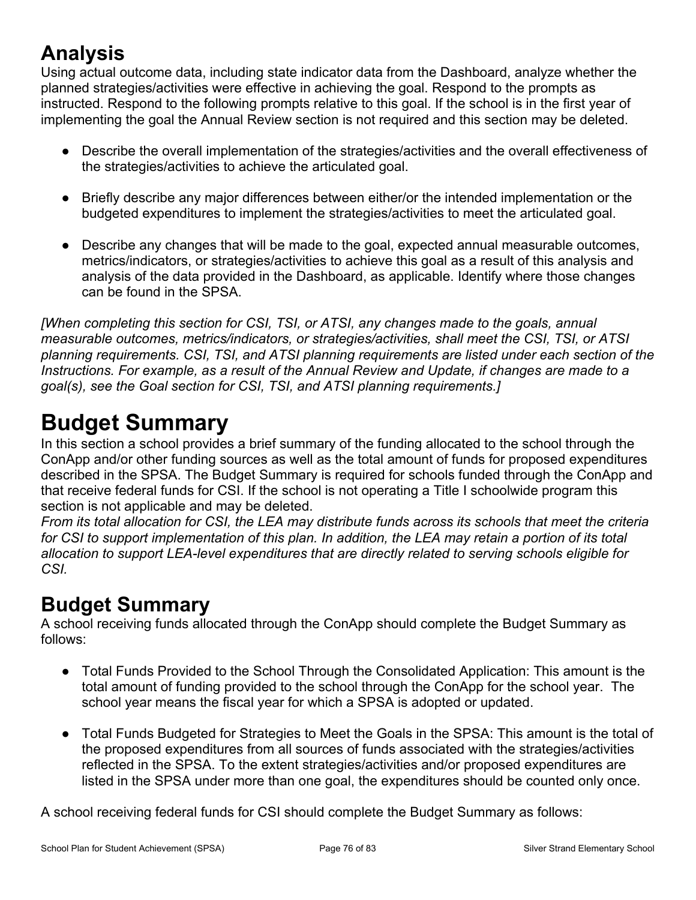## Analysis

Using actual outcome data, including state indicator data from the Dashboard, analyze whether the planned strategies/activities were effective in achieving the goal. Respond to the prompts as instructed. Respond to the following prompts relative to this goal. If the school is in the first year of implementing the goal the Annual Review section is not required and this section may be deleted.

- Describe the overall implementation of the strategies/activities and the overall effectiveness of the strategies/activities to achieve the articulated goal.
- Briefly describe any major differences between either/or the intended implementation or the budgeted expenditures to implement the strategies/activities to meet the articulated goal.
- Describe any changes that will be made to the goal, expected annual measurable outcomes, metrics/indicators, or strategies/activities to achieve this goal as a result of this analysis and analysis of the data provided in the Dashboard, as applicable. Identify where those changes can be found in the SPSA.

*[When completing this section for CSI, TSI, or ATSI, any changes made to the goals, annual measurable outcomes, metrics/indicators, or strategies/activities, shall meet the CSI, TSI, or ATSI planning requirements. CSI, TSI, and ATSI planning requirements are listed under each section of the Instructions. For example, as a result of the Annual Review and Update, if changes are made to a goal(s), see the Goal section for CSI, TSI, and ATSI planning requirements.]*

# Budget Summary

In this section a school provides a brief summary of the funding allocated to the school through the ConApp and/or other funding sources as well as the total amount of funds for proposed expenditures described in the SPSA. The Budget Summary is required for schools funded through the ConApp and that receive federal funds for CSI. If the school is not operating a Title I schoolwide program this section is not applicable and may be deleted.

*From its total allocation for CSI, the LEA may distribute funds across its schools that meet the criteria for CSI to support implementation of this plan. In addition, the LEA may retain a portion of its total allocation to support LEA-level expenditures that are directly related to serving schools eligible for CSI.*

## Budget Summary

A school receiving funds allocated through the ConApp should complete the Budget Summary as follows:

- Total Funds Provided to the School Through the Consolidated Application: This amount is the total amount of funding provided to the school through the ConApp for the school year. The school year means the fiscal year for which a SPSA is adopted or updated.
- Total Funds Budgeted for Strategies to Meet the Goals in the SPSA: This amount is the total of the proposed expenditures from all sources of funds associated with the strategies/activities reflected in the SPSA. To the extent strategies/activities and/or proposed expenditures are listed in the SPSA under more than one goal, the expenditures should be counted only once.

A school receiving federal funds for CSI should complete the Budget Summary as follows: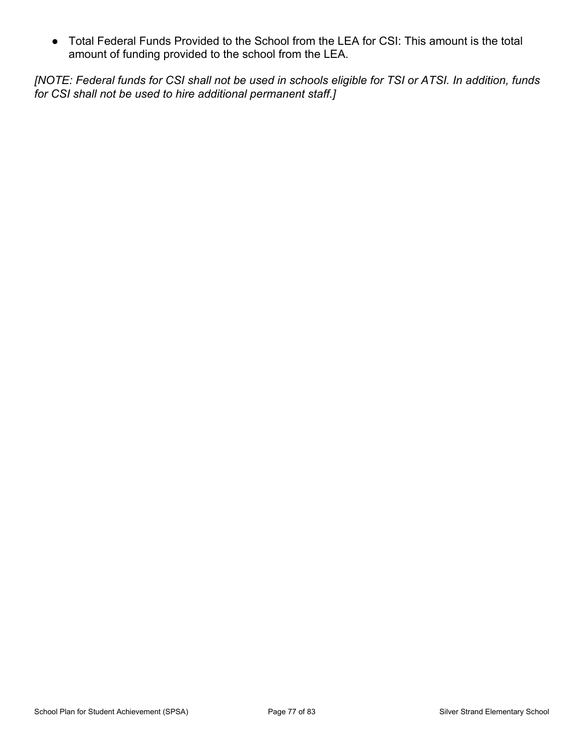- Total Federal Funds Provided to the School from the LEA for CSI: This amount is the total amount of funding provided to the school from the LEA.

*[NOTE: Federal funds for CSI shall not be used in schools eligible for TSI or ATSI. In addition, funds for CSI shall not be used to hire additional permanent staff.]*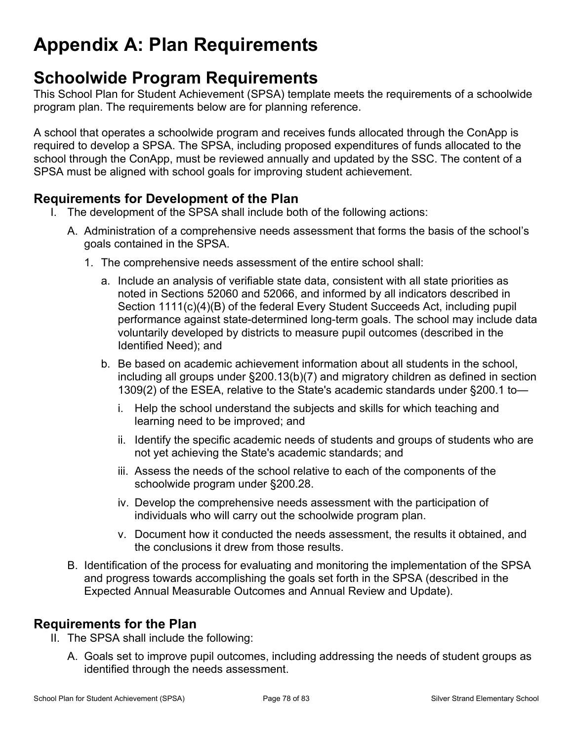# Appendix A: Plan Requirements

## Schoolwide Program Requirements

This School Plan for Student Achievement (SPSA) template meets the requirements of a schoolwide program plan. The requirements below are for planning reference.

A school that operates a schoolwide program and receives funds allocated through the ConApp is required to develop a SPSA. The SPSA, including proposed expenditures of funds allocated to the school through the ConApp, must be reviewed annually and updated by the SSC. The content of a SPSA must be aligned with school goals for improving student achievement.

### Requirements for Development of the Plan

I. The development of the SPSA shall include both of the following actions:

   A. Administration of a comprehensive needs assessment that forms the basis of the school's goals contained in the SPSA.

      1. The comprehensive needs assessment of the entire school shall:

         a. Include an analysis of verifiable state data, consistent with all state priorities as noted in Sections 52060 and 52066, and informed by all indicators described in Section 1111(c)(4)(B) of the federal Every Student Succeeds Act, including pupil performance against state-determined long-term goals. The school may include data voluntarily developed by districts to measure pupil outcomes (described in the Identified Need); and

         b. Be based on academic achievement information about all students in the school, including all groups under §200.13(b)(7) and migratory children as defined in section 1309(2) of the ESEA, relative to the State's academic standards under §200.1 to—

            i. Help the school understand the subjects and skills for which teaching and learning need to be improved; and

            ii. Identify the specific academic needs of students and groups of students who are not yet achieving the State's academic standards; and

            iii. Assess the needs of the school relative to each of the components of the schoolwide program under §200.28.

            iv. Develop the comprehensive needs assessment with the participation of individuals who will carry out the schoolwide program plan.

            v. Document how it conducted the needs assessment, the results it obtained, and the conclusions it drew from those results.

   B. Identification of the process for evaluating and monitoring the implementation of the SPSA and progress towards accomplishing the goals set forth in the SPSA (described in the Expected Annual Measurable Outcomes and Annual Review and Update).

### Requirements for the Plan

II. The SPSA shall include the following:

   A. Goals set to improve pupil outcomes, including addressing the needs of student groups as identified through the needs assessment.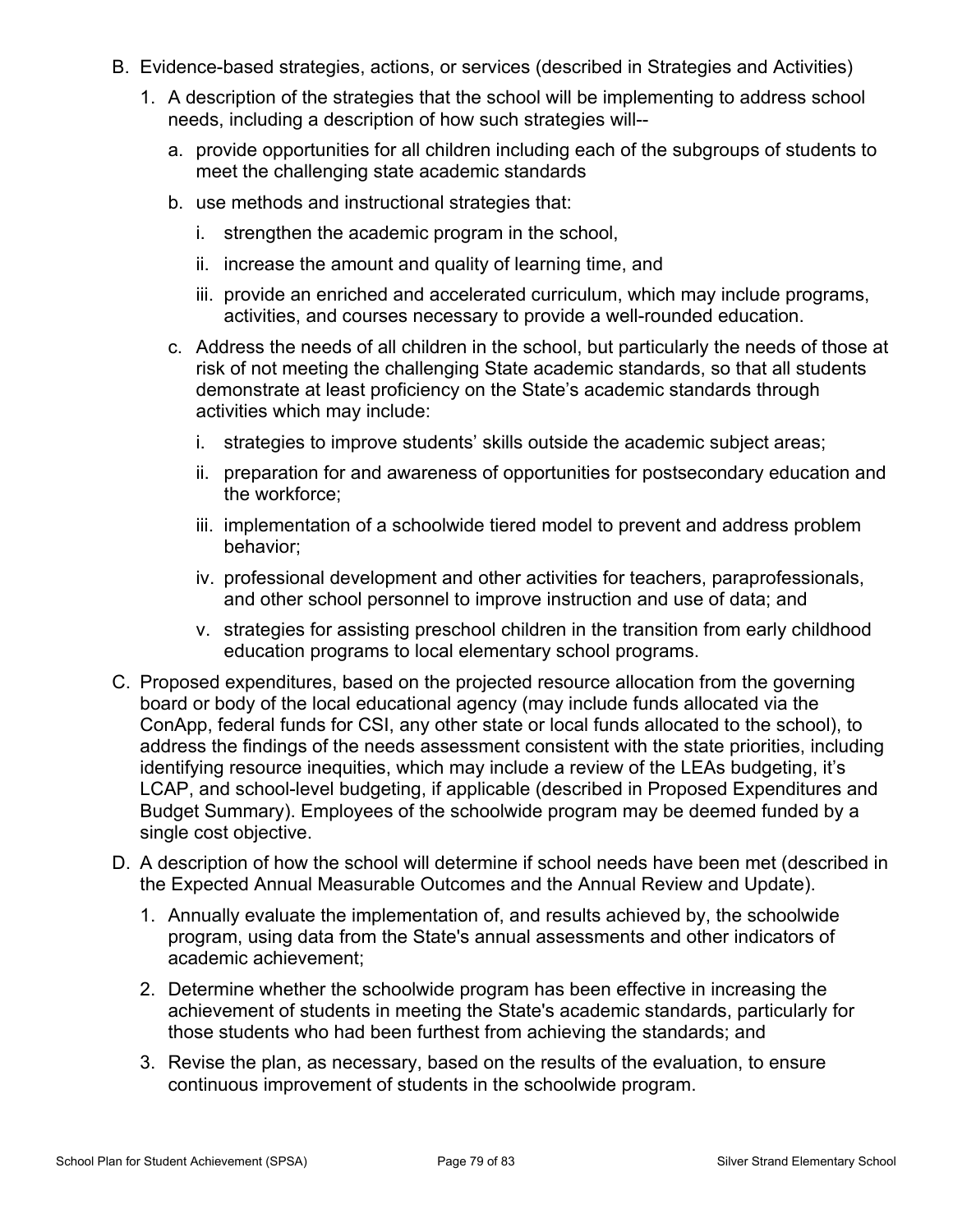B. Evidence-based strategies, actions, or services (described in Strategies and Activities)
   1. A description of the strategies that the school will be implementing to address school needs, including a description of how such strategies will--
      a. provide opportunities for all children including each of the subgroups of students to meet the challenging state academic standards
      b. use methods and instructional strategies that:
         i. strengthen the academic program in the school,
         ii. increase the amount and quality of learning time, and
         iii. provide an enriched and accelerated curriculum, which may include programs, activities, and courses necessary to provide a well-rounded education.
      c. Address the needs of all children in the school, but particularly the needs of those at risk of not meeting the challenging State academic standards, so that all students demonstrate at least proficiency on the State's academic standards through activities which may include:
         i. strategies to improve students' skills outside the academic subject areas;
         ii. preparation for and awareness of opportunities for postsecondary education and the workforce;
         iii. implementation of a schoolwide tiered model to prevent and address problem behavior;
         iv. professional development and other activities for teachers, paraprofessionals, and other school personnel to improve instruction and use of data; and
         v. strategies for assisting preschool children in the transition from early childhood education programs to local elementary school programs.

C. Proposed expenditures, based on the projected resource allocation from the governing board or body of the local educational agency (may include funds allocated via the ConApp, federal funds for CSI, any other state or local funds allocated to the school), to address the findings of the needs assessment consistent with the state priorities, including identifying resource inequities, which may include a review of the LEAs budgeting, it's LCAP, and school-level budgeting, if applicable (described in Proposed Expenditures and Budget Summary). Employees of the schoolwide program may be deemed funded by a single cost objective.

D. A description of how the school will determine if school needs have been met (described in the Expected Annual Measurable Outcomes and the Annual Review and Update).
   1. Annually evaluate the implementation of, and results achieved by, the schoolwide program, using data from the State's annual assessments and other indicators of academic achievement;
   2. Determine whether the schoolwide program has been effective in increasing the achievement of students in meeting the State's academic standards, particularly for those students who had been furthest from achieving the standards; and
   3. Revise the plan, as necessary, based on the results of the evaluation, to ensure continuous improvement of students in the schoolwide program.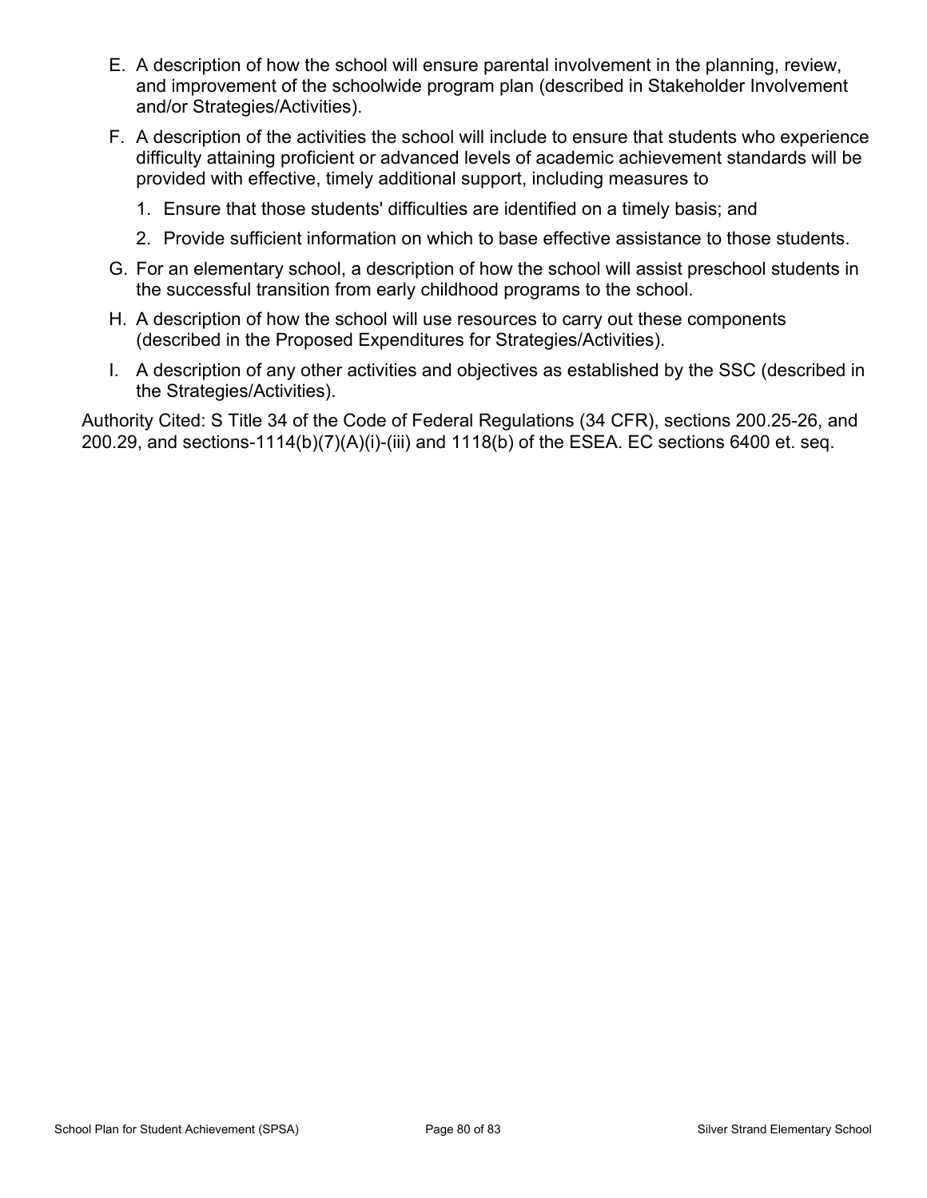E. A description of how the school will ensure parental involvement in the planning, review, and improvement of the schoolwide program plan (described in Stakeholder Involvement and/or Strategies/Activities).

F. A description of the activities the school will include to ensure that students who experience difficulty attaining proficient or advanced levels of academic achievement standards will be provided with effective, timely additional support, including measures to

   1. Ensure that those students' difficulties are identified on a timely basis; and
   2. Provide sufficient information on which to base effective assistance to those students.

G. For an elementary school, a description of how the school will assist preschool students in the successful transition from early childhood programs to the school.

H. A description of how the school will use resources to carry out these components (described in the Proposed Expenditures for Strategies/Activities).

I. A description of any other activities and objectives as established by the SSC (described in the Strategies/Activities).

Authority Cited: S Title 34 of the Code of Federal Regulations (34 CFR), sections 200.25-26, and 200.29, and sections-1114(b)(7)(A)(i)-(iii) and 1118(b) of the ESEA. EC sections 6400 et. seq.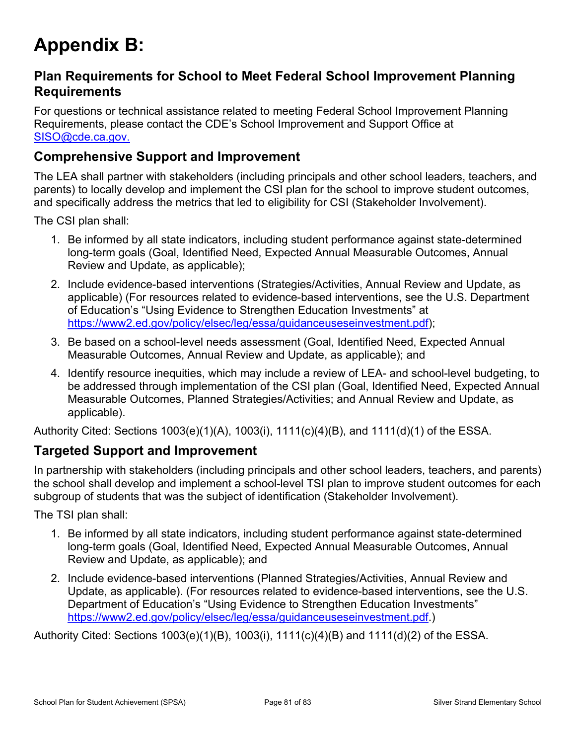# Appendix B:

## Plan Requirements for School to Meet Federal School Improvement Planning Requirements

For questions or technical assistance related to meeting Federal School Improvement Planning Requirements, please contact the CDE's School Improvement and Support Office at SISO@cde.ca.gov.

## Comprehensive Support and Improvement

The LEA shall partner with stakeholders (including principals and other school leaders, teachers, and parents) to locally develop and implement the CSI plan for the school to improve student outcomes, and specifically address the metrics that led to eligibility for CSI (Stakeholder Involvement).

The CSI plan shall:

1. Be informed by all state indicators, including student performance against state-determined long-term goals (Goal, Identified Need, Expected Annual Measurable Outcomes, Annual Review and Update, as applicable);
2. Include evidence-based interventions (Strategies/Activities, Annual Review and Update, as applicable) (For resources related to evidence-based interventions, see the U.S. Department of Education's "Using Evidence to Strengthen Education Investments" at https://www2.ed.gov/policy/elsec/leg/essa/guidanceuseseinvestment.pdf);
3. Be based on a school-level needs assessment (Goal, Identified Need, Expected Annual Measurable Outcomes, Annual Review and Update, as applicable); and
4. Identify resource inequities, which may include a review of LEA- and school-level budgeting, to be addressed through implementation of the CSI plan (Goal, Identified Need, Expected Annual Measurable Outcomes, Planned Strategies/Activities; and Annual Review and Update, as applicable).

Authority Cited: Sections 1003(e)(1)(A), 1003(i), 1111(c)(4)(B), and 1111(d)(1) of the ESSA.

## Targeted Support and Improvement

In partnership with stakeholders (including principals and other school leaders, teachers, and parents) the school shall develop and implement a school-level TSI plan to improve student outcomes for each subgroup of students that was the subject of identification (Stakeholder Involvement).

The TSI plan shall:

1. Be informed by all state indicators, including student performance against state-determined long-term goals (Goal, Identified Need, Expected Annual Measurable Outcomes, Annual Review and Update, as applicable); and
2. Include evidence-based interventions (Planned Strategies/Activities, Annual Review and Update, as applicable). (For resources related to evidence-based interventions, see the U.S. Department of Education's "Using Evidence to Strengthen Education Investments" https://www2.ed.gov/policy/elsec/leg/essa/guidanceuseseinvestment.pdf.)

Authority Cited: Sections 1003(e)(1)(B), 1003(i), 1111(c)(4)(B) and 1111(d)(2) of the ESSA.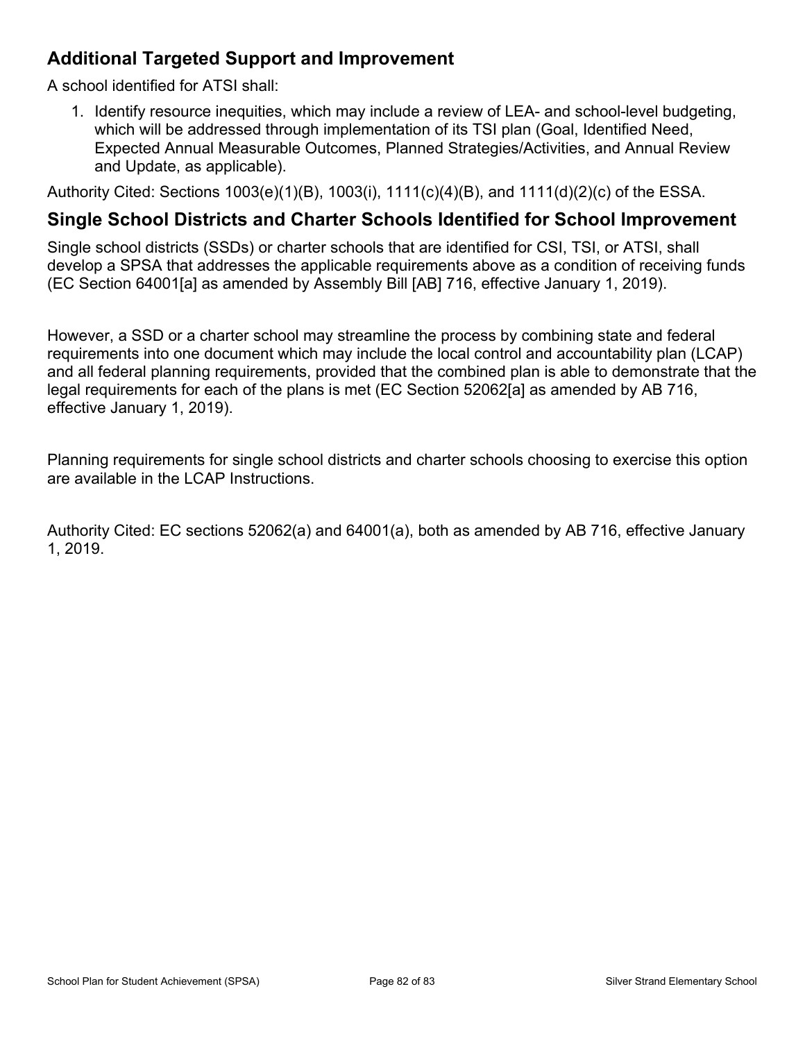## Additional Targeted Support and Improvement

A school identified for ATSI shall:

1. Identify resource inequities, which may include a review of LEA- and school-level budgeting, which will be addressed through implementation of its TSI plan (Goal, Identified Need, Expected Annual Measurable Outcomes, Planned Strategies/Activities, and Annual Review and Update, as applicable).

Authority Cited: Sections 1003(e)(1)(B), 1003(i), 1111(c)(4)(B), and 1111(d)(2)(c) of the ESSA.

## Single School Districts and Charter Schools Identified for School Improvement

Single school districts (SSDs) or charter schools that are identified for CSI, TSI, or ATSI, shall develop a SPSA that addresses the applicable requirements above as a condition of receiving funds (EC Section 64001[a] as amended by Assembly Bill [AB] 716, effective January 1, 2019).

However, a SSD or a charter school may streamline the process by combining state and federal requirements into one document which may include the local control and accountability plan (LCAP) and all federal planning requirements, provided that the combined plan is able to demonstrate that the legal requirements for each of the plans is met (EC Section 52062[a] as amended by AB 716, effective January 1, 2019).

Planning requirements for single school districts and charter schools choosing to exercise this option are available in the LCAP Instructions.

Authority Cited: EC sections 52062(a) and 64001(a), both as amended by AB 716, effective January 1, 2019.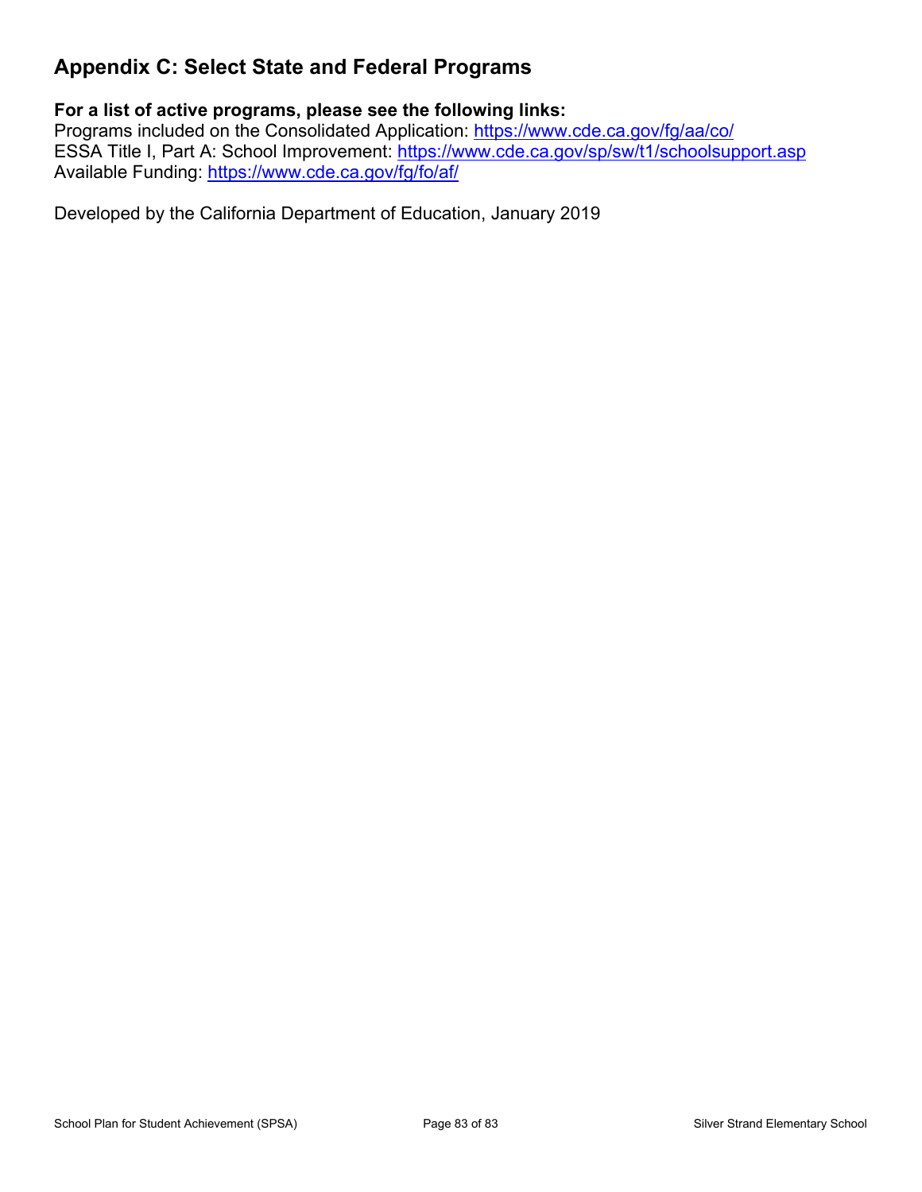## Appendix C: Select State and Federal Programs

**For a list of active programs, please see the following links:**

Programs included on the Consolidated Application: https://www.cde.ca.gov/fg/aa/co/
ESSA Title I, Part A: School Improvement: https://www.cde.ca.gov/sp/sw/t1/schoolsupport.asp
Available Funding: https://www.cde.ca.gov/fg/fo/af/

Developed by the California Department of Education, January 2019